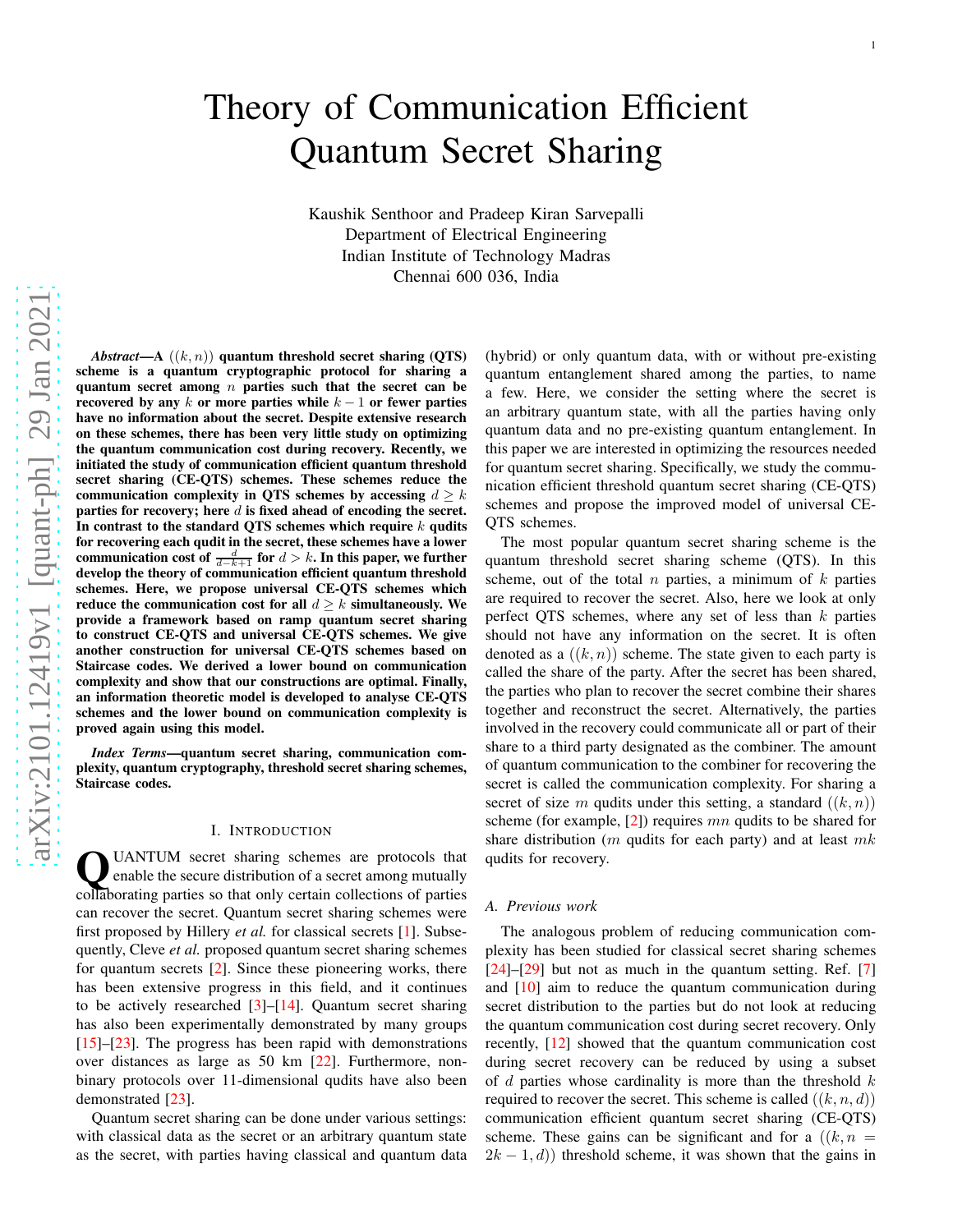# Theory of Communication Efficient Quantum Secret Sharing

Kaushik Senthoor and Pradeep Kiran Sarvepalli
Department of Electrical Engineering
Indian Institute of Technology Madras
Chennai 600 036, India

***Abstract*—A $((k, n))$ quantum threshold secret sharing (QTS) scheme is a quantum cryptographic protocol for sharing a quantum secret among $n$ parties such that the secret can be recovered by any $k$ or more parties while $k-1$ or fewer parties have no information about the secret. Despite extensive research on these schemes, there has been very little study on optimizing the quantum communication cost during recovery. Recently, we initiated the study of communication efficient quantum threshold secret sharing (CE-QTS) schemes. These schemes reduce the communication complexity in QTS schemes by accessing $d \geq k$ parties for recovery; here $d$ is fixed ahead of encoding the secret. In contrast to the standard QTS schemes which require $k$ qudits for recovering each qudit in the secret, these schemes have a lower communication cost of $\frac{d}{d-k+1}$ for $d > k$. In this paper, we further develop the theory of communication efficient quantum threshold schemes. Here, we propose universal CE-QTS schemes which reduce the communication cost for all $d \geq k$ simultaneously. We provide a framework based on ramp quantum secret sharing to construct CE-QTS and universal CE-QTS schemes. We give another construction for universal CE-QTS schemes based on Staircase codes. We derived a lower bound on communication complexity and show that our constructions are optimal. Finally, an information theoretic model is developed to analyse CE-QTS schemes and the lower bound on communication complexity is proved again using this model.**

***Index Terms*—quantum secret sharing, communication complexity, quantum cryptography, threshold secret sharing schemes, Staircase codes.**

## I. Introduction

Quantum secret sharing schemes are protocols that enable the secure distribution of a secret among mutually collaborating parties so that only certain collections of parties can recover the secret. Quantum secret sharing schemes were first proposed by Hillery *et al.* for classical secrets [1]. Subsequently, Cleve *et al.* proposed quantum secret sharing schemes for quantum secrets [2]. Since these pioneering works, there has been extensive progress in this field, and it continues to be actively researched [3]–[14]. Quantum secret sharing has also been experimentally demonstrated by many groups [15]–[23]. The progress has been rapid with demonstrations over distances as large as 50 km [22]. Furthermore, non-binary protocols over 11-dimensional qudits have also been demonstrated [23].

Quantum secret sharing can be done under various settings: with classical data as the secret or an arbitrary quantum state as the secret, with parties having classical and quantum data (hybrid) or only quantum data, with or without pre-existing quantum entanglement shared among the parties, to name a few. Here, we consider the setting where the secret is an arbitrary quantum state, with all the parties having only quantum data and no pre-existing quantum entanglement. In this paper we are interested in optimizing the resources needed for quantum secret sharing. Specifically, we study the communication efficient threshold quantum secret sharing (CE-QTS) schemes and propose the improved model of universal CE-QTS schemes.

The most popular quantum secret sharing scheme is the quantum threshold secret sharing scheme (QTS). In this scheme, out of the total $n$ parties, a minimum of $k$ parties are required to recover the secret. Also, here we look at only perfect QTS schemes, where any set of less than $k$ parties should not have any information on the secret. It is often denoted as a $((k, n))$ scheme. The state given to each party is called the share of the party. After the secret has been shared, the parties who plan to recover the secret combine their shares together and reconstruct the secret. Alternatively, the parties involved in the recovery could communicate all or part of their share to a third party designated as the combiner. The amount of quantum communication to the combiner for recovering the secret is called the communication complexity. For sharing a secret of size $m$ qudits under this setting, a standard $((k, n))$ scheme (for example, [2]) requires $mn$ qudits to be shared for share distribution ($m$ qudits for each party) and at least $mk$ qudits for recovery.

### A. Previous work

The analogous problem of reducing communication complexity has been studied for classical secret sharing schemes [24]–[29] but not as much in the quantum setting. Ref. [7] and [10] aim to reduce the quantum communication during secret distribution to the parties but do not look at reducing the quantum communication cost during secret recovery. Only recently, [12] showed that the quantum communication cost during secret recovery can be reduced by using a subset of $d$ parties whose cardinality is more than the threshold $k$ required to recover the secret. This scheme is called $((k, n, d))$ communication efficient quantum secret sharing (CE-QTS) scheme. These gains can be significant and for a $((k, n = 2k-1, d))$ threshold scheme, it was shown that the gains in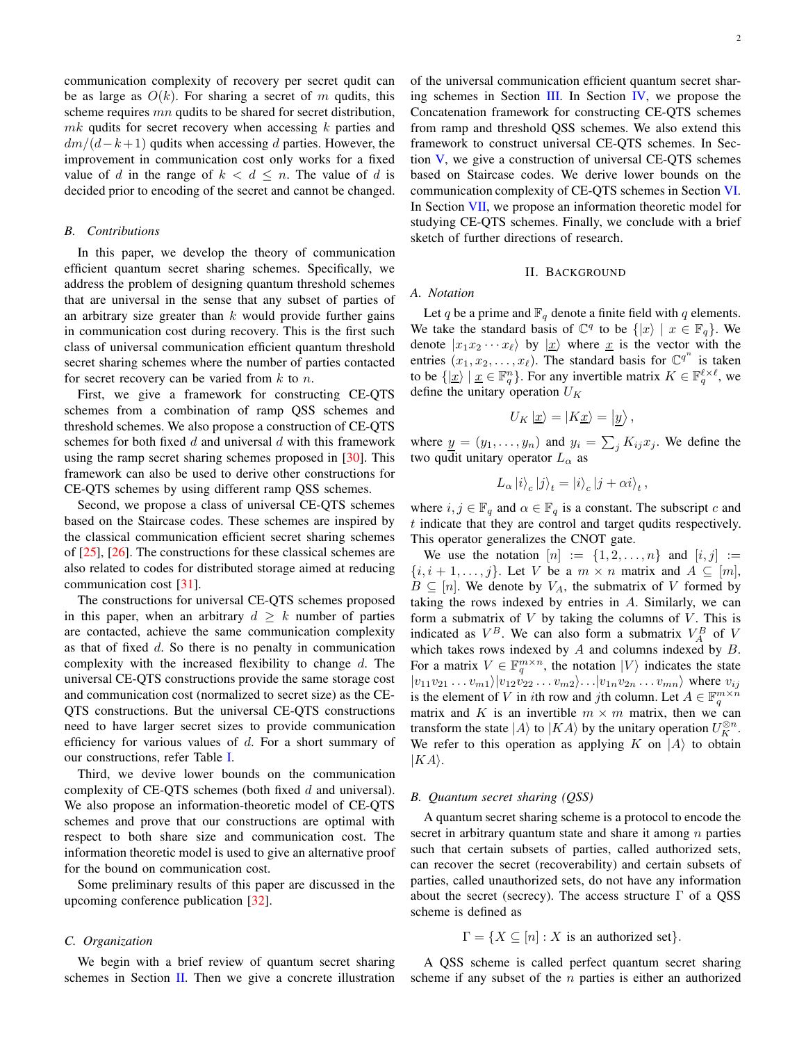communication complexity of recovery per secret qudit can be as large as $O(k)$. For sharing a secret of $m$ qudits, this scheme requires $mn$ qudits to be shared for secret distribution, $mk$ qudits for secret recovery when accessing $k$ parties and $dm/(d-k+1)$ qudits when accessing $d$ parties. However, the improvement in communication cost only works for a fixed value of $d$ in the range of $k < d \leq n$. The value of $d$ is decided prior to encoding of the secret and cannot be changed.

### B. Contributions

In this paper, we develop the theory of communication efficient quantum secret sharing schemes. Specifically, we address the problem of designing quantum threshold schemes that are universal in the sense that any subset of parties of an arbitrary size greater than $k$ would provide further gains in communication cost during recovery. This is the first such class of universal communication efficient quantum threshold secret sharing schemes where the number of parties contacted for secret recovery can be varied from $k$ to $n$.

First, we give a framework for constructing CE-QTS schemes from a combination of ramp QSS schemes and threshold schemes. We also propose a construction of CE-QTS schemes for both fixed $d$ and universal $d$ with this framework using the ramp secret sharing schemes proposed in [30]. This framework can also be used to derive other constructions for CE-QTS schemes by using different ramp QSS schemes.

Second, we propose a class of universal CE-QTS schemes based on the Staircase codes. These schemes are inspired by the classical communication efficient secret sharing schemes of [25], [26]. The constructions for these classical schemes are also related to codes for distributed storage aimed at reducing communication cost [31].

The constructions for universal CE-QTS schemes proposed in this paper, when an arbitrary $d \geq k$ number of parties are contacted, achieve the same communication complexity as that of fixed $d$. So there is no penalty in communication complexity with the increased flexibility to change $d$. The universal CE-QTS constructions provide the same storage cost and communication cost (normalized to secret size) as the CE-QTS constructions. But the universal CE-QTS constructions need to have larger secret sizes to provide communication efficiency for various values of $d$. For a short summary of our constructions, refer Table I.

Third, we devive lower bounds on the communication complexity of CE-QTS schemes (both fixed $d$ and universal). We also propose an information-theoretic model of CE-QTS schemes and prove that our constructions are optimal with respect to both share size and communication cost. The information theoretic model is used to give an alternative proof for the bound on communication cost.

Some preliminary results of this paper are discussed in the upcoming conference publication [32].

### C. Organization

We begin with a brief review of quantum secret sharing schemes in Section II. Then we give a concrete illustration of the universal communication efficient quantum secret sharing schemes in Section III. In Section IV, we propose the Concatenation framework for constructing CE-QTS schemes from ramp and threshold QSS schemes. We also extend this framework to construct universal CE-QTS schemes. In Section V, we give a construction of universal CE-QTS schemes based on Staircase codes. We derive lower bounds on the communication complexity of CE-QTS schemes in Section VI. In Section VII, we propose an information theoretic model for studying CE-QTS schemes. Finally, we conclude with a brief sketch of further directions of research.

## II. Background

### A. Notation

Let $q$ be a prime and $\mathbb{F}_q$ denote a finite field with $q$ elements. We take the standard basis of $\mathbb{C}^q$ to be $\{|x\rangle \mid x \in \mathbb{F}_q\}$. We denote $|x_1 x_2 \cdots x_\ell\rangle$ by $|\underline{x}\rangle$ where $\underline{x}$ is the vector with the entries $(x_1, x_2, \ldots, x_\ell)$. The standard basis for $\mathbb{C}^{q^n}$ is taken to be $\{|\underline{x}\rangle \mid \underline{x} \in \mathbb{F}_q^n\}$. For any invertible matrix $K \in \mathbb{F}_q^{\ell\times\ell}$, we define the unitary operation $U_K$

$$U_K \left|\underline{x}\right\rangle = \left|K\underline{x}\right\rangle = \left|\underline{y}\right\rangle,$$

where $\underline{y} = (y_1, \ldots, y_n)$ and $y_i = \sum_j K_{ij} x_j$. We define the two qudit unitary operator $L_\alpha$ as

$$L_\alpha \left|i\right\rangle_c \left|j\right\rangle_t = \left|i\right\rangle_c \left|j + \alpha i\right\rangle_t,$$

where $i, j \in \mathbb{F}_q$ and $\alpha \in \mathbb{F}_q$ is a constant. The subscript $c$ and $t$ indicate that they are control and target qudits respectively. This operator generalizes the CNOT gate.

We use the notation $[n] := \{1, 2, \ldots, n\}$ and $[i, j] := \{i, i+1, \ldots, j\}$. Let $V$ be a $m \times n$ matrix and $A \subseteq [m]$, $B \subseteq [n]$. We denote by $V_A$, the submatrix of $V$ formed by taking the rows indexed by entries in $A$. Similarly, we can form a submatrix of $V$ by taking the columns of $V$. This is indicated as $V^B$. We can also form a submatrix $V_A^B$ of $V$ which takes rows indexed by $A$ and columns indexed by $B$. For a matrix $V \in \mathbb{F}_q^{m\times n}$, the notation $|V\rangle$ indicates the state $|v_{11}v_{21}\ldots v_{m1}\rangle|v_{12}v_{22}\ldots v_{m2}\rangle\ldots|v_{1n}v_{2n}\ldots v_{mn}\rangle$ where $v_{ij}$ is the element of $V$ in $i$th row and $j$th column. Let $A \in \mathbb{F}_q^{m\times n}$ matrix and $K$ is an invertible $m \times m$ matrix, then we can transform the state $|A\rangle$ to $|KA\rangle$ by the unitary operation $U_K^{\otimes n}$. We refer to this operation as applying $K$ on $|A\rangle$ to obtain $|KA\rangle$.

### B. Quantum secret sharing (QSS)

A quantum secret sharing scheme is a protocol to encode the secret in arbitrary quantum state and share it among $n$ parties such that certain subsets of parties, called authorized sets, can recover the secret (recoverability) and certain subsets of parties, called unauthorized sets, do not have any information about the secret (secrecy). The access structure $\Gamma$ of a QSS scheme is defined as

$$\Gamma = \{X \subseteq [n] : X \text{ is an authorized set}\}.$$

A QSS scheme is called perfect quantum secret sharing scheme if any subset of the $n$ parties is either an authorized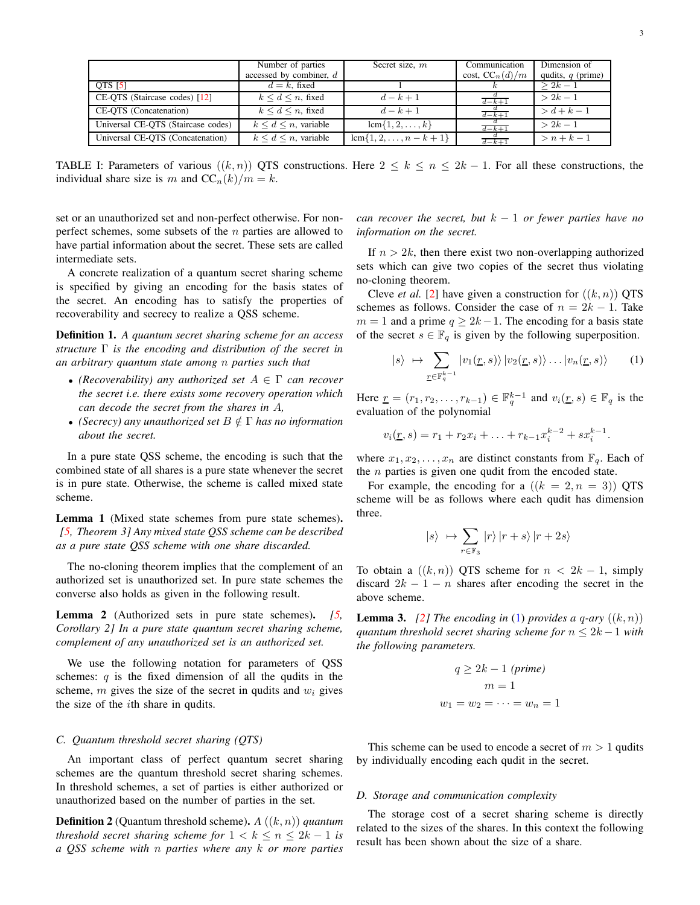|  | Number of parties accessed by combiner, $d$ | Secret size, $m$ | Communication cost, $\text{CC}_n(d)/m$ | Dimension of qudits, $q$ (prime) |
|---|---|---|---|---|
| QTS [5] | $d = k$, fixed | 1 | $k$ | $\geq 2k - 1$ |
| CE-QTS (Staircase codes) [12] | $k \leq d \leq n$, fixed | $d - k + 1$ | $\frac{d}{d-k+1}$ | $> 2k - 1$ |
| CE-QTS (Concatenation) | $k \leq d \leq n$, fixed | $d - k + 1$ | $\frac{d}{d-k+1}$ | $> d + k - 1$ |
| Universal CE-QTS (Staircase codes) | $k \leq d \leq n$, variable | $\text{lcm}\{1, 2, \ldots, k\}$ | $\frac{d}{d-k+1}$ | $> 2k - 1$ |
| Universal CE-QTS (Concatenation) | $k \leq d \leq n$, variable | $\text{lcm}\{1, 2, \ldots, n - k + 1\}$ | $\frac{d}{d-k+1}$ | $> n + k - 1$ |

TABLE I: Parameters of various $((k, n))$ QTS constructions. Here $2 \leq k \leq n \leq 2k - 1$. For all these constructions, the individual share size is $m$ and $\text{CC}_n(k)/m = k$.

set or an unauthorized set and non-perfect otherwise. For non-perfect schemes, some subsets of the $n$ parties are allowed to have partial information about the secret. These sets are called intermediate sets.

A concrete realization of a quantum secret sharing scheme is specified by giving an encoding for the basis states of the secret. An encoding has to satisfy the properties of recoverability and secrecy to realize a QSS scheme.

**Definition 1.** *A quantum secret sharing scheme for an access structure $\Gamma$ is the encoding and distribution of the secret in an arbitrary quantum state among $n$ parties such that*

- *(Recoverability) any authorized set $A \in \Gamma$ can recover the secret i.e. there exists some recovery operation which can decode the secret from the shares in $A$,*
- *(Secrecy) any unauthorized set $B \notin \Gamma$ has no information about the secret.*

In a pure state QSS scheme, the encoding is such that the combined state of all shares is a pure state whenever the secret is in pure state. Otherwise, the scheme is called mixed state scheme.

**Lemma 1** (Mixed state schemes from pure state schemes)**.** *[5, Theorem 3] Any mixed state QSS scheme can be described as a pure state QSS scheme with one share discarded.*

The no-cloning theorem implies that the complement of an authorized set is unauthorized set. In pure state schemes the converse also holds as given in the following result.

**Lemma 2** (Authorized sets in pure state schemes)**.** *[5, Corollary 2] In a pure state quantum secret sharing scheme, complement of any unauthorized set is an authorized set.*

We use the following notation for parameters of QSS schemes: $q$ is the fixed dimension of all the qudits in the scheme, $m$ gives the size of the secret in qudits and $w_i$ gives the size of the $i$th share in qudits.

### C. Quantum threshold secret sharing (QTS)

An important class of perfect quantum secret sharing schemes are the quantum threshold secret sharing schemes. In threshold schemes, a set of parties is either authorized or unauthorized based on the number of parties in the set.

**Definition 2** (Quantum threshold scheme)**.** *A $((k, n))$ quantum threshold secret sharing scheme for $1 < k \leq n \leq 2k - 1$ is a QSS scheme with $n$ parties where any $k$ or more parties can recover the secret, but $k - 1$ or fewer parties have no information on the secret.*

If $n > 2k$, then there exist two non-overlapping authorized sets which can give two copies of the secret thus violating no-cloning theorem.

Cleve *et al.* [2] have given a construction for $((k, n))$ QTS schemes as follows. Consider the case of $n = 2k - 1$. Take $m = 1$ and a prime $q \geq 2k - 1$. The encoding for a basis state of the secret $s \in \mathbb{F}_q$ is given by the following superposition.

$$|s\rangle \;\mapsto \sum_{\underline{r} \in \mathbb{F}_q^{k-1}} |v_1(\underline{r}, s)\rangle\, |v_2(\underline{r}, s)\rangle \ldots |v_n(\underline{r}, s)\rangle \tag{1}$$

Here $\underline{r} = (r_1, r_2, \ldots, r_{k-1}) \in \mathbb{F}_q^{k-1}$ and $v_i(\underline{r}, s) \in \mathbb{F}_q$ is the evaluation of the polynomial

$$v_i(\underline{r}, s) = r_1 + r_2 x_i + \ldots + r_{k-1} x_i^{k-2} + s x_i^{k-1}.$$

where $x_1, x_2, \ldots, x_n$ are distinct constants from $\mathbb{F}_q$. Each of the $n$ parties is given one qudit from the encoded state.

For example, the encoding for a $((k = 2, n = 3))$ QTS scheme will be as follows where each qudit has dimension three.

$$|s\rangle \;\mapsto \sum_{r \in \mathbb{F}_3} |r\rangle\, |r + s\rangle\, |r + 2s\rangle$$

To obtain a $((k, n))$ QTS scheme for $n < 2k - 1$, simply discard $2k - 1 - n$ shares after encoding the secret in the above scheme.

**Lemma 3.** *[2] The encoding in (1) provides a $q$-ary $((k, n))$ quantum threshold secret sharing scheme for $n \leq 2k - 1$ with the following parameters.*

$$q \geq 2k - 1 \text{ (prime)}$$
$$m = 1$$
$$w_1 = w_2 = \cdots = w_n = 1$$

This scheme can be used to encode a secret of $m > 1$ qudits by individually encoding each qudit in the secret.

### D. Storage and communication complexity

The storage cost of a secret sharing scheme is directly related to the sizes of the shares. In this context the following result has been shown about the size of a share.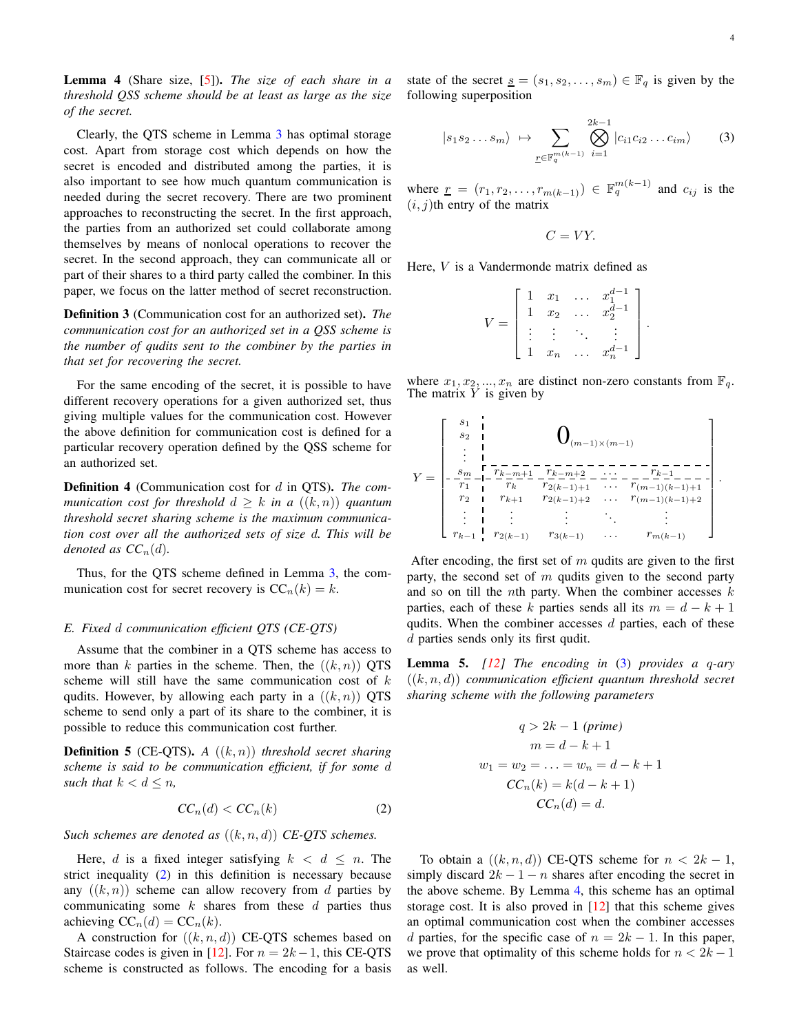**Lemma 4** (Share size, [5]). *The size of each share in a threshold QSS scheme should be at least as large as the size of the secret.*

Clearly, the QTS scheme in Lemma 3 has optimal storage cost. Apart from storage cost which depends on how the secret is encoded and distributed among the parties, it is also important to see how much quantum communication is needed during the secret recovery. There are two prominent approaches to reconstructing the secret. In the first approach, the parties from an authorized set could collaborate among themselves by means of nonlocal operations to recover the secret. In the second approach, they can communicate all or part of their shares to a third party called the combiner. In this paper, we focus on the latter method of secret reconstruction.

**Definition 3** (Communication cost for an authorized set). *The communication cost for an authorized set in a QSS scheme is the number of qudits sent to the combiner by the parties in that set for recovering the secret.*

For the same encoding of the secret, it is possible to have different recovery operations for a given authorized set, thus giving multiple values for the communication cost. However the above definition for communication cost is defined for a particular recovery operation defined by the QSS scheme for an authorized set.

**Definition 4** (Communication cost for $d$ in QTS). *The communication cost for threshold $d \geq k$ in a $((k,n))$ quantum threshold secret sharing scheme is the maximum communication cost over all the authorized sets of size $d$. This will be denoted as $CC_n(d)$.*

Thus, for the QTS scheme defined in Lemma 3, the communication cost for secret recovery is $\mathrm{CC}_n(k) = k$.

### E. Fixed $d$ communication efficient QTS (CE-QTS)

Assume that the combiner in a QTS scheme has access to more than $k$ parties in the scheme. Then, the $((k,n))$ QTS scheme will still have the same communication cost of $k$ qudits. However, by allowing each party in a $((k,n))$ QTS scheme to send only a part of its share to the combiner, it is possible to reduce this communication cost further.

**Definition 5** (CE-QTS). *A $((k,n))$ threshold secret sharing scheme is said to be communication efficient, if for some $d$ such that $k < d \leq n$,*

$$CC_n(d) < CC_n(k) \tag{2}$$

*Such schemes are denoted as $((k,n,d))$ CE-QTS schemes.*

Here, $d$ is a fixed integer satisfying $k < d \leq n$. The strict inequality (2) in this definition is necessary because any $((k,n))$ scheme can allow recovery from $d$ parties by communicating some $k$ shares from these $d$ parties thus achieving $\mathrm{CC}_n(d) = \mathrm{CC}_n(k)$.

A construction for $((k,n,d))$ CE-QTS schemes based on Staircase codes is given in [12]. For $n = 2k-1$, this CE-QTS scheme is constructed as follows. The encoding for a basis state of the secret $\underline{s} = (s_1, s_2, \ldots, s_m) \in \mathbb{F}_q$ is given by the following superposition

$$|s_1 s_2 \ldots s_m\rangle \mapsto \sum_{\underline{r} \in \mathbb{F}_q^{m(k-1)}} \bigotimes_{i=1}^{2k-1} |c_{i1} c_{i2} \ldots c_{im}\rangle \tag{3}$$

where $\underline{r} = (r_1, r_2, \ldots, r_{m(k-1)}) \in \mathbb{F}_q^{m(k-1)}$ and $c_{ij}$ is the $(i,j)$th entry of the matrix

$$C = VY.$$

Here, $V$ is a Vandermonde matrix defined as

$$V = \begin{bmatrix} 1 & x_1 & \ldots & x_1^{d-1} \\ 1 & x_2 & \ldots & x_2^{d-1} \\ \vdots & \vdots & \ddots & \vdots \\ 1 & x_n & \ldots & x_n^{d-1} \end{bmatrix}.$$

where $x_1, x_2, \ldots, x_n$ are distinct non-zero constants from $\mathbb{F}_q$. The matrix $Y$ is given by

$$Y = \left[\begin{array}{c|cccc} s_1 & & & & \\ s_2 & & \multicolumn{2}{c}{0_{(m-1)\times(m-1)}} & \\ \vdots & & & & \\ s_m & r_{k-m+1} & r_{k-m+2} & \ldots & r_{k-1} \\ \hline r_1 & r_k & r_{2(k-1)+1} & \ldots & r_{(m-1)(k-1)+1} \\ r_2 & r_{k+1} & r_{2(k-1)+2} & \ldots & r_{(m-1)(k-1)+2} \\ \vdots & \vdots & \vdots & \ddots & \vdots \\ r_{k-1} & r_{2(k-1)} & r_{3(k-1)} & \ldots & r_{m(k-1)} \end{array}\right].$$

After encoding, the first set of $m$ qudits are given to the first party, the second set of $m$ qudits given to the second party and so on till the $n$th party. When the combiner accesses $k$ parties, each of these $k$ parties sends all its $m = d-k+1$ qudits. When the combiner accesses $d$ parties, each of these $d$ parties sends only its first qudit.

**Lemma 5.** *[12] The encoding in (3) provides a $q$-ary $((k,n,d))$ communication efficient quantum threshold secret sharing scheme with the following parameters*

$$\begin{aligned} q &> 2k-1 \text{ (prime)} \\ m &= d-k+1 \\ w_1 = w_2 = \ldots = w_n &= d-k+1 \\ CC_n(k) &= k(d-k+1) \\ CC_n(d) &= d. \end{aligned}$$

To obtain a $((k,n,d))$ CE-QTS scheme for $n < 2k-1$, simply discard $2k-1-n$ shares after encoding the secret in the above scheme. By Lemma 4, this scheme has an optimal storage cost. It is also proved in [12] that this scheme gives an optimal communication cost when the combiner accesses $d$ parties, for the specific case of $n = 2k-1$. In this paper, we prove that optimality of this scheme holds for $n < 2k-1$ as well.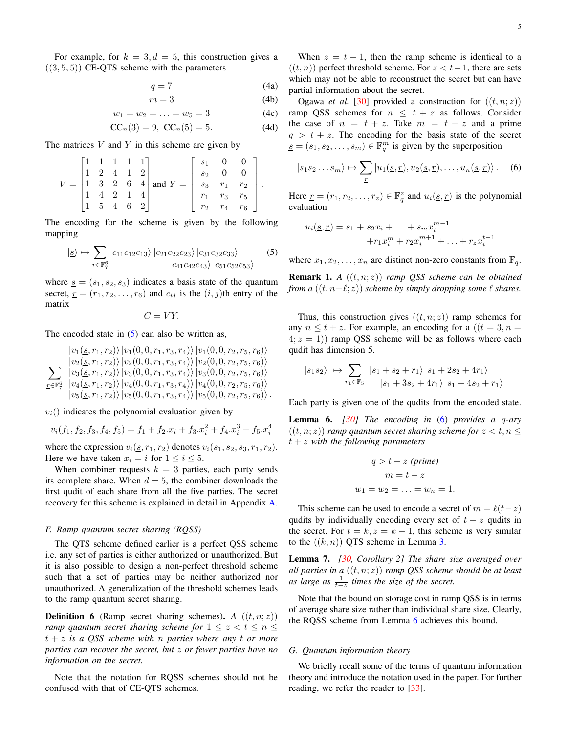For example, for $k = 3, d = 5$, this construction gives a $((3, 5, 5))$ CE-QTS scheme with the parameters

$$
\begin{aligned}
q &= 7 && \text{(4a)}\\
m &= 3 && \text{(4b)}\\
w_1 = w_2 = \ldots = w_5 &= 3 && \text{(4c)}\\
\mathrm{CC}_n(3) = 9,\ \mathrm{CC}_n(5) &= 5. && \text{(4d)}
\end{aligned}
$$

The matrices $V$ and $Y$ in this scheme are given by

$$
V = \begin{bmatrix} 1 & 1 & 1 & 1 & 1 \\ 1 & 2 & 4 & 1 & 2 \\ 1 & 3 & 2 & 6 & 4 \\ 1 & 4 & 2 & 1 & 4 \\ 1 & 5 & 4 & 6 & 2 \end{bmatrix} \text{ and } Y = \begin{bmatrix} s_1 & 0 & 0 \\ s_2 & 0 & 0 \\ s_3 & r_1 & r_2 \\ r_1 & r_3 & r_5 \\ r_2 & r_4 & r_6 \end{bmatrix}.
$$

The encoding for the scheme is given by the following mapping

$$
|\underline{s}\rangle \mapsto \sum_{\underline{r}\in\mathbb{F}_7^6} |c_{11}c_{12}c_{13}\rangle\, |c_{21}c_{22}c_{23}\rangle\, |c_{31}c_{32}c_{33}\rangle\, |c_{41}c_{42}c_{43}\rangle\, |c_{51}c_{52}c_{53}\rangle \tag{5}
$$

where $\underline{s} = (s_1, s_2, s_3)$ indicates a basis state of the quantum secret, $\underline{r} = (r_1, r_2, \ldots, r_6)$ and $c_{ij}$ is the $(i, j)$th entry of the matrix

$$
C = VY.
$$

The encoded state in (5) can also be written as,

$$
\sum_{\underline{r}\in\mathbb{F}_7^6}
\begin{matrix}
|v_1(\underline{s}, r_1, r_2)\rangle\, |v_1(0, 0, r_1, r_3, r_4)\rangle\, |v_1(0, 0, r_2, r_5, r_6)\rangle \\
|v_2(\underline{s}, r_1, r_2)\rangle\, |v_2(0, 0, r_1, r_3, r_4)\rangle\, |v_2(0, 0, r_2, r_5, r_6)\rangle \\
|v_3(\underline{s}, r_1, r_2)\rangle\, |v_3(0, 0, r_1, r_3, r_4)\rangle\, |v_3(0, 0, r_2, r_5, r_6)\rangle \\
|v_4(\underline{s}, r_1, r_2)\rangle\, |v_4(0, 0, r_1, r_3, r_4)\rangle\, |v_4(0, 0, r_2, r_5, r_6)\rangle \\
|v_5(\underline{s}, r_1, r_2)\rangle\, |v_5(0, 0, r_1, r_3, r_4)\rangle\, |v_5(0, 0, r_2, r_5, r_6)\rangle .
\end{matrix}
$$

$v_i()$ indicates the polynomial evaluation given by

$$
v_i(f_1, f_2, f_3, f_4, f_5) = f_1 + f_2.x_i + f_3.x_i^2 + f_4.x_i^3 + f_5.x_i^4
$$

where the expression $v_i(\underline{s}, r_1, r_2)$ denotes $v_i(s_1, s_2, s_3, r_1, r_2)$. Here we have taken $x_i = i$ for $1 \leq i \leq 5$.

When combiner requests $k = 3$ parties, each party sends its complete share. When $d = 5$, the combiner downloads the first qudit of each share from all the five parties. The secret recovery for this scheme is explained in detail in Appendix A.

### F. Ramp quantum secret sharing (RQSS)

The QTS scheme defined earlier is a perfect QSS scheme i.e. any set of parties is either authorized or unauthorized. But it is also possible to design a non-perfect threshold scheme such that a set of parties may be neither authorized nor unauthorized. A generalization of the threshold schemes leads to the ramp quantum secret sharing.

**Definition 6** (Ramp secret sharing schemes). *A $((t, n; z))$ ramp quantum secret sharing scheme for $1 \leq z < t \leq n \leq t + z$ is a QSS scheme with $n$ parties where any $t$ or more parties can recover the secret, but $z$ or fewer parties have no information on the secret.*

Note that the notation for RQSS schemes should not be confused with that of CE-QTS schemes.

When $z = t - 1$, then the ramp scheme is identical to a $((t, n))$ perfect threshold scheme. For $z < t - 1$, there are sets which may not be able to reconstruct the secret but can have partial information about the secret.

Ogawa *et al.* [30] provided a construction for $((t, n; z))$ ramp QSS schemes for $n \leq t + z$ as follows. Consider the case of $n = t + z$. Take $m = t - z$ and a prime $q > t + z$. The encoding for the basis state of the secret $\underline{s} = (s_1, s_2, \ldots, s_m) \in \mathbb{F}_q^m$ is given by the superposition

$$
|s_1 s_2 \ldots s_m\rangle \mapsto \sum_{\underline{r}} |u_1(\underline{s}, \underline{r}), u_2(\underline{s}, \underline{r}), \ldots, u_n(\underline{s}, \underline{r})\rangle . \tag{6}
$$

Here $\underline{r} = (r_1, r_2, \ldots, r_z) \in \mathbb{F}_q^z$ and $u_i(\underline{s}, \underline{r})$ is the polynomial evaluation

$$
u_i(\underline{s}, \underline{r}) = s_1 + s_2 x_i + \ldots + s_m x_i^{m-1} + r_1 x_i^m + r_2 x_i^{m+1} + \ldots + r_z x_i^{t-1}
$$

where $x_1, x_2, \ldots, x_n$ are distinct non-zero constants from $\mathbb{F}_q$.

**Remark 1.** *A $((t, n; z))$ ramp QSS scheme can be obtained from a $((t, n+\ell; z))$ scheme by simply dropping some $\ell$ shares.*

Thus, this construction gives $((t, n; z))$ ramp schemes for any $n \leq t + z$. For example, an encoding for a $((t = 3, n = 4; z = 1))$ ramp QSS scheme will be as follows where each qudit has dimension 5.

$$
|s_1 s_2\rangle \mapsto \sum_{r_1\in\mathbb{F}_5} |s_1 + s_2 + r_1\rangle\, |s_1 + 2s_2 + 4r_1\rangle\, |s_1 + 3s_2 + 4r_1\rangle\, |s_1 + 4s_2 + r_1\rangle
$$

Each party is given one of the qudits from the encoded state.

**Lemma 6.** *[30] The encoding in (6) provides a $q$-ary $((t, n; z))$ ramp quantum secret sharing scheme for $z < t, n \leq t + z$ with the following parameters*

$$
\begin{aligned}
&q > t + z \text{ (prime)}\\
&m = t - z\\
&w_1 = w_2 = \ldots = w_n = 1.
\end{aligned}
$$

This scheme can be used to encode a secret of $m = \ell(t-z)$ qudits by individually encoding every set of $t - z$ qudits in the secret. For $t = k, z = k - 1$, this scheme is very similar to the $((k, n))$ QTS scheme in Lemma 3.

**Lemma 7.** *[30, Corollary 2] The share size averaged over all parties in a $((t, n; z))$ ramp QSS scheme should be at least as large as $\frac{1}{t-z}$ times the size of the secret.*

Note that the bound on storage cost in ramp QSS is in terms of average share size rather than individual share size. Clearly, the RQSS scheme from Lemma 6 achieves this bound.

### G. Quantum information theory

We briefly recall some of the terms of quantum information theory and introduce the notation used in the paper. For further reading, we refer the reader to [33].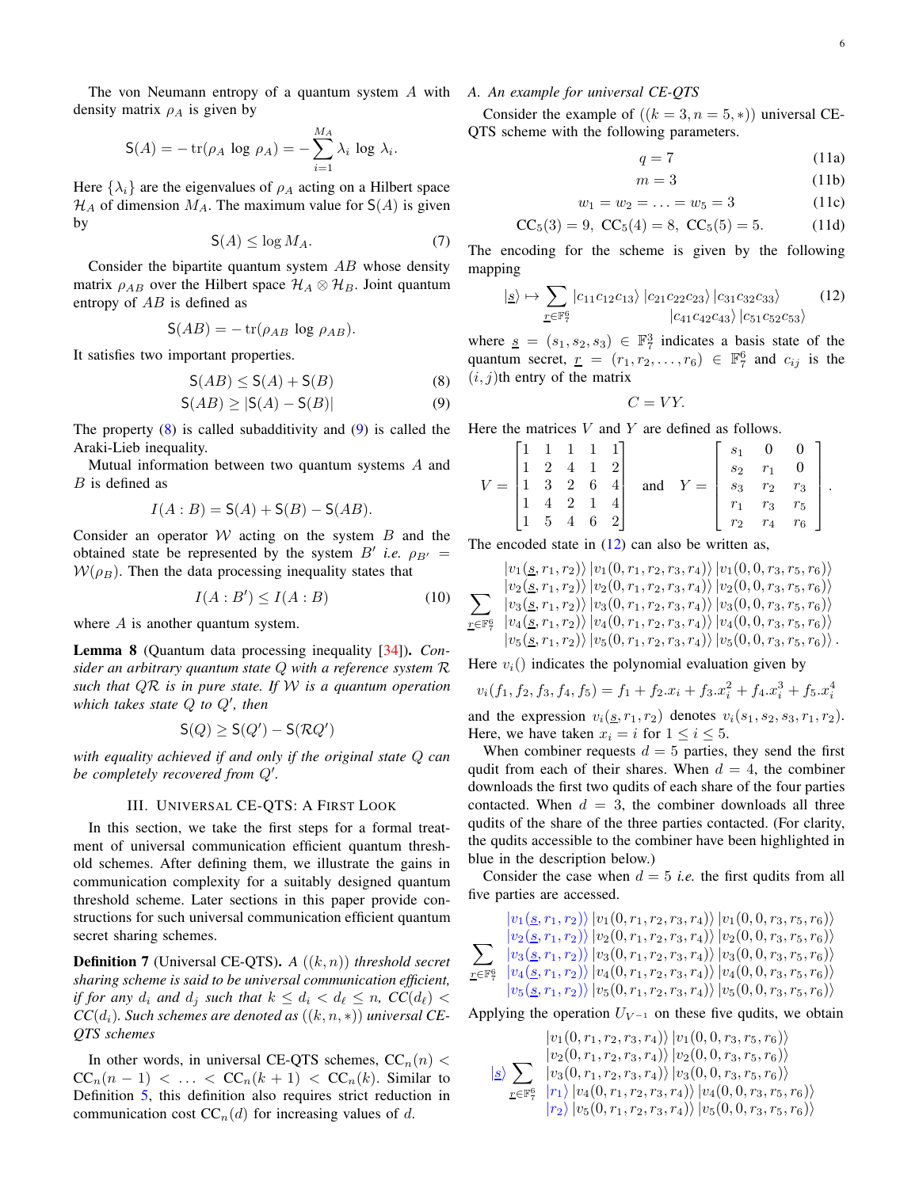The von Neumann entropy of a quantum system $A$ with density matrix $\rho_A$ is given by

$$\mathsf{S}(A) = -\operatorname{tr}(\rho_A \log \rho_A) = -\sum_{i=1}^{M_A} \lambda_i \log \lambda_i.$$

Here $\{\lambda_i\}$ are the eigenvalues of $\rho_A$ acting on a Hilbert space $\mathcal{H}_A$ of dimension $M_A$. The maximum value for $\mathsf{S}(A)$ is given by

$$\mathsf{S}(A) \leq \log M_A. \tag{7}$$

Consider the bipartite quantum system $AB$ whose density matrix $\rho_{AB}$ over the Hilbert space $\mathcal{H}_A \otimes \mathcal{H}_B$. Joint quantum entropy of $AB$ is defined as

$$\mathsf{S}(AB) = -\operatorname{tr}(\rho_{AB} \log \rho_{AB}).$$

It satisfies two important properties.

$$\mathsf{S}(AB) \leq \mathsf{S}(A) + \mathsf{S}(B) \tag{8}$$

$$\mathsf{S}(AB) \geq |\mathsf{S}(A) - \mathsf{S}(B)| \tag{9}$$

The property (8) is called subadditivity and (9) is called the Araki-Lieb inequality.

Mutual information between two quantum systems $A$ and $B$ is defined as

$$I(A:B) = \mathsf{S}(A) + \mathsf{S}(B) - \mathsf{S}(AB).$$

Consider an operator $\mathcal{W}$ acting on the system $B$ and the obtained state be represented by the system $B'$ *i.e.* $\rho_{B'} = \mathcal{W}(\rho_B)$. Then the data processing inequality states that

$$I(A:B') \leq I(A:B) \tag{10}$$

where $A$ is another quantum system.

**Lemma 8** (Quantum data processing inequality [34]). *Consider an arbitrary quantum state $Q$ with a reference system $\mathcal{R}$ such that $Q\mathcal{R}$ is in pure state. If $\mathcal{W}$ is a quantum operation which takes state $Q$ to $Q'$, then*

$$\mathsf{S}(Q) \geq \mathsf{S}(Q') - \mathsf{S}(\mathcal{R}Q')$$

*with equality achieved if and only if the original state $Q$ can be completely recovered from $Q'$.*

## III. Universal CE-QTS: A First Look

In this section, we take the first steps for a formal treatment of universal communication efficient quantum threshold schemes. After defining them, we illustrate the gains in communication complexity for a suitably designed quantum threshold scheme. Later sections in this paper provide constructions for such universal communication efficient quantum secret sharing schemes.

**Definition 7** (Universal CE-QTS). *A $((k,n))$ threshold secret sharing scheme is said to be universal communication efficient, if for any $d_i$ and $d_j$ such that $k \leq d_i < d_\ell \leq n$, $CC(d_\ell) < CC(d_i)$. Such schemes are denoted as $((k,n,*))$ universal CE-QTS schemes*

In other words, in universal CE-QTS schemes, $\mathrm{CC}_n(n) < \mathrm{CC}_n(n-1) < \ldots < \mathrm{CC}_n(k+1) < \mathrm{CC}_n(k)$. Similar to Definition 5, this definition also requires strict reduction in communication cost $\mathrm{CC}_n(d)$ for increasing values of $d$.

### A. An example for universal CE-QTS

Consider the example of $((k=3, n=5,*))$ universal CE-QTS scheme with the following parameters.

$$q = 7 \tag{11a}$$

$$m = 3 \tag{11b}$$

$$w_1 = w_2 = \ldots = w_5 = 3 \tag{11c}$$

$$\mathrm{CC}_5(3) = 9,\ \mathrm{CC}_5(4) = 8,\ \mathrm{CC}_5(5) = 5. \tag{11d}$$

The encoding for the scheme is given by the following mapping

$$|\underline{s}\rangle \mapsto \sum_{\underline{r}\in\mathbb{F}_7^6} |c_{11}c_{12}c_{13}\rangle\,|c_{21}c_{22}c_{23}\rangle\,|c_{31}c_{32}c_{33}\rangle\,|c_{41}c_{42}c_{43}\rangle\,|c_{51}c_{52}c_{53}\rangle \tag{12}$$

where $\underline{s} = (s_1,s_2,s_3) \in \mathbb{F}_7^3$ indicates a basis state of the quantum secret, $\underline{r} = (r_1,r_2,\ldots,r_6) \in \mathbb{F}_7^6$ and $c_{ij}$ is the $(i,j)$th entry of the matrix

$$C = VY.$$

Here the matrices $V$ and $Y$ are defined as follows.

$$V = \begin{bmatrix} 1 & 1 & 1 & 1 & 1 \\ 1 & 2 & 4 & 1 & 2 \\ 1 & 3 & 2 & 6 & 4 \\ 1 & 4 & 2 & 1 & 4 \\ 1 & 5 & 4 & 6 & 2 \end{bmatrix} \quad \text{and} \quad Y = \begin{bmatrix} s_1 & 0 & 0 \\ s_2 & r_1 & 0 \\ s_3 & r_2 & r_3 \\ r_1 & r_3 & r_5 \\ r_2 & r_4 & r_6 \end{bmatrix}.$$

The encoded state in (12) can also be written as,

$$\sum_{\underline{r}\in\mathbb{F}_7^6} \begin{matrix} |v_1(\underline{s},r_1,r_2)\rangle\,|v_1(0,r_1,r_2,r_3,r_4)\rangle\,|v_1(0,0,r_3,r_5,r_6)\rangle \\ |v_2(\underline{s},r_1,r_2)\rangle\,|v_2(0,r_1,r_2,r_3,r_4)\rangle\,|v_2(0,0,r_3,r_5,r_6)\rangle \\ |v_3(\underline{s},r_1,r_2)\rangle\,|v_3(0,r_1,r_2,r_3,r_4)\rangle\,|v_3(0,0,r_3,r_5,r_6)\rangle \\ |v_4(\underline{s},r_1,r_2)\rangle\,|v_4(0,r_1,r_2,r_3,r_4)\rangle\,|v_4(0,0,r_3,r_5,r_6)\rangle \\ |v_5(\underline{s},r_1,r_2)\rangle\,|v_5(0,r_1,r_2,r_3,r_4)\rangle\,|v_5(0,0,r_3,r_5,r_6)\rangle. \end{matrix}$$

Here $v_i()$ indicates the polynomial evaluation given by

$$v_i(f_1,f_2,f_3,f_4,f_5) = f_1 + f_2.x_i + f_3.x_i^2 + f_4.x_i^3 + f_5.x_i^4$$

and the expression $v_i(\underline{s},r_1,r_2)$ denotes $v_i(s_1,s_2,s_3,r_1,r_2)$. Here, we have taken $x_i = i$ for $1 \leq i \leq 5$.

When combiner requests $d = 5$ parties, they send the first qudit from each of their shares. When $d = 4$, the combiner downloads the first two qudits of each share of the four parties contacted. When $d = 3$, the combiner downloads all three qudits of the share of the three parties contacted. (For clarity, the qudits accessible to the combiner have been highlighted in blue in the description below.)

Consider the case when $d = 5$ *i.e.* the first qudits from all five parties are accessed.

$$\sum_{\underline{r}\in\mathbb{F}_7^6} \begin{matrix} |v_1(\underline{s},r_1,r_2)\rangle\,|v_1(0,r_1,r_2,r_3,r_4)\rangle\,|v_1(0,0,r_3,r_5,r_6)\rangle \\ |v_2(\underline{s},r_1,r_2)\rangle\,|v_2(0,r_1,r_2,r_3,r_4)\rangle\,|v_2(0,0,r_3,r_5,r_6)\rangle \\ |v_3(\underline{s},r_1,r_2)\rangle\,|v_3(0,r_1,r_2,r_3,r_4)\rangle\,|v_3(0,0,r_3,r_5,r_6)\rangle \\ |v_4(\underline{s},r_1,r_2)\rangle\,|v_4(0,r_1,r_2,r_3,r_4)\rangle\,|v_4(0,0,r_3,r_5,r_6)\rangle \\ |v_5(\underline{s},r_1,r_2)\rangle\,|v_5(0,r_1,r_2,r_3,r_4)\rangle\,|v_5(0,0,r_3,r_5,r_6)\rangle \end{matrix}$$

Applying the operation $U_{V^{-1}}$ on these five qudits, we obtain

$$|\underline{s}\rangle \sum_{\underline{r}\in\mathbb{F}_7^6} \begin{matrix} |v_1(0,r_1,r_2,r_3,r_4)\rangle\,|v_1(0,0,r_3,r_5,r_6)\rangle \\ |v_2(0,r_1,r_2,r_3,r_4)\rangle\,|v_2(0,0,r_3,r_5,r_6)\rangle \\ |v_3(0,r_1,r_2,r_3,r_4)\rangle\,|v_3(0,0,r_3,r_5,r_6)\rangle \\ |r_1\rangle\,|v_4(0,r_1,r_2,r_3,r_4)\rangle\,|v_4(0,0,r_3,r_5,r_6)\rangle \\ |r_2\rangle\,|v_5(0,r_1,r_2,r_3,r_4)\rangle\,|v_5(0,0,r_3,r_5,r_6)\rangle \end{matrix}$$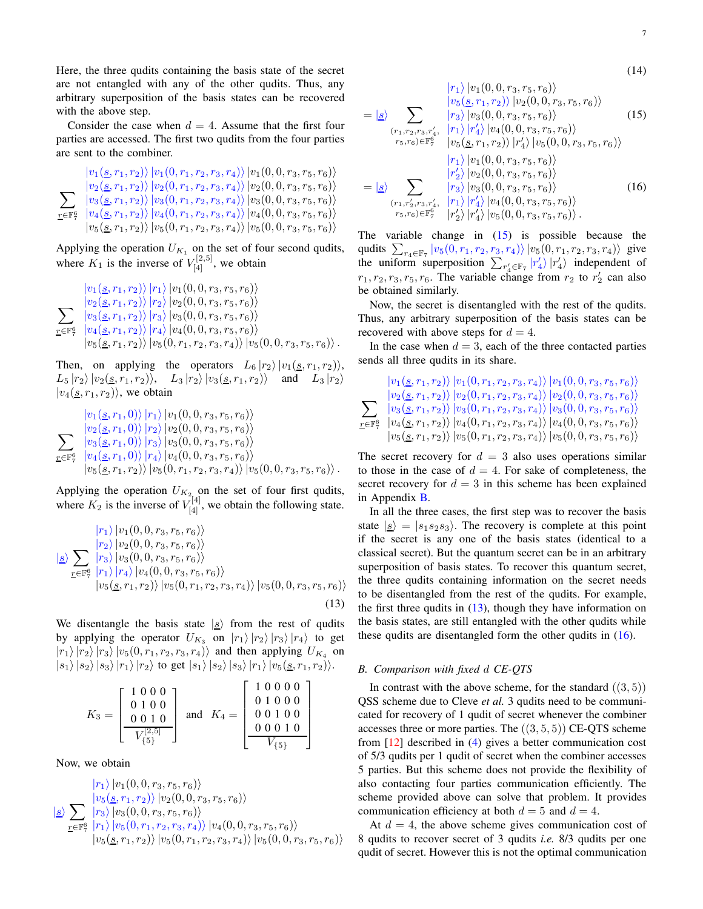Here, the three qudits containing the basis state of the secret are not entangled with any of the other qudits. Thus, any arbitrary superposition of the basis states can be recovered with the above step.

Consider the case when $d = 4$. Assume that the first four parties are accessed. The first two qudits from the four parties are sent to the combiner.

$$\sum_{\underline{r}\in\mathbb{F}_7^6} \begin{matrix} |v_1(\underline{s},r_1,r_2)\rangle\,|v_1(0,r_1,r_2,r_3,r_4)\rangle\,|v_1(0,0,r_3,r_5,r_6)\rangle \\ |v_2(\underline{s},r_1,r_2)\rangle\,|v_2(0,r_1,r_2,r_3,r_4)\rangle\,|v_2(0,0,r_3,r_5,r_6)\rangle \\ |v_3(\underline{s},r_1,r_2)\rangle\,|v_3(0,r_1,r_2,r_3,r_4)\rangle\,|v_3(0,0,r_3,r_5,r_6)\rangle \\ |v_4(\underline{s},r_1,r_2)\rangle\,|v_4(0,r_1,r_2,r_3,r_4)\rangle\,|v_4(0,0,r_3,r_5,r_6)\rangle \\ |v_5(\underline{s},r_1,r_2)\rangle\,|v_5(0,r_1,r_2,r_3,r_4)\rangle\,|v_5(0,0,r_3,r_5,r_6)\rangle \end{matrix}$$

Applying the operation $U_{K_1}$ on the set of four second qudits, where $K_1$ is the inverse of $V_{[4]}^{[2,5]}$, we obtain

$$\sum_{\underline{r}\in\mathbb{F}_7^6} \begin{matrix} |v_1(\underline{s},r_1,r_2)\rangle\,|r_1\rangle\,|v_1(0,0,r_3,r_5,r_6)\rangle \\ |v_2(\underline{s},r_1,r_2)\rangle\,|r_2\rangle\,|v_2(0,0,r_3,r_5,r_6)\rangle \\ |v_3(\underline{s},r_1,r_2)\rangle\,|r_3\rangle\,|v_3(0,0,r_3,r_5,r_6)\rangle \\ |v_4(\underline{s},r_1,r_2)\rangle\,|r_4\rangle\,|v_4(0,0,r_3,r_5,r_6)\rangle \\ |v_5(\underline{s},r_1,r_2)\rangle\,|v_5(0,r_1,r_2,r_3,r_4)\rangle\,|v_5(0,0,r_3,r_5,r_6)\rangle\,. \end{matrix}$$

Then, on applying the operators $L_6\,|r_2\rangle\,|v_1(\underline{s},r_1,r_2)\rangle$, $L_5\,|r_2\rangle\,|v_2(\underline{s},r_1,r_2)\rangle$, $L_3\,|r_2\rangle\,|v_3(\underline{s},r_1,r_2)\rangle$ and $L_3\,|r_2\rangle$ $|v_4(\underline{s},r_1,r_2)\rangle$, we obtain

$$\sum_{\underline{r}\in\mathbb{F}_7^6} \begin{matrix} |v_1(\underline{s},r_1,0)\rangle\,|r_1\rangle\,|v_1(0,0,r_3,r_5,r_6)\rangle \\ |v_2(\underline{s},r_1,0)\rangle\,|r_2\rangle\,|v_2(0,0,r_3,r_5,r_6)\rangle \\ |v_3(\underline{s},r_1,0)\rangle\,|r_3\rangle\,|v_3(0,0,r_3,r_5,r_6)\rangle \\ |v_4(\underline{s},r_1,0)\rangle\,|r_4\rangle\,|v_4(0,0,r_3,r_5,r_6)\rangle \\ |v_5(\underline{s},r_1,r_2)\rangle\,|v_5(0,r_1,r_2,r_3,r_4)\rangle\,|v_5(0,0,r_3,r_5,r_6)\rangle\,. \end{matrix}$$

Applying the operation $U_{K_2}$ on the set of four first qudits, where $K_2$ is the inverse of $V_{[4]}^{[4]}$, we obtain the following state.

$$|\underline{s}\rangle \sum_{\underline{r}\in\mathbb{F}_7^6} \begin{matrix} |r_1\rangle\,|v_1(0,0,r_3,r_5,r_6)\rangle \\ |r_2\rangle\,|v_2(0,0,r_3,r_5,r_6)\rangle \\ |r_3\rangle\,|v_3(0,0,r_3,r_5,r_6)\rangle \\ |r_1\rangle\,|r_4\rangle\,|v_4(0,0,r_3,r_5,r_6)\rangle \\ |v_5(\underline{s},r_1,r_2)\rangle\,|v_5(0,r_1,r_2,r_3,r_4)\rangle\,|v_5(0,0,r_3,r_5,r_6)\rangle \end{matrix} \tag{13}$$

We disentangle the basis state $|\underline{s}\rangle$ from the rest of qudits by applying the operator $U_{K_3}$ on $|r_1\rangle\,|r_2\rangle\,|r_3\rangle\,|r_4\rangle$ to get $|r_1\rangle\,|r_2\rangle\,|r_3\rangle\,|v_5(0,r_1,r_2,r_3,r_4)\rangle$ and then applying $U_{K_4}$ on $|s_1\rangle\,|s_2\rangle\,|s_3\rangle\,|r_1\rangle\,|r_2\rangle$ to get $|s_1\rangle\,|s_2\rangle\,|s_3\rangle\,|r_1\rangle\,|v_5(\underline{s},r_1,r_2)\rangle$.

$$K_3 = \begin{bmatrix} 1\;0\;0\;0 \\ 0\;1\;0\;0 \\ 0\;0\;1\;0 \\ \hline V_{\{5\}}^{[2,5]} \end{bmatrix} \text{ and } K_4 = \begin{bmatrix} 1\;0\;0\;0\;0 \\ 0\;1\;0\;0\;0 \\ 0\;0\;1\;0\;0 \\ 0\;0\;0\;1\;0 \\ \hline V_{\{5\}} \end{bmatrix}$$

Now, we obtain

$$|\underline{s}\rangle \sum_{\underline{r}\in\mathbb{F}_7^6} \begin{matrix} |r_1\rangle\,|v_1(0,0,r_3,r_5,r_6)\rangle \\ |v_5(\underline{s},r_1,r_2)\rangle\,|v_2(0,0,r_3,r_5,r_6)\rangle \\ |r_3\rangle\,|v_3(0,0,r_3,r_5,r_6)\rangle \\ |r_1\rangle\,|v_5(0,r_1,r_2,r_3,r_4)\rangle\,|v_4(0,0,r_3,r_5,r_6)\rangle \\ |v_5(\underline{s},r_1,r_2)\rangle\,|v_5(0,r_1,r_2,r_3,r_4)\rangle\,|v_5(0,0,r_3,r_5,r_6)\rangle \end{matrix} \tag{14}$$

$$= |\underline{s}\rangle \sum_{\substack{(r_1,r_2,r_3,r_4',\\ r_5,r_6)\in\mathbb{F}_7^6}} \begin{matrix} |r_1\rangle\,|v_1(0,0,r_3,r_5,r_6)\rangle \\ |v_5(\underline{s},r_1,r_2)\rangle\,|v_2(0,0,r_3,r_5,r_6)\rangle \\ |r_3\rangle\,|v_3(0,0,r_3,r_5,r_6)\rangle \\ |r_1\rangle\,|r_4'\rangle\,|v_4(0,0,r_3,r_5,r_6)\rangle \\ |v_5(\underline{s},r_1,r_2)\rangle\,|r_4'\rangle\,|v_5(0,0,r_3,r_5,r_6)\rangle \end{matrix} \tag{15}$$

$$= |\underline{s}\rangle \sum_{\substack{(r_1,r_2',r_3,r_4',\\ r_5,r_6)\in\mathbb{F}_7^6}} \begin{matrix} |r_1\rangle\,|v_1(0,0,r_3,r_5,r_6)\rangle \\ |r_2'\rangle\,|v_2(0,0,r_3,r_5,r_6)\rangle \\ |r_3\rangle\,|v_3(0,0,r_3,r_5,r_6)\rangle \\ |r_1\rangle\,|r_4'\rangle\,|v_4(0,0,r_3,r_5,r_6)\rangle \\ |r_2'\rangle\,|r_4'\rangle\,|v_5(0,0,r_3,r_5,r_6)\rangle\,. \end{matrix} \tag{16}$$

The variable change in (15) is possible because the qudits $\sum_{r_4\in\mathbb{F}_7} |v_5(0,r_1,r_2,r_3,r_4)\rangle\,|v_5(0,r_1,r_2,r_3,r_4)\rangle$ give the uniform superposition $\sum_{r_4'\in\mathbb{F}_7} |r_4'\rangle\,|r_4'\rangle$ independent of $r_1,r_2,r_3,r_5,r_6$. The variable change from $r_2$ to $r_2'$ can also be obtained similarly.

Now, the secret is disentangled with the rest of the qudits. Thus, any arbitrary superposition of the basis states can be recovered with above steps for $d = 4$.

In the case when $d = 3$, each of the three contacted parties sends all three qudits in its share.

$$\sum_{\underline{r}\in\mathbb{F}_7^6} \begin{matrix} |v_1(\underline{s},r_1,r_2)\rangle\,|v_1(0,r_1,r_2,r_3,r_4)\rangle\,|v_1(0,0,r_3,r_5,r_6)\rangle \\ |v_2(\underline{s},r_1,r_2)\rangle\,|v_2(0,r_1,r_2,r_3,r_4)\rangle\,|v_2(0,0,r_3,r_5,r_6)\rangle \\ |v_3(\underline{s},r_1,r_2)\rangle\,|v_3(0,r_1,r_2,r_3,r_4)\rangle\,|v_3(0,0,r_3,r_5,r_6)\rangle \\ |v_4(\underline{s},r_1,r_2)\rangle\,|v_4(0,r_1,r_2,r_3,r_4)\rangle\,|v_4(0,0,r_3,r_5,r_6)\rangle \\ |v_5(\underline{s},r_1,r_2)\rangle\,|v_5(0,r_1,r_2,r_3,r_4)\rangle\,|v_5(0,0,r_3,r_5,r_6)\rangle \end{matrix}$$

The secret recovery for $d = 3$ also uses operations similar to those in the case of $d = 4$. For sake of completeness, the secret recovery for $d = 3$ in this scheme has been explained in Appendix B.

In all the three cases, the first step was to recover the basis state $|\underline{s}\rangle = |s_1 s_2 s_3\rangle$. The recovery is complete at this point if the secret is any one of the basis states (identical to a classical secret). But the quantum secret can be in an arbitrary superposition of basis states. To recover this quantum secret, the three qudits containing information on the secret needs to be disentangled from the rest of the qudits. For example, the first three qudits in (13), though they have information on the basis states, are still entangled with the other qudits while these qudits are disentangled form the other qudits in (16).

### B. Comparison with fixed $d$ CE-QTS

In contrast with the above scheme, for the standard $((3,5))$ QSS scheme due to Cleve *et al.* 3 qudits need to be communicated for recovery of 1 qudit of secret whenever the combiner accesses three or more parties. The $((3,5,5))$ CE-QTS scheme from [12] described in (4) gives a better communication cost of 5/3 qudits per 1 qudit of secret when the combiner accesses 5 parties. But this scheme does not provide the flexibility of also contacting four parties communication efficiently. The scheme provided above can solve that problem. It provides communication efficiency at both $d = 5$ and $d = 4$.

At $d = 4$, the above scheme gives communication cost of 8 qudits to recover secret of 3 qudits *i.e.* 8/3 qudits per one qudit of secret. However this is not the optimal communication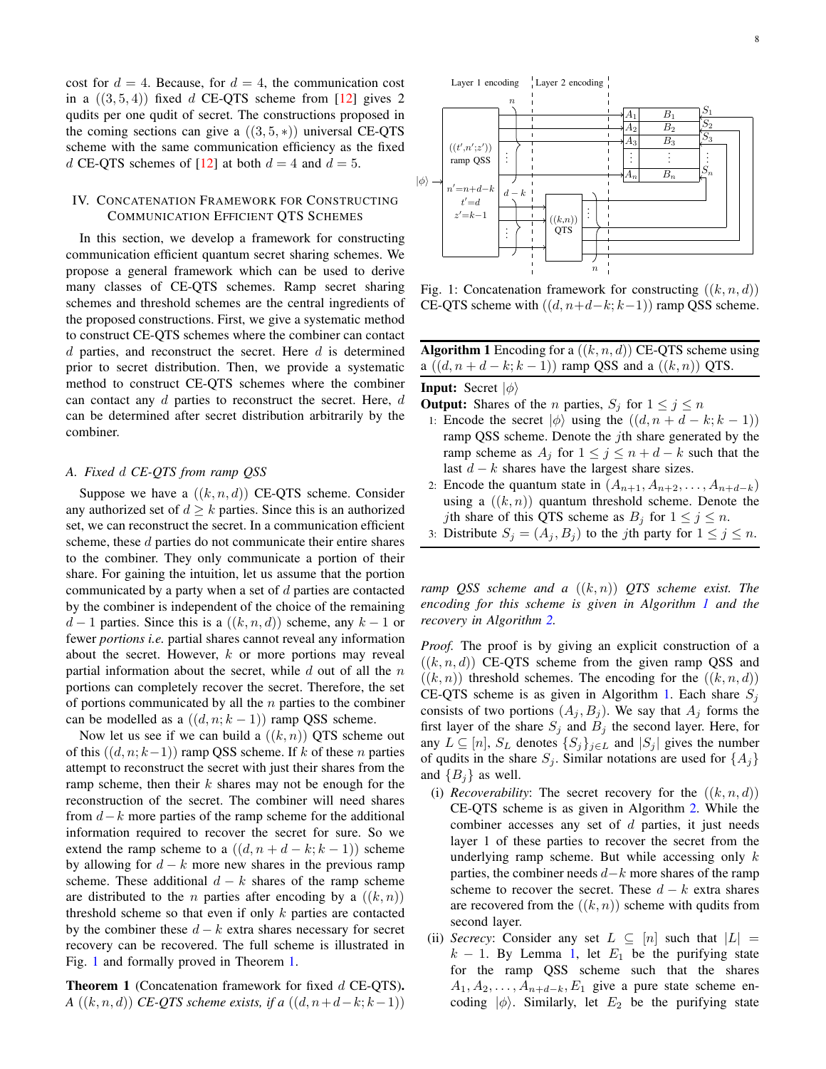cost for $d = 4$. Because, for $d = 4$, the communication cost in a $((3, 5, 4))$ fixed $d$ CE-QTS scheme from [12] gives 2 qudits per one qudit of secret. The constructions proposed in the coming sections can give a $((3, 5, *))$ universal CE-QTS scheme with the same communication efficiency as the fixed $d$ CE-QTS schemes of [12] at both $d = 4$ and $d = 5$.

## IV. Concatenation Framework for Constructing Communication Efficient QTS Schemes

In this section, we develop a framework for constructing communication efficient quantum secret sharing schemes. We propose a general framework which can be used to derive many classes of CE-QTS schemes. Ramp secret sharing schemes and threshold schemes are the central ingredients of the proposed constructions. First, we give a systematic method to construct CE-QTS schemes where the combiner can contact $d$ parties, and reconstruct the secret. Here $d$ is determined prior to secret distribution. Then, we provide a systematic method to construct CE-QTS schemes where the combiner can contact any $d$ parties to reconstruct the secret. Here, $d$ can be determined after secret distribution arbitrarily by the combiner.

### A. Fixed $d$ CE-QTS from ramp QSS

Suppose we have a $((k, n, d))$ CE-QTS scheme. Consider any authorized set of $d \geq k$ parties. Since this is an authorized set, we can reconstruct the secret. In a communication efficient scheme, these $d$ parties do not communicate their entire shares to the combiner. They only communicate a portion of their share. For gaining the intuition, let us assume that the portion communicated by a party when a set of $d$ parties are contacted by the combiner is independent of the choice of the remaining $d-1$ parties. Since this is a $((k, n, d))$ scheme, any $k-1$ or fewer *portions i.e.* partial shares cannot reveal any information about the secret. However, $k$ or more portions may reveal partial information about the secret, while $d$ out of all the $n$ portions can completely recover the secret. Therefore, the set of portions communicated by all the $n$ parties to the combiner can be modelled as a $((d, n; k-1))$ ramp QSS scheme.

Now let us see if we can build a $((k, n))$ QTS scheme out of this $((d, n; k-1))$ ramp QSS scheme. If $k$ of these $n$ parties attempt to reconstruct the secret with just their shares from the ramp scheme, then their $k$ shares may not be enough for the reconstruction of the secret. The combiner will need shares from $d-k$ more parties of the ramp scheme for the additional information required to recover the secret for sure. So we extend the ramp scheme to a $((d, n+d-k; k-1))$ scheme by allowing for $d-k$ more new shares in the previous ramp scheme. These additional $d-k$ shares of the ramp scheme are distributed to the $n$ parties after encoding by a $((k, n))$ threshold scheme so that even if only $k$ parties are contacted by the combiner these $d-k$ extra shares necessary for secret recovery can be recovered. The full scheme is illustrated in Fig. 1 and formally proved in Theorem 1.

**Theorem 1** (Concatenation framework for fixed $d$ CE-QTS). *A $((k, n, d))$ CE-QTS scheme exists, if a $((d, n+d-k; k-1))$ ramp QSS scheme and a $((k, n))$ QTS scheme exist. The encoding for this scheme is given in Algorithm 1 and the recovery in Algorithm 2.*

Fig. 1: Concatenation framework for constructing $((k, n, d))$ CE-QTS scheme with $((d, n+d-k; k-1))$ ramp QSS scheme.

---

**Algorithm 1** Encoding for a $((k, n, d))$ CE-QTS scheme using a $((d, n+d-k; k-1))$ ramp QSS and a $((k, n))$ QTS.

---

**Input:** Secret $|\phi\rangle$

**Output:** Shares of the $n$ parties, $S_j$ for $1 \leq j \leq n$

1: Encode the secret $|\phi\rangle$ using the $((d, n+d-k; k-1))$ ramp QSS scheme. Denote the $j$th share generated by the ramp scheme as $A_j$ for $1 \leq j \leq n+d-k$ such that the last $d-k$ shares have the largest share sizes.

2: Encode the quantum state in $(A_{n+1}, A_{n+2}, \ldots, A_{n+d-k})$ using a $((k, n))$ quantum threshold scheme. Denote the $j$th share of this QTS scheme as $B_j$ for $1 \leq j \leq n$.

3: Distribute $S_j = (A_j, B_j)$ to the $j$th party for $1 \leq j \leq n$.

---

*Proof.* The proof is by giving an explicit construction of a $((k, n, d))$ CE-QTS scheme from the given ramp QSS and $((k, n))$ threshold schemes. The encoding for the $((k, n, d))$ CE-QTS scheme is as given in Algorithm 1. Each share $S_j$ consists of two portions $(A_j, B_j)$. We say that $A_j$ forms the first layer of the share $S_j$ and $B_j$ the second layer. Here, for any $L \subseteq [n]$, $S_L$ denotes $\{S_j\}_{j \in L}$ and $|S_j|$ gives the number of qudits in the share $S_j$. Similar notations are used for $\{A_j\}$ and $\{B_j\}$ as well.

(i) *Recoverability*: The secret recovery for the $((k, n, d))$ CE-QTS scheme is as given in Algorithm 2. While the combiner accesses any set of $d$ parties, it just needs layer 1 of these parties to recover the secret from the underlying ramp scheme. But while accessing only $k$ parties, the combiner needs $d-k$ more shares of the ramp scheme to recover the secret. These $d-k$ extra shares are recovered from the $((k, n))$ scheme with qudits from second layer.

(ii) *Secrecy*: Consider any set $L \subseteq [n]$ such that $|L| = k-1$. By Lemma 1, let $E_1$ be the purifying state for the ramp QSS scheme such that the shares $A_1, A_2, \ldots, A_{n+d-k}, E_1$ give a pure state scheme encoding $|\phi\rangle$. Similarly, let $E_2$ be the purifying state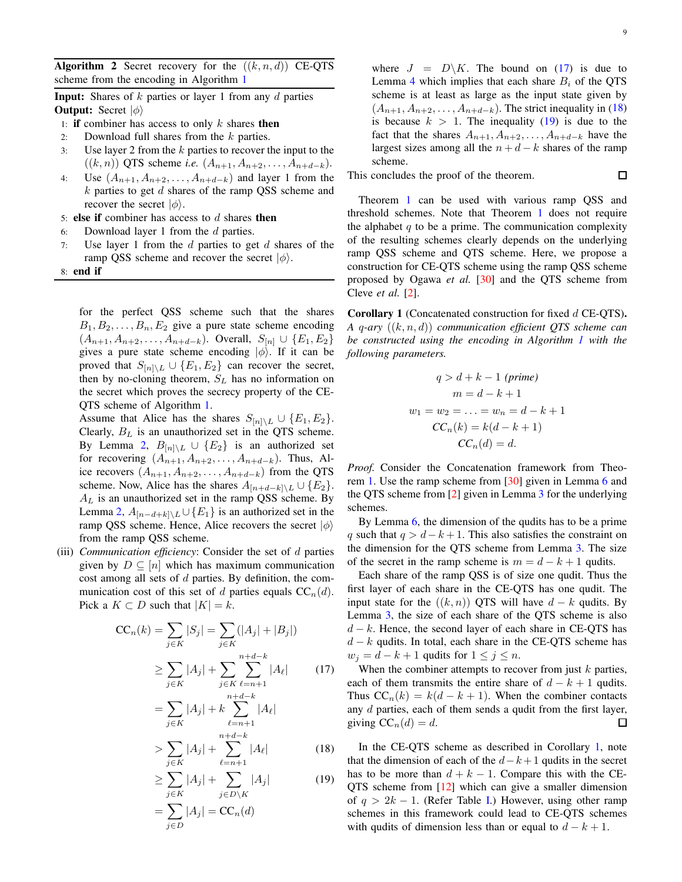**Algorithm 2** Secret recovery for the $((k, n, d))$ CE-QTS scheme from the encoding in Algorithm 1

**Input:** Shares of $k$ parties or layer 1 from any $d$ parties
**Output:** Secret $|\phi\rangle$

1: **if** combiner has access to only $k$ shares **then**
2: Download full shares from the $k$ parties.
3: Use layer 2 from the $k$ parties to recover the input to the $((k, n))$ QTS scheme *i.e.* $(A_{n+1}, A_{n+2}, \ldots, A_{n+d-k})$.
4: Use $(A_{n+1}, A_{n+2}, \ldots, A_{n+d-k})$ and layer 1 from the $k$ parties to get $d$ shares of the ramp QSS scheme and recover the secret $|\phi\rangle$.
5: **else if** combiner has access to $d$ shares **then**
6: Download layer 1 from the $d$ parties.
7: Use layer 1 from the $d$ parties to get $d$ shares of the ramp QSS scheme and recover the secret $|\phi\rangle$.
8: **end if**

for the perfect QSS scheme such that the shares $B_1, B_2, \ldots, B_n, E_2$ give a pure state scheme encoding $(A_{n+1}, A_{n+2}, \ldots, A_{n+d-k})$. Overall, $S_{[n]} \cup \{E_1, E_2\}$ gives a pure state scheme encoding $|\phi\rangle$. If it can be proved that $S_{[n]\setminus L} \cup \{E_1, E_2\}$ can recover the secret, then by no-cloning theorem, $S_L$ has no information on the secret which proves the secrecy property of the CE-QTS scheme of Algorithm 1.

Assume that Alice has the shares $S_{[n]\setminus L} \cup \{E_1, E_2\}$. Clearly, $B_L$ is an unauthorized set in the QTS scheme. By Lemma 2, $B_{[n]\setminus L} \cup \{E_2\}$ is an authorized set for recovering $(A_{n+1}, A_{n+2}, \ldots, A_{n+d-k})$. Thus, Alice recovers $(A_{n+1}, A_{n+2}, \ldots, A_{n+d-k})$ from the QTS scheme. Now, Alice has the shares $A_{[n+d-k]\setminus L} \cup \{E_2\}$. $A_L$ is an unauthorized set in the ramp QSS scheme. By Lemma 2, $A_{[n-d+k]\setminus L} \cup \{E_1\}$ is an authorized set in the ramp QSS scheme. Hence, Alice recovers the secret $|\phi\rangle$ from the ramp QSS scheme.

(iii) *Communication efficiency*: Consider the set of $d$ parties given by $D \subseteq [n]$ which has maximum communication cost among all sets of $d$ parties. By definition, the communication cost of this set of $d$ parties equals $\text{CC}_n(d)$. Pick a $K \subset D$ such that $|K| = k$.

$$\begin{aligned}
\text{CC}_n(k) &= \sum_{j\in K} |S_j| = \sum_{j\in K} (|A_j| + |B_j|) \\
&\geq \sum_{j\in K} |A_j| + \sum_{j\in K} \sum_{\ell=n+1}^{n+d-k} |A_\ell| \qquad (17) \\
&= \sum_{j\in K} |A_j| + k \sum_{\ell=n+1}^{n+d-k} |A_\ell| \\
&> \sum_{j\in K} |A_j| + \sum_{\ell=n+1}^{n+d-k} |A_\ell| \qquad (18) \\
&\geq \sum_{j\in K} |A_j| + \sum_{j\in D\setminus K} |A_j| \qquad (19) \\
&= \sum_{j\in D} |A_j| = \text{CC}_n(d)
\end{aligned}$$

where $J = D\backslash K$. The bound on (17) is due to Lemma 4 which implies that each share $B_i$ of the QTS scheme is at least as large as the input state given by $(A_{n+1}, A_{n+2}, \ldots, A_{n+d-k})$. The strict inequality in (18) is because $k > 1$. The inequality (19) is due to the fact that the shares $A_{n+1}, A_{n+2}, \ldots, A_{n+d-k}$ have the largest sizes among all the $n + d - k$ shares of the ramp scheme.

This concludes the proof of the theorem. □

Theorem 1 can be used with various ramp QSS and threshold schemes. Note that Theorem 1 does not require the alphabet $q$ to be a prime. The communication complexity of the resulting schemes clearly depends on the underlying ramp QSS scheme and QTS scheme. Here, we propose a construction for CE-QTS scheme using the ramp QSS scheme proposed by Ogawa *et al.* [30] and the QTS scheme from Cleve *et al.* [2].

**Corollary 1** (Concatenated construction for fixed $d$ CE-QTS)**.** *A $q$-ary $((k, n, d))$ communication efficient QTS scheme can be constructed using the encoding in Algorithm 1 with the following parameters.*

$$\begin{aligned}
q &> d + k - 1 \text{ (prime)} \\
m &= d - k + 1 \\
w_1 = w_2 = \ldots &= w_n = d - k + 1 \\
CC_n(k) &= k(d - k + 1) \\
CC_n(d) &= d.
\end{aligned}$$

*Proof.* Consider the Concatenation framework from Theorem 1. Use the ramp scheme from [30] given in Lemma 6 and the QTS scheme from [2] given in Lemma 3 for the underlying schemes.

By Lemma 6, the dimension of the qudits has to be a prime $q$ such that $q > d - k + 1$. This also satisfies the constraint on the dimension for the QTS scheme from Lemma 3. The size of the secret in the ramp scheme is $m = d - k + 1$ qudits.

Each share of the ramp QSS is of size one qudit. Thus the first layer of each share in the CE-QTS has one qudit. The input state for the $((k, n))$ QTS will have $d - k$ qudits. By Lemma 3, the size of each share of the QTS scheme is also $d - k$. Hence, the second layer of each share in CE-QTS has $d - k$ qudits. In total, each share in the CE-QTS scheme has $w_j = d - k + 1$ qudits for $1 \leq j \leq n$.

When the combiner attempts to recover from just $k$ parties, each of them transmits the entire share of $d - k + 1$ qudits. Thus $\text{CC}_n(k) = k(d - k + 1)$. When the combiner contacts any $d$ parties, each of them sends a qudit from the first layer, giving $\text{CC}_n(d) = d$. □

In the CE-QTS scheme as described in Corollary 1, note that the dimension of each of the $d-k+1$ qudits in the secret has to be more than $d + k - 1$. Compare this with the CE-QTS scheme from [12] which can give a smaller dimension of $q > 2k - 1$. (Refer Table I.) However, using other ramp schemes in this framework could lead to CE-QTS schemes with qudits of dimension less than or equal to $d - k + 1$.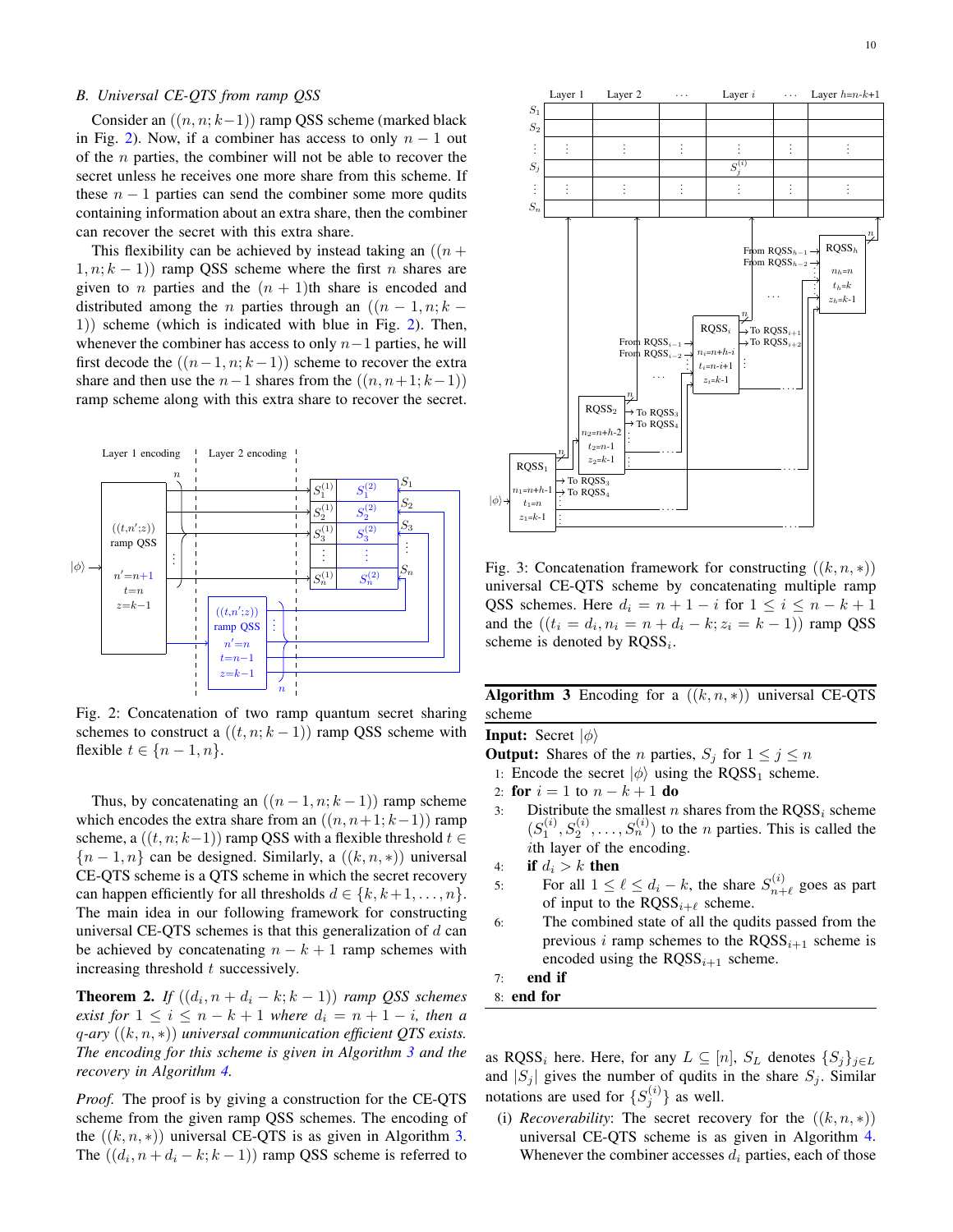### B. Universal CE-QTS from ramp QSS

Consider an $((n, n; k-1))$ ramp QSS scheme (marked black in Fig. 2). Now, if a combiner has access to only $n-1$ out of the $n$ parties, the combiner will not be able to recover the secret unless he receives one more share from this scheme. If these $n-1$ parties can send the combiner some more qudits containing information about an extra share, then the combiner can recover the secret with this extra share.

This flexibility can be achieved by instead taking an $((n+1, n; k-1))$ ramp QSS scheme where the first $n$ shares are given to $n$ parties and the $(n+1)$th share is encoded and distributed among the $n$ parties through an $((n-1, n; k-1))$ scheme (which is indicated with blue in Fig. 2). Then, whenever the combiner has access to only $n-1$ parties, he will first decode the $((n-1, n; k-1))$ scheme to recover the extra share and then use the $n-1$ shares from the $((n, n+1; k-1))$ ramp scheme along with this extra share to recover the secret.

Fig. 2: Concatenation of two ramp quantum secret sharing schemes to construct a $((t, n; k-1))$ ramp QSS scheme with flexible $t \in \{n-1, n\}$.

Thus, by concatenating an $((n-1, n; k-1))$ ramp scheme which encodes the extra share from an $((n, n+1; k-1))$ ramp scheme, a $((t, n; k-1))$ ramp QSS with a flexible threshold $t \in \{n-1, n\}$ can be designed. Similarly, a $((k, n, *))$ universal CE-QTS scheme is a QTS scheme in which the secret recovery can happen efficiently for all thresholds $d \in \{k, k+1, \dots, n\}$. The main idea in our following framework for constructing universal CE-QTS schemes is that this generalization of $d$ can be achieved by concatenating $n-k+1$ ramp schemes with increasing threshold $t$ successively.

**Theorem 2.** *If $((d_i, n+d_i-k; k-1))$ ramp QSS schemes exist for $1 \leq i \leq n-k+1$ where $d_i = n+1-i$, then a $q$-ary $((k, n, *))$ universal communication efficient QTS exists. The encoding for this scheme is given in Algorithm 3 and the recovery in Algorithm 4.*

*Proof.* The proof is by giving a construction for the CE-QTS scheme from the given ramp QSS schemes. The encoding of the $((k, n, *))$ universal CE-QTS is as given in Algorithm 3. The $((d_i, n+d_i-k; k-1))$ ramp QSS scheme is referred to as RQSS$_i$ here. Here, for any $L \subseteq [n]$, $S_L$ denotes $\{S_j\}_{j \in L}$ and $|S_j|$ gives the number of qudits in the share $S_j$. Similar notations are used for $\{S_j^{(i)}\}$ as well.

Fig. 3: Concatenation framework for constructing $((k, n, *))$ universal CE-QTS scheme by concatenating multiple ramp QSS schemes. Here $d_i = n+1-i$ for $1 \leq i \leq n-k+1$ and the $((t_i = d_i, n_i = n+d_i-k; z_i = k-1))$ ramp QSS scheme is denoted by RQSS$_i$.

---

**Algorithm 3** Encoding for a $((k, n, *))$ universal CE-QTS scheme

**Input:** Secret $|\phi\rangle$

**Output:** Shares of the $n$ parties, $S_j$ for $1 \leq j \leq n$

1: Encode the secret $|\phi\rangle$ using the RQSS$_1$ scheme.
2: **for** $i = 1$ to $n-k+1$ **do**
3: Distribute the smallest $n$ shares from the RQSS$_i$ scheme $(S_1^{(i)}, S_2^{(i)}, \dots, S_n^{(i)})$ to the $n$ parties. This is called the $i$th layer of the encoding.
4: **if** $d_i > k$ **then**
5: For all $1 \leq \ell \leq d_i - k$, the share $S_{n+\ell}^{(i)}$ goes as part of input to the RQSS$_{i+\ell}$ scheme.
6: The combined state of all the qudits passed from the previous $i$ ramp schemes to the RQSS$_{i+1}$ scheme is encoded using the RQSS$_{i+1}$ scheme.
7: **end if**
8: **end for**

---

(i) *Recoverability*: The secret recovery for the $((k, n, *))$ universal CE-QTS scheme is as given in Algorithm 4. Whenever the combiner accesses $d_i$ parties, each of those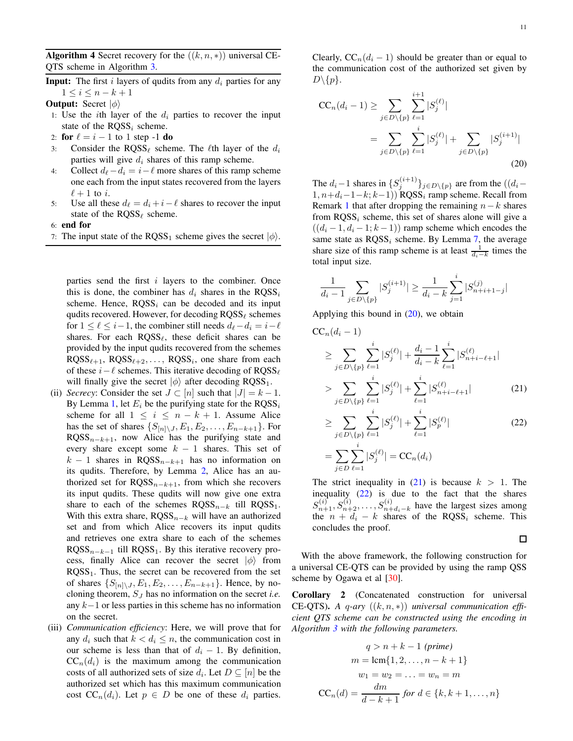**Algorithm 4** Secret recovery for the $((k, n, *))$ universal CE-QTS scheme in Algorithm 3.

**Input:** The first $i$ layers of qudits from any $d_i$ parties for any $1 \leq i \leq n-k+1$

**Output:** Secret $|\phi\rangle$

1: Use the $i$th layer of the $d_i$ parties to recover the input state of the $\text{RQSS}_i$ scheme.
2: **for** $\ell = i-1$ to 1 step -1 **do**
3: Consider the $\text{RQSS}_\ell$ scheme. The $\ell$th layer of the $d_i$ parties will give $d_i$ shares of this ramp scheme.
4: Collect $d_\ell - d_i = i - \ell$ more shares of this ramp scheme one each from the input states recovered from the layers $\ell+1$ to $i$.
5: Use all these $d_\ell = d_i + i - \ell$ shares to recover the input state of the $\text{RQSS}_\ell$ scheme.
6: **end for**
7: The input state of the $\text{RQSS}_1$ scheme gives the secret $|\phi\rangle$.

parties send the first $i$ layers to the combiner. Once this is done, the combiner has $d_i$ shares in the $\text{RQSS}_i$ scheme. Hence, $\text{RQSS}_i$ can be decoded and its input qudits recovered. However, for decoding $\text{RQSS}_\ell$ schemes for $1 \leq \ell \leq i-1$, the combiner still needs $d_\ell - d_i = i - \ell$ shares. For each $\text{RQSS}_\ell$, these deficit shares can be provided by the input qudits recovered from the schemes $\text{RQSS}_{\ell+1}$, $\text{RQSS}_{\ell+2}, \ldots, \text{RQSS}_i$, one share from each of these $i-\ell$ schemes. This iterative decoding of $\text{RQSS}_\ell$ will finally give the secret $|\phi\rangle$ after decoding $\text{RQSS}_1$.

(ii) *Secrecy*: Consider the set $J \subset [n]$ such that $|J| = k-1$. By Lemma 1, let $E_i$ be the purifying state for the $\text{RQSS}_i$ scheme for all $1 \leq i \leq n-k+1$. Assume Alice has the set of shares $\{S_{[n]\setminus J}, E_1, E_2, \ldots, E_{n-k+1}\}$. For $\text{RQSS}_{n-k+1}$, now Alice has the purifying state and every share except some $k-1$ shares. This set of $k-1$ shares in $\text{RQSS}_{n-k+1}$ has no information on its qudits. Therefore, by Lemma 2, Alice has an authorized set for $\text{RQSS}_{n-k+1}$, from which she recovers its input qudits. These qudits will now give one extra share to each of the schemes $\text{RQSS}_{n-k}$ till $\text{RQSS}_1$. With this extra share, $\text{RQSS}_{n-k}$ will have an authorized set and from which Alice recovers its input qudits and retrieves one extra share to each of the schemes $\text{RQSS}_{n-k-1}$ till $\text{RQSS}_1$. By this iterative recovery process, finally Alice can recover the secret $|\phi\rangle$ from $\text{RQSS}_1$. Thus, the secret can be recovered from the set of shares $\{S_{[n]\setminus J}, E_1, E_2, \ldots, E_{n-k+1}\}$. Hence, by no-cloning theorem, $S_J$ has no information on the secret *i.e.* any $k-1$ or less parties in this scheme has no information on the secret.

(iii) *Communication efficiency*: Here, we will prove that for any $d_i$ such that $k < d_i \leq n$, the communication cost in our scheme is less than that of $d_i - 1$. By definition, $\text{CC}_n(d_i)$ is the maximum among the communication costs of all authorized sets of size $d_i$. Let $D \subseteq [n]$ be the authorized set which has this maximum communication cost $\text{CC}_n(d_i)$. Let $p \in D$ be one of these $d_i$ parties. Clearly, $\text{CC}_n(d_i - 1)$ should be greater than or equal to the communication cost of the authorized set given by $D \setminus \{p\}$.

$$\begin{aligned}\text{CC}_n(d_i-1) &\geq \sum_{j\in D\setminus\{p\}} \sum_{\ell=1}^{i+1} |S_j^{(\ell)}| \\ &= \sum_{j\in D\setminus\{p\}} \sum_{\ell=1}^{i} |S_j^{(\ell)}| + \sum_{j\in D\setminus\{p\}} |S_j^{(i+1)}| \end{aligned} \tag{20}$$

The $d_i - 1$ shares in $\{S_j^{(i+1)}\}_{j\in D\setminus\{p\}}$ are from the $((d_i - 1, n+d_i-1-k; k-1))$ $\text{RQSS}_i$ ramp scheme. Recall from Remark 1 that after dropping the remaining $n-k$ shares from $\text{RQSS}_i$ scheme, this set of shares alone will give a $((d_i-1, d_i-1; k-1))$ ramp scheme which encodes the same state as $\text{RQSS}_i$ scheme. By Lemma 7, the average share size of this ramp scheme is at least $\frac{1}{d_i-k}$ times the total input size.

$$\frac{1}{d_i-1} \sum_{j\in D\setminus\{p\}} |S_j^{(i+1)}| \geq \frac{1}{d_i-k} \sum_{j=1}^{i} |S_{n+i+1-j}^{(j)}|$$

Applying this bound in (20), we obtain

$$\begin{aligned}&\text{CC}_n(d_i-1) \\ &\geq \sum_{j\in D\setminus\{p\}} \sum_{\ell=1}^{i} |S_j^{(\ell)}| + \frac{d_i-1}{d_i-k} \sum_{\ell=1}^{i} |S_{n+i-\ell+1}^{(\ell)}| \\ &> \sum_{j\in D\setminus\{p\}} \sum_{\ell=1}^{i} |S_j^{(\ell)}| + \sum_{\ell=1}^{i} |S_{n+i-\ell+1}^{(\ell)}| \qquad (21) \\ &\geq \sum_{j\in D\setminus\{p\}} \sum_{\ell=1}^{i} |S_j^{(\ell)}| + \sum_{\ell=1}^{i} |S_p^{(\ell)}| \qquad (22) \\ &= \sum_{j\in D} \sum_{\ell=1}^{i} |S_j^{(\ell)}| = \text{CC}_n(d_i)\end{aligned}$$

The strict inequality in (21) is because $k > 1$. The inequality (22) is due to the fact that the shares $S_{n+1}^{(i)}, S_{n+2}^{(i)}, \ldots, S_{n+d_i-k}^{(i)}$ have the largest sizes among the $n + d_i - k$ shares of the $\text{RQSS}_i$ scheme. This concludes the proof.

□

With the above framework, the following construction for a universal CE-QTS can be provided by using the ramp QSS scheme by Ogawa et al [30].

**Corollary 2** (Concatenated construction for universal CE-QTS). *A $q$-ary $((k, n, *))$ universal communication efficient QTS scheme can be constructed using the encoding in Algorithm 3 with the following parameters.*

$$\begin{gathered} q > n+k-1 \textit{ (prime)} \\ m = \text{lcm}\{1, 2, \ldots, n-k+1\} \\ w_1 = w_2 = \ldots = w_n = m \\ \text{CC}_n(d) = \frac{dm}{d-k+1} \textit{ for } d \in \{k, k+1, \ldots, n\} \end{gathered}$$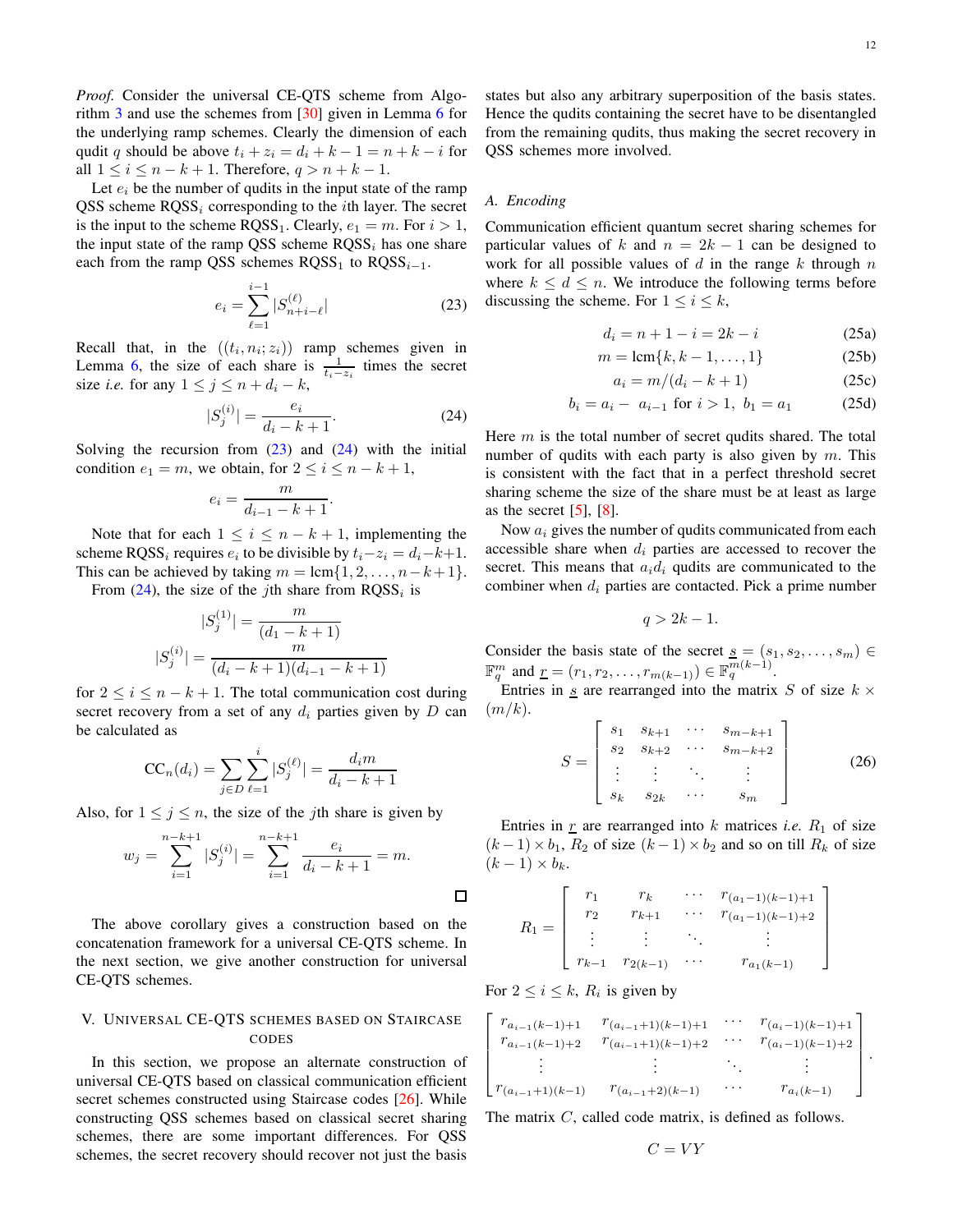*Proof.* Consider the universal CE-QTS scheme from Algorithm 3 and use the schemes from [30] given in Lemma 6 for the underlying ramp schemes. Clearly the dimension of each qudit $q$ should be above $t_i + z_i = d_i + k - 1 = n + k - i$ for all $1 \leq i \leq n - k + 1$. Therefore, $q > n + k - 1$.

Let $e_i$ be the number of qudits in the input state of the ramp QSS scheme $\text{RQSS}_i$ corresponding to the $i$th layer. The secret is the input to the scheme $\text{RQSS}_1$. Clearly, $e_1 = m$. For $i > 1$, the input state of the ramp QSS scheme $\text{RQSS}_i$ has one share each from the ramp QSS schemes $\text{RQSS}_1$ to $\text{RQSS}_{i-1}$.

$$e_i = \sum_{\ell=1}^{i-1} |S^{(\ell)}_{n+i-\ell}| \tag{23}$$

Recall that, in the $((t_i, n_i; z_i))$ ramp schemes given in Lemma 6, the size of each share is $\frac{1}{t_i - z_i}$ times the secret size *i.e.* for any $1 \leq j \leq n + d_i - k$,

$$|S^{(i)}_j| = \frac{e_i}{d_i - k + 1}. \tag{24}$$

Solving the recursion from (23) and (24) with the initial condition $e_1 = m$, we obtain, for $2 \leq i \leq n - k + 1$,

$$e_i = \frac{m}{d_{i-1} - k + 1}.$$

Note that for each $1 \leq i \leq n - k + 1$, implementing the scheme $\text{RQSS}_i$ requires $e_i$ to be divisible by $t_i - z_i = d_i - k + 1$. This can be achieved by taking $m = \text{lcm}\{1, 2, \ldots, n - k + 1\}$.

From (24), the size of the $j$th share from $\text{RQSS}_i$ is

$$|S^{(1)}_j| = \frac{m}{(d_1 - k + 1)}$$
$$|S^{(i)}_j| = \frac{m}{(d_i - k + 1)(d_{i-1} - k + 1)}$$

for $2 \leq i \leq n - k + 1$. The total communication cost during secret recovery from a set of any $d_i$ parties given by $D$ can be calculated as

$$\text{CC}_n(d_i) = \sum_{j \in D} \sum_{\ell=1}^{i} |S^{(\ell)}_j| = \frac{d_i m}{d_i - k + 1}$$

Also, for $1 \leq j \leq n$, the size of the $j$th share is given by

$$w_j = \sum_{i=1}^{n-k+1} |S^{(i)}_j| = \sum_{i=1}^{n-k+1} \frac{e_i}{d_i - k + 1} = m.$$

□

The above corollary gives a construction based on the concatenation framework for a universal CE-QTS scheme. In the next section, we give another construction for universal CE-QTS schemes.

## V. Universal CE-QTS schemes based on Staircase codes

In this section, we propose an alternate construction of universal CE-QTS based on classical communication efficient secret schemes constructed using Staircase codes [26]. While constructing QSS schemes based on classical secret sharing schemes, there are some important differences. For QSS schemes, the secret recovery should recover not just the basis states but also any arbitrary superposition of the basis states. Hence the qudits containing the secret have to be disentangled from the remaining qudits, thus making the secret recovery in QSS schemes more involved.

### A. Encoding

Communication efficient quantum secret sharing schemes for particular values of $k$ and $n = 2k - 1$ can be designed to work for all possible values of $d$ in the range $k$ through $n$ where $k \leq d \leq n$. We introduce the following terms before discussing the scheme. For $1 \leq i \leq k$,

$$d_i = n + 1 - i = 2k - i \tag{25a}$$
$$m = \text{lcm}\{k, k-1, \ldots, 1\} \tag{25b}$$
$$a_i = m/(d_i - k + 1) \tag{25c}$$
$$b_i = a_i - a_{i-1} \text{ for } i > 1, \; b_1 = a_1 \tag{25d}$$

Here $m$ is the total number of secret qudits shared. The total number of qudits with each party is also given by $m$. This is consistent with the fact that in a perfect threshold secret sharing scheme the size of the share must be at least as large as the secret [5], [8].

Now $a_i$ gives the number of qudits communicated from each accessible share when $d_i$ parties are accessed to recover the secret. This means that $a_i d_i$ qudits are communicated to the combiner when $d_i$ parties are contacted. Pick a prime number

$$q > 2k - 1.$$

Consider the basis state of the secret $\underline{s} = (s_1, s_2, \ldots, s_m) \in \mathbb{F}_q^m$ and $\underline{r} = (r_1, r_2, \ldots, r_{m(k-1)}) \in \mathbb{F}_q^{m(k-1)}$.

Entries in $\underline{s}$ are rearranged into the matrix $S$ of size $k \times (m/k)$.

$$S = \begin{bmatrix} s_1 & s_{k+1} & \cdots & s_{m-k+1} \\ s_2 & s_{k+2} & \cdots & s_{m-k+2} \\ \vdots & \vdots & \ddots & \vdots \\ s_k & s_{2k} & \cdots & s_m \end{bmatrix} \tag{26}$$

Entries in $\underline{r}$ are rearranged into $k$ matrices *i.e.* $R_1$ of size $(k-1) \times b_1$, $R_2$ of size $(k-1) \times b_2$ and so on till $R_k$ of size $(k-1) \times b_k$.

$$R_1 = \begin{bmatrix} r_1 & r_k & \cdots & r_{(a_1-1)(k-1)+1} \\ r_2 & r_{k+1} & \cdots & r_{(a_1-1)(k-1)+2} \\ \vdots & \vdots & \ddots & \vdots \\ r_{k-1} & r_{2(k-1)} & \cdots & r_{a_1(k-1)} \end{bmatrix}$$

For $2 \leq i \leq k$, $R_i$ is given by

$$\begin{bmatrix} r_{a_{i-1}(k-1)+1} & r_{(a_{i-1}+1)(k-1)+1} & \cdots & r_{(a_i-1)(k-1)+1} \\ r_{a_{i-1}(k-1)+2} & r_{(a_{i-1}+1)(k-1)+2} & \cdots & r_{(a_i-1)(k-1)+2} \\ \vdots & \vdots & \ddots & \vdots \\ r_{(a_{i-1}+1)(k-1)} & r_{(a_{i-1}+2)(k-1)} & \cdots & r_{a_i(k-1)} \end{bmatrix}.$$

The matrix $C$, called code matrix, is defined as follows.

$$C = VY$$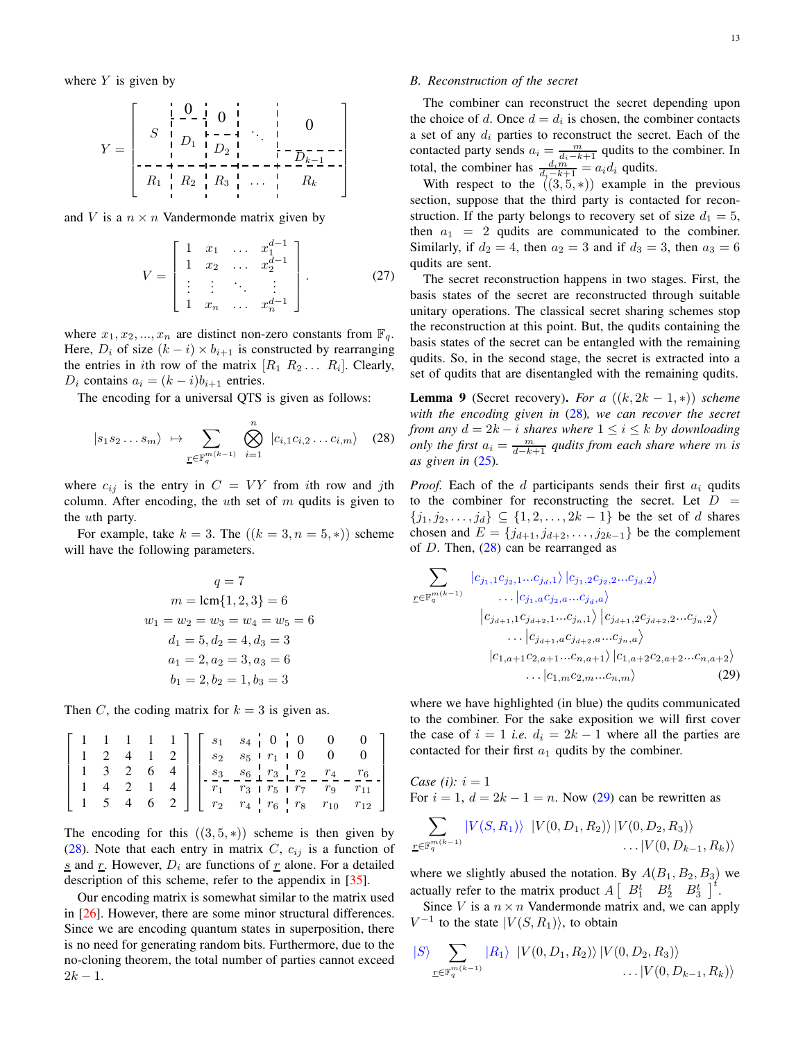where $Y$ is given by

$$
Y = \left[\begin{array}{c|c|c|c|c}
S & \begin{array}{c} 0 \\ \hline D_1 \end{array} & \begin{array}{c} 0 \\ \hline D_2 \end{array} & \ddots & \begin{array}{c} 0 \\ \hline D_{k-1} \end{array} \\
\hline
R_1 & R_2 & R_3 & \dots & R_k
\end{array}\right]
$$

and $V$ is a $n \times n$ Vandermonde matrix given by

$$
V = \begin{bmatrix} 1 & x_1 & \dots & x_1^{d-1} \\ 1 & x_2 & \dots & x_2^{d-1} \\ \vdots & \vdots & \ddots & \vdots \\ 1 & x_n & \dots & x_n^{d-1} \end{bmatrix}. \tag{27}
$$

where $x_1, x_2, ..., x_n$ are distinct non-zero constants from $\mathbb{F}_q$. Here, $D_i$ of size $(k-i) \times b_{i+1}$ is constructed by rearranging the entries in $i$th row of the matrix $[R_1 \ R_2 \dots \ R_i]$. Clearly, $D_i$ contains $a_i = (k-i)b_{i+1}$ entries.

The encoding for a universal QTS is given as follows:

$$
|s_1 s_2 \dots s_m\rangle \ \mapsto \sum_{\underline{r} \in \mathbb{F}_q^{m(k-1)}} \bigotimes_{i=1}^{n} |c_{i,1} c_{i,2} \dots c_{i,m}\rangle \tag{28}
$$

where $c_{ij}$ is the entry in $C = VY$ from $i$th row and $j$th column. After encoding, the $u$th set of $m$ qudits is given to the $u$th party.

For example, take $k=3$. The $((k=3, n=5, *))$ scheme will have the following parameters.

$$
\begin{aligned}
q &= 7 \\
m &= \text{lcm}\{1,2,3\} = 6 \\
w_1 = w_2 = w_3 &= w_4 = w_5 = 6 \\
d_1 = 5, d_2 &= 4, d_3 = 3 \\
a_1 = 2, a_2 &= 3, a_3 = 6 \\
b_1 = 2, b_2 &= 1, b_3 = 3
\end{aligned}
$$

Then $C$, the coding matrix for $k=3$ is given as.

$$
\begin{bmatrix} 1 & 1 & 1 & 1 & 1 \\ 1 & 2 & 4 & 1 & 2 \\ 1 & 3 & 2 & 6 & 4 \\ 1 & 4 & 2 & 1 & 4 \\ 1 & 5 & 4 & 6 & 2 \end{bmatrix}
\left[\begin{array}{cc|c|ccc}
s_1 & s_4 & 0 & 0 & 0 & 0 \\
s_2 & s_5 & r_1 & 0 & 0 & 0 \\
s_3 & s_6 & r_3 & r_2 & r_4 & r_6 \\
\hline
r_1 & r_3 & r_5 & r_7 & r_9 & r_{11} \\
r_2 & r_4 & r_6 & r_8 & r_{10} & r_{12}
\end{array}\right]
$$

The encoding for this $((3,5,*))$ scheme is then given by (28). Note that each entry in matrix $C$, $c_{ij}$ is a function of $\underline{s}$ and $\underline{r}$. However, $D_i$ are functions of $\underline{r}$ alone. For a detailed description of this scheme, refer to the appendix in [35].

Our encoding matrix is somewhat similar to the matrix used in [26]. However, there are some minor structural differences. Since we are encoding quantum states in superposition, there is no need for generating random bits. Furthermore, due to the no-cloning theorem, the total number of parties cannot exceed $2k-1$.

### B. Reconstruction of the secret

The combiner can reconstruct the secret depending upon the choice of $d$. Once $d = d_i$ is chosen, the combiner contacts a set of any $d_i$ parties to reconstruct the secret. Each of the contacted party sends $a_i = \frac{m}{d_i - k + 1}$ qudits to the combiner. In total, the combiner has $\frac{d_i m}{d_i - k + 1} = a_i d_i$ qudits.

With respect to the $((3,5,*))$ example in the previous section, suppose that the third party is contacted for reconstruction. If the party belongs to recovery set of size $d_1 = 5$, then $a_1 = 2$ qudits are communicated to the combiner. Similarly, if $d_2 = 4$, then $a_2 = 3$ and if $d_3 = 3$, then $a_3 = 6$ qudits are sent.

The secret reconstruction happens in two stages. First, the basis states of the secret are reconstructed through suitable unitary operations. The classical secret sharing schemes stop the reconstruction at this point. But, the qudits containing the basis states of the secret can be entangled with the remaining qudits. So, in the second stage, the secret is extracted into a set of qudits that are disentangled with the remaining qudits.

**Lemma 9** (Secret recovery)**.** *For a $((k, 2k-1, *))$ scheme with the encoding given in (28), we can recover the secret from any $d = 2k - i$ shares where $1 \le i \le k$ by downloading only the first $a_i = \frac{m}{d-k+1}$ qudits from each share where $m$ is as given in (25).*

*Proof.* Each of the $d$ participants sends their first $a_i$ qudits to the combiner for reconstructing the secret. Let $D = \{j_1, j_2, \dots, j_d\} \subseteq \{1, 2, \dots, 2k-1\}$ be the set of $d$ shares chosen and $E = \{j_{d+1}, j_{d+2}, \dots, j_{2k-1}\}$ be the complement of $D$. Then, (28) can be rearranged as

$$
\begin{aligned}
\sum_{\underline{r} \in \mathbb{F}_q^{m(k-1)}} & |c_{j_1,1} c_{j_2,1} \dots c_{j_d,1}\rangle \, |c_{j_1,2} c_{j_2,2} \dots c_{j_d,2}\rangle \\
& \dots |c_{j_1,a} c_{j_2,a} \dots c_{j_d,a}\rangle \\
& |c_{j_{d+1},1} c_{j_{d+2},1} \dots c_{j_n,1}\rangle \, |c_{j_{d+1},2} c_{j_{d+2},2} \dots c_{j_n,2}\rangle \\
& \dots |c_{j_{d+1},a} c_{j_{d+2},a} \dots c_{j_n,a}\rangle \\
& |c_{1,a+1} c_{2,a+1} \dots c_{n,a+1}\rangle \, |c_{1,a+2} c_{2,a+2} \dots c_{n,a+2}\rangle \\
& \dots |c_{1,m} c_{2,m} \dots c_{n,m}\rangle
\end{aligned} \tag{29}
$$

where we have highlighted (in blue) the qudits communicated to the combiner. For the sake exposition we will first cover the case of $i = 1$ *i.e.* $d_i = 2k-1$ where all the parties are contacted for their first $a_1$ qudits by the combiner.

*Case (i): $i = 1$*
For $i = 1$, $d = 2k - 1 = n$. Now (29) can be rewritten as

$$
\sum_{\underline{r} \in \mathbb{F}_q^{m(k-1)}} |V(S, R_1)\rangle \ |V(0, D_1, R_2)\rangle \, |V(0, D_2, R_3)\rangle \dots |V(0, D_{k-1}, R_k)\rangle
$$

where we slightly abused the notation. By $A(B_1, B_2, B_3)$ we actually refer to the matrix product $A \left[ \ B_1^t \quad B_2^t \quad B_3^t \ \right]^t$.

Since $V$ is a $n \times n$ Vandermonde matrix and, we can apply $V^{-1}$ to the state $|V(S, R_1)\rangle$, to obtain

$$
|S\rangle \sum_{\underline{r} \in \mathbb{F}_q^{m(k-1)}} |R_1\rangle \ |V(0, D_1, R_2)\rangle \, |V(0, D_2, R_3)\rangle \dots |V(0, D_{k-1}, R_k)\rangle
$$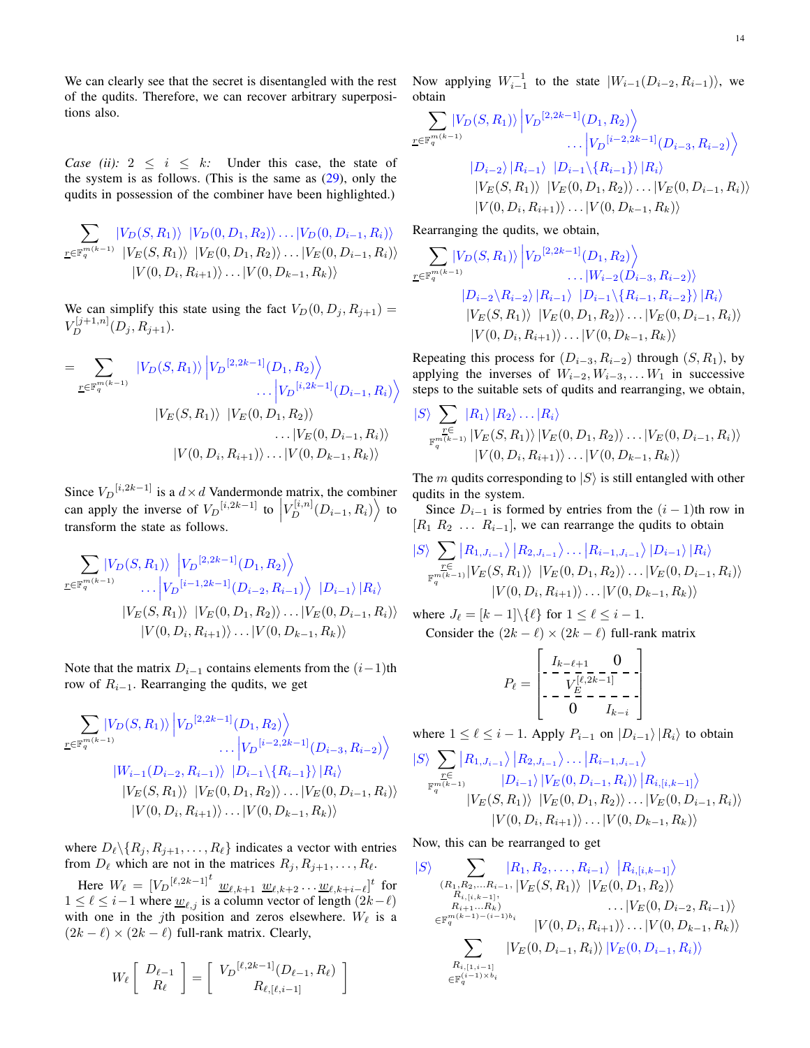We can clearly see that the secret is disentangled with the rest of the qudits. Therefore, we can recover arbitrary superpositions also.

*Case (ii):* $2 \leq i \leq k$: Under this case, the state of the system is as follows. (This is the same as (29), only the qudits in possession of the combiner have been highlighted.)

$$\sum_{\underline{r}\in\mathbb{F}_q^{m(k-1)}} |V_D(S,R_1)\rangle\ |V_D(0,D_1,R_2)\rangle \ldots |V_D(0,D_{i-1},R_i)\rangle\ |V_E(S,R_1)\rangle\ |V_E(0,D_1,R_2)\rangle \ldots |V_E(0,D_{i-1},R_i)\rangle\ |V(0,D_i,R_{i+1})\rangle \ldots |V(0,D_{k-1},R_k)\rangle$$

We can simplify this state using the fact $V_D(0,D_j,R_{j+1}) = V_D^{[j+1,n]}(D_j,R_{j+1})$.

$$= \sum_{\underline{r}\in\mathbb{F}_q^{m(k-1)}} |V_D(S,R_1)\rangle \left|{V_D}^{[2,2k-1]}(D_1,R_2)\right\rangle \ldots \left|{V_D}^{[i,2k-1]}(D_{i-1},R_i)\right\rangle |V_E(S,R_1)\rangle\ |V_E(0,D_1,R_2)\rangle \ldots |V_E(0,D_{i-1},R_i)\rangle\ |V(0,D_i,R_{i+1})\rangle \ldots |V(0,D_{k-1},R_k)\rangle$$

Since ${V_D}^{[i,2k-1]}$ is a $d\times d$ Vandermonde matrix, the combiner can apply the inverse of ${V_D}^{[i,2k-1]}$ to $\left|V_D^{[i,n]}(D_{i-1},R_i)\right\rangle$ to transform the state as follows.

$$\sum_{\underline{r}\in\mathbb{F}_q^{m(k-1)}} |V_D(S,R_1)\rangle \left|{V_D}^{[2,2k-1]}(D_1,R_2)\right\rangle \ldots \left|{V_D}^{[i-1,2k-1]}(D_{i-2},R_{i-1})\right\rangle\ |D_{i-1}\rangle\, |R_i\rangle\ |V_E(S,R_1)\rangle\ |V_E(0,D_1,R_2)\rangle \ldots |V_E(0,D_{i-1},R_i)\rangle\ |V(0,D_i,R_{i+1})\rangle \ldots |V(0,D_{k-1},R_k)\rangle$$

Note that the matrix $D_{i-1}$ contains elements from the $(i-1)$th row of $R_{i-1}$. Rearranging the qudits, we get

$$\sum_{\underline{r}\in\mathbb{F}_q^{m(k-1)}} |V_D(S,R_1)\rangle \left|{V_D}^{[2,2k-1]}(D_1,R_2)\right\rangle \ldots \left|{V_D}^{[i-2,2k-1]}(D_{i-3},R_{i-2})\right\rangle |W_{i-1}(D_{i-2},R_{i-1})\rangle\ |D_{i-1}\backslash\{R_{i-1}\}\rangle\, |R_i\rangle\ |V_E(S,R_1)\rangle\ |V_E(0,D_1,R_2)\rangle \ldots |V_E(0,D_{i-1},R_i)\rangle\ |V(0,D_i,R_{i+1})\rangle \ldots |V(0,D_{k-1},R_k)\rangle$$

where $D_\ell\backslash\{R_j,R_{j+1},\ldots,R_\ell\}$ indicates a vector with entries from $D_\ell$ which are not in the matrices $R_j,R_{j+1},\ldots,R_\ell$.

Here $W_\ell = [{V_D}^{[\ell,2k-1]^t}\ \underline{w}_{\ell,k+1}\ \underline{w}_{\ell,k+2}\cdots\underline{w}_{\ell,k+i-\ell}]^t$ for $1\leq\ell\leq i-1$ where $\underline{w}_{\ell,j}$ is a column vector of length $(2k-\ell)$ with one in the $j$th position and zeros elsewhere. $W_\ell$ is a $(2k-\ell)\times(2k-\ell)$ full-rank matrix. Clearly,

$$W_\ell \begin{bmatrix} D_{\ell-1} \\ R_\ell \end{bmatrix} = \begin{bmatrix} {V_D}^{[\ell,2k-1]}(D_{\ell-1},R_\ell) \\ R_{\ell,[\ell,i-1]} \end{bmatrix}$$

Now applying $W_{i-1}^{-1}$ to the state $|W_{i-1}(D_{i-2},R_{i-1})\rangle$, we obtain

$$\sum_{\underline{r}\in\mathbb{F}_q^{m(k-1)}} |V_D(S,R_1)\rangle \left|{V_D}^{[2,2k-1]}(D_1,R_2)\right\rangle \ldots \left|{V_D}^{[i-2,2k-1]}(D_{i-3},R_{i-2})\right\rangle |D_{i-2}\rangle\, |R_{i-1}\rangle\ |D_{i-1}\backslash\{R_{i-1}\}\rangle\, |R_i\rangle\ |V_E(S,R_1)\rangle\ |V_E(0,D_1,R_2)\rangle \ldots |V_E(0,D_{i-1},R_i)\rangle\ |V(0,D_i,R_{i+1})\rangle \ldots |V(0,D_{k-1},R_k)\rangle$$

Rearranging the qudits, we obtain,

$$\sum_{\underline{r}\in\mathbb{F}_q^{m(k-1)}} |V_D(S,R_1)\rangle \left|{V_D}^{[2,2k-1]}(D_1,R_2)\right\rangle \ldots |W_{i-2}(D_{i-3},R_{i-2})\rangle\ |D_{i-2}\backslash R_{i-2}\rangle\, |R_{i-1}\rangle\ |D_{i-1}\backslash\{R_{i-1},R_{i-2}\}\rangle\, |R_i\rangle\ |V_E(S,R_1)\rangle\ |V_E(0,D_1,R_2)\rangle \ldots |V_E(0,D_{i-1},R_i)\rangle\ |V(0,D_i,R_{i+1})\rangle \ldots |V(0,D_{k-1},R_k)\rangle$$

Repeating this process for $(D_{i-3},R_{i-2})$ through $(S,R_1)$, by applying the inverses of $W_{i-2},W_{i-3},\ldots W_1$ in successive steps to the suitable sets of qudits and rearranging, we obtain,

$$|S\rangle \sum_{\underline{r}\in\mathbb{F}_q^{m(k-1)}} |R_1\rangle\, |R_2\rangle \ldots |R_i\rangle\ |V_E(S,R_1)\rangle\, |V_E(0,D_1,R_2)\rangle \ldots |V_E(0,D_{i-1},R_i)\rangle\ |V(0,D_i,R_{i+1})\rangle \ldots |V(0,D_{k-1},R_k)\rangle$$

The $m$ qudits corresponding to $|S\rangle$ is still entangled with other qudits in the system.

Since $D_{i-1}$ is formed by entries from the $(i-1)$th row in $[R_1\ R_2\ \ldots\ R_{i-1}]$, we can rearrange the qudits to obtain

$$|S\rangle \sum_{\underline{r}\in\mathbb{F}_q^{m(k-1)}} \left|R_{1,J_{i-1}}\right\rangle \left|R_{2,J_{i-1}}\right\rangle \ldots \left|R_{i-1,J_{i-1}}\right\rangle |D_{i-1}\rangle\, |R_i\rangle\ |V_E(S,R_1)\rangle\ |V_E(0,D_1,R_2)\rangle \ldots |V_E(0,D_{i-1},R_i)\rangle\ |V(0,D_i,R_{i+1})\rangle \ldots |V(0,D_{k-1},R_k)\rangle$$

where $J_\ell = [k-1]\backslash\{\ell\}$ for $1\leq\ell\leq i-1$.

Consider the $(2k-\ell)\times(2k-\ell)$ full-rank matrix

$$P_\ell = \begin{bmatrix} I_{k-\ell+1} & 0 \\ \hdashline \multicolumn{2}{c}{V_E^{[\ell,2k-1]}} \\ \hdashline 0 & I_{k-i} \end{bmatrix}$$

where $1\leq\ell\leq i-1$. Apply $P_{i-1}$ on $|D_{i-1}\rangle\,|R_i\rangle$ to obtain

$$|S\rangle \sum_{\underline{r}\in\mathbb{F}_q^{m(k-1)}} \left|R_{1,J_{i-1}}\right\rangle \left|R_{2,J_{i-1}}\right\rangle \ldots \left|R_{i-1,J_{i-1}}\right\rangle\ |D_{i-1}\rangle\, |V_E(0,D_{i-1},R_i)\rangle \left|R_{i,[i,k-1]}\right\rangle\ |V_E(S,R_1)\rangle\ |V_E(0,D_1,R_2)\rangle \ldots |V_E(0,D_{i-1},R_i)\rangle\ |V(0,D_i,R_{i+1})\rangle \ldots |V(0,D_{k-1},R_k)\rangle$$

Now, this can be rearranged to get

$$|S\rangle \sum_{\substack{(R_1,R_2,\ldots R_{i-1},\\ R_{i,[i,k-1]},\\ R_{i+1}\ldots R_k)\\ \in\mathbb{F}_q^{m(k-1)-(i-1)b_i}}} |R_1,R_2,\ldots,R_{i-1}\rangle\ \left|R_{i,[i,k-1]}\right\rangle\ |V_E(S,R_1)\rangle\ |V_E(0,D_1,R_2)\rangle \ldots |V_E(0,D_{i-2},R_{i-1})\rangle\ |V(0,D_i,R_{i+1})\rangle \ldots |V(0,D_{k-1},R_k)\rangle \sum_{\substack{R_{i,[1,i-1]}\\ \in\mathbb{F}_q^{(i-1)\times b_i}}} |V_E(0,D_{i-1},R_i)\rangle\, |V_E(0,D_{i-1},R_i)\rangle$$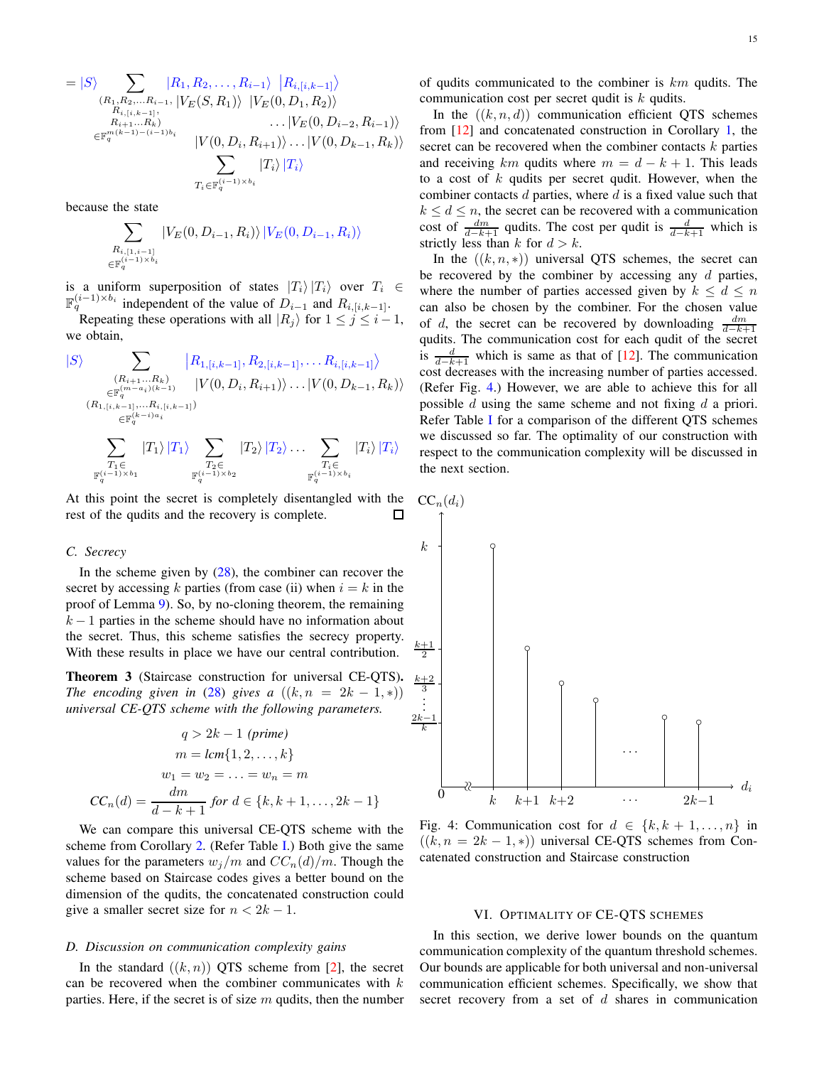$$= |S\rangle \sum_{\substack{(R_1,R_2,\ldots R_{i-1},\\ R_{i,[i,k-1]},\\ R_{i+1}\ldots R_k)\\ \in \mathbb{F}_q^{m(k-1)-(i-1)b_i}}} |R_1, R_2, \ldots, R_{i-1}\rangle \ |R_{i,[i,k-1]}\rangle \\ |V_E(S,R_1)\rangle \ |V_E(0,D_1,R_2)\rangle \ldots |V_E(0,D_{i-2},R_{i-1})\rangle \\ |V(0,D_i,R_{i+1})\rangle \ldots |V(0,D_{k-1},R_k)\rangle \sum_{T_i \in \mathbb{F}_q^{(i-1)\times b_i}} |T_i\rangle\, |T_i\rangle$$

because the state

$$\sum_{\substack{R_{i,[1,i-1]}\\ \in \mathbb{F}_q^{(i-1)\times b_i}}} |V_E(0,D_{i-1},R_i)\rangle\, |V_E(0,D_{i-1},R_i)\rangle$$

is a uniform superposition of states $|T_i\rangle |T_i\rangle$ over $T_i \in \mathbb{F}_q^{(i-1)\times b_i}$ independent of the value of $D_{i-1}$ and $R_{i,[i,k-1]}$.

Repeating these operations with all $|R_j\rangle$ for $1 \le j \le i-1$, we obtain,

$$|S\rangle \sum_{\substack{(R_{i+1}\ldots R_k)\\ \in \mathbb{F}_q^{(m-a_i)(k-1)}\\ (R_{1,[i,k-1]},\ldots R_{i,[i,k-1]})\\ \in \mathbb{F}_q^{(k-i)a_i}}} \left|R_{1,[i,k-1]}, R_{2,[i,k-1]}, \ldots R_{i,[i,k-1]}\right\rangle \\ |V(0,D_i,R_{i+1})\rangle \ldots |V(0,D_{k-1},R_k)\rangle \\ \sum_{\substack{T_1\in\\ \mathbb{F}_q^{(i-1)\times b_1}}} |T_1\rangle\, |T_1\rangle \sum_{\substack{T_2\in\\ \mathbb{F}_q^{(i-1)\times b_2}}} |T_2\rangle\, |T_2\rangle \ldots \sum_{\substack{T_i\in\\ \mathbb{F}_q^{(i-1)\times b_i}}} |T_i\rangle\, |T_i\rangle$$

At this point the secret is completely disentangled with the rest of the qudits and the recovery is complete. □

### C. Secrecy

In the scheme given by (28), the combiner can recover the secret by accessing $k$ parties (from case (ii) when $i = k$ in the proof of Lemma 9). So, by no-cloning theorem, the remaining $k-1$ parties in the scheme should have no information about the secret. Thus, this scheme satisfies the secrecy property. With these results in place we have our central contribution.

**Theorem 3** (Staircase construction for universal CE-QTS)**.** *The encoding given in* (28) *gives a* $((k, n = 2k-1, *))$ *universal CE-QTS scheme with the following parameters.*

$$q > 2k-1 \text{ (prime)}$$
$$m = lcm\{1, 2, \ldots, k\}$$
$$w_1 = w_2 = \ldots = w_n = m$$
$$CC_n(d) = \frac{dm}{d-k+1} \text{ for } d \in \{k, k+1, \ldots, 2k-1\}$$

We can compare this universal CE-QTS scheme with the scheme from Corollary 2. (Refer Table I.) Both give the same values for the parameters $w_j/m$ and $CC_n(d)/m$. Though the scheme based on Staircase codes gives a better bound on the dimension of the qudits, the concatenated construction could give a smaller secret size for $n < 2k-1$.

### D. Discussion on communication complexity gains

In the standard $((k, n))$ QTS scheme from [2], the secret can be recovered when the combiner communicates with $k$ parties. Here, if the secret is of size $m$ qudits, then the number of qudits communicated to the combiner is $km$ qudits. The communication cost per secret qudit is $k$ qudits.

In the $((k, n, d))$ communication efficient QTS schemes from [12] and concatenated construction in Corollary 1, the secret can be recovered when the combiner contacts $k$ parties and receiving $km$ qudits where $m = d-k+1$. This leads to a cost of $k$ qudits per secret qudit. However, when the combiner contacts $d$ parties, where $d$ is a fixed value such that $k \le d \le n$, the secret can be recovered with a communication cost of $\frac{dm}{d-k+1}$ qudits. The cost per qudit is $\frac{d}{d-k+1}$ which is strictly less than $k$ for $d > k$.

In the $((k, n, *))$ universal QTS schemes, the secret can be recovered by the combiner by accessing any $d$ parties, where the number of parties accessed given by $k \le d \le n$ can also be chosen by the combiner. For the chosen value of $d$, the secret can be recovered by downloading $\frac{dm}{d-k+1}$ qudits. The communication cost for each qudit of the secret is $\frac{d}{d-k+1}$ which is same as that of [12]. The communication cost decreases with the increasing number of parties accessed. (Refer Fig. 4.) However, we are able to achieve this for all possible $d$ using the same scheme and not fixing $d$ a priori. Refer Table I for a comparison of the different QTS schemes we discussed so far. The optimality of our construction with respect to the communication complexity will be discussed in the next section.

Fig. 4: Communication cost for $d \in \{k, k+1, \ldots, n\}$ in $((k, n = 2k-1, *))$ universal CE-QTS schemes from Concatenated construction and Staircase construction

## VI. Optimality of CE-QTS schemes

In this section, we derive lower bounds on the quantum communication complexity of the quantum threshold schemes. Our bounds are applicable for both universal and non-universal communication efficient schemes. Specifically, we show that secret recovery from a set of $d$ shares in communication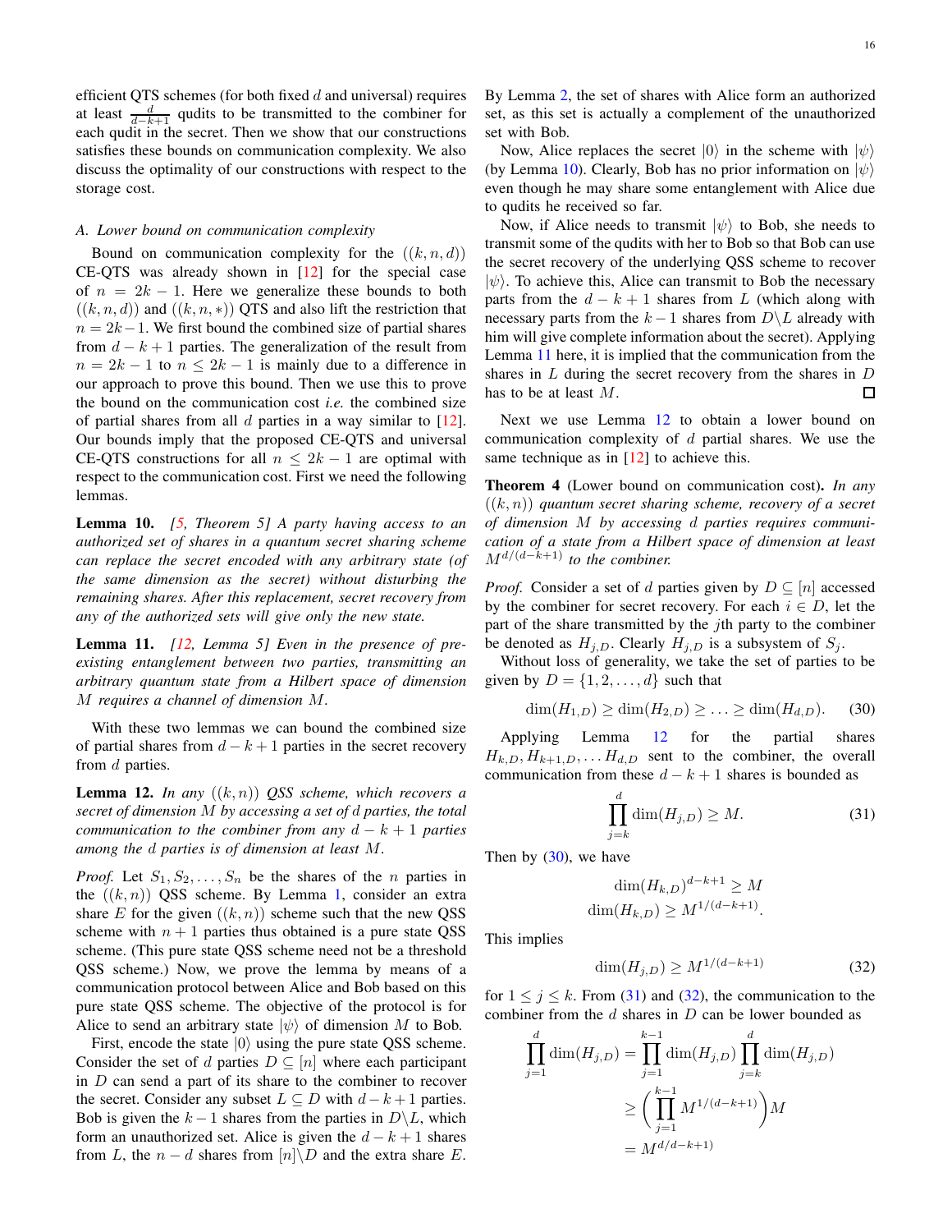efficient QTS schemes (for both fixed $d$ and universal) requires at least $\frac{d}{d-k+1}$ qudits to be transmitted to the combiner for each qudit in the secret. Then we show that our constructions satisfies these bounds on communication complexity. We also discuss the optimality of our constructions with respect to the storage cost.

### A. Lower bound on communication complexity

Bound on communication complexity for the $((k,n,d))$ CE-QTS was already shown in [12] for the special case of $n = 2k-1$. Here we generalize these bounds to both $((k,n,d))$ and $((k,n,*))$ QTS and also lift the restriction that $n = 2k-1$. We first bound the combined size of partial shares from $d-k+1$ parties. The generalization of the result from $n = 2k-1$ to $n \leq 2k-1$ is mainly due to a difference in our approach to prove this bound. Then we use this to prove the bound on the communication cost *i.e.* the combined size of partial shares from all $d$ parties in a way similar to [12]. Our bounds imply that the proposed CE-QTS and universal CE-QTS constructions for all $n \leq 2k-1$ are optimal with respect to the communication cost. First we need the following lemmas.

**Lemma 10.** *[5, Theorem 5] A party having access to an authorized set of shares in a quantum secret sharing scheme can replace the secret encoded with any arbitrary state (of the same dimension as the secret) without disturbing the remaining shares. After this replacement, secret recovery from any of the authorized sets will give only the new state.*

**Lemma 11.** *[12, Lemma 5] Even in the presence of pre-existing entanglement between two parties, transmitting an arbitrary quantum state from a Hilbert space of dimension $M$ requires a channel of dimension $M$.*

With these two lemmas we can bound the combined size of partial shares from $d-k+1$ parties in the secret recovery from $d$ parties.

**Lemma 12.** *In any $((k,n))$ QSS scheme, which recovers a secret of dimension $M$ by accessing a set of $d$ parties, the total communication to the combiner from any $d-k+1$ parties among the $d$ parties is of dimension at least $M$.*

*Proof.* Let $S_1, S_2, \ldots, S_n$ be the shares of the $n$ parties in the $((k,n))$ QSS scheme. By Lemma 1, consider an extra share $E$ for the given $((k,n))$ scheme such that the new QSS scheme with $n+1$ parties thus obtained is a pure state QSS scheme. (This pure state QSS scheme need not be a threshold QSS scheme.) Now, we prove the lemma by means of a communication protocol between Alice and Bob based on this pure state QSS scheme. The objective of the protocol is for Alice to send an arbitrary state $|\psi\rangle$ of dimension $M$ to Bob.

First, encode the state $|0\rangle$ using the pure state QSS scheme. Consider the set of $d$ parties $D \subseteq [n]$ where each participant in $D$ can send a part of its share to the combiner to recover the secret. Consider any subset $L \subseteq D$ with $d-k+1$ parties. Bob is given the $k-1$ shares from the parties in $D \setminus L$, which form an unauthorized set. Alice is given the $d-k+1$ shares from $L$, the $n-d$ shares from $[n] \setminus D$ and the extra share $E$. By Lemma 2, the set of shares with Alice form an authorized set, as this set is actually a complement of the unauthorized set with Bob.

Now, Alice replaces the secret $|0\rangle$ in the scheme with $|\psi\rangle$ (by Lemma 10). Clearly, Bob has no prior information on $|\psi\rangle$ even though he may share some entanglement with Alice due to qudits he received so far.

Now, if Alice needs to transmit $|\psi\rangle$ to Bob, she needs to transmit some of the qudits with her to Bob so that Bob can use the secret recovery of the underlying QSS scheme to recover $|\psi\rangle$. To achieve this, Alice can transmit to Bob the necessary parts from the $d-k+1$ shares from $L$ (which along with necessary parts from the $k-1$ shares from $D \setminus L$ already with him will give complete information about the secret). Applying Lemma 11 here, it is implied that the communication from the shares in $L$ during the secret recovery from the shares in $D$ has to be at least $M$. ◻

Next we use Lemma 12 to obtain a lower bound on communication complexity of $d$ partial shares. We use the same technique as in [12] to achieve this.

**Theorem 4** (Lower bound on communication cost)**.** *In any $((k,n))$ quantum secret sharing scheme, recovery of a secret of dimension $M$ by accessing $d$ parties requires communication of a state from a Hilbert space of dimension at least $M^{d/(d-k+1)}$ to the combiner.*

*Proof.* Consider a set of $d$ parties given by $D \subseteq [n]$ accessed by the combiner for secret recovery. For each $i \in D$, let the part of the share transmitted by the $j$th party to the combiner be denoted as $H_{j,D}$. Clearly $H_{j,D}$ is a subsystem of $S_j$.

Without loss of generality, we take the set of parties to be given by $D = \{1, 2, \ldots, d\}$ such that

$$\dim(H_{1,D}) \geq \dim(H_{2,D}) \geq \ldots \geq \dim(H_{d,D}). \tag{30}$$

Applying Lemma 12 for the partial shares $H_{k,D}, H_{k+1,D}, \ldots H_{d,D}$ sent to the combiner, the overall communication from these $d-k+1$ shares is bounded as

$$\prod_{j=k}^{d} \dim(H_{j,D}) \geq M. \tag{31}$$

Then by (30), we have

$$\begin{aligned} \dim(H_{k,D})^{d-k+1} &\geq M \\ \dim(H_{k,D}) &\geq M^{1/(d-k+1)}. \end{aligned}$$

This implies

$$\dim(H_{j,D}) \geq M^{1/(d-k+1)} \tag{32}$$

for $1 \leq j \leq k$. From (31) and (32), the communication to the combiner from the $d$ shares in $D$ can be lower bounded as

$$\begin{aligned} \prod_{j=1}^{d} \dim(H_{j,D}) &= \prod_{j=1}^{k-1} \dim(H_{j,D}) \prod_{j=k}^{d} \dim(H_{j,D}) \\ &\geq \left( \prod_{j=1}^{k-1} M^{1/(d-k+1)} \right) M \\ &= M^{d/d-k+1)} \end{aligned}$$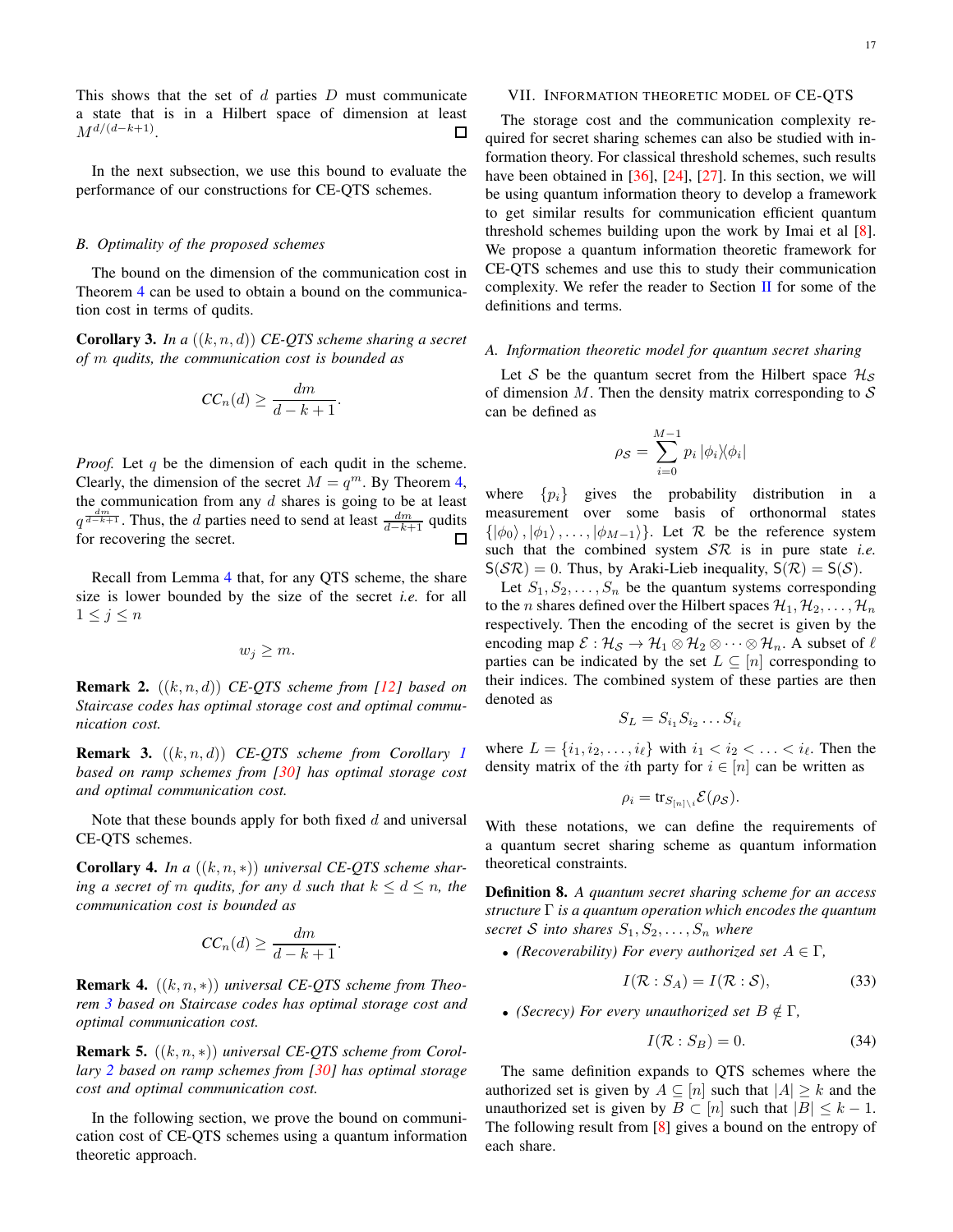This shows that the set of $d$ parties $D$ must communicate a state that is in a Hilbert space of dimension at least $M^{d/(d-k+1)}$. ☐

In the next subsection, we use this bound to evaluate the performance of our constructions for CE-QTS schemes.

### B. Optimality of the proposed schemes

The bound on the dimension of the communication cost in Theorem 4 can be used to obtain a bound on the communication cost in terms of qudits.

**Corollary 3.** *In a $((k, n, d))$ CE-QTS scheme sharing a secret of $m$ qudits, the communication cost is bounded as*

$$CC_n(d) \geq \frac{dm}{d-k+1}.$$

*Proof.* Let $q$ be the dimension of each qudit in the scheme. Clearly, the dimension of the secret $M = q^m$. By Theorem 4, the communication from any $d$ shares is going to be at least $q^{\frac{dm}{d-k+1}}$. Thus, the $d$ parties need to send at least $\frac{dm}{d-k+1}$ qudits for recovering the secret. ☐

Recall from Lemma 4 that, for any QTS scheme, the share size is lower bounded by the size of the secret *i.e.* for all $1 \leq j \leq n$

$$w_j \geq m.$$

**Remark 2.** *$((k, n, d))$ CE-QTS scheme from [12] based on Staircase codes has optimal storage cost and optimal communication cost.*

**Remark 3.** *$((k, n, d))$ CE-QTS scheme from Corollary 1 based on ramp schemes from [30] has optimal storage cost and optimal communication cost.*

Note that these bounds apply for both fixed $d$ and universal CE-QTS schemes.

**Corollary 4.** *In a $((k, n, *))$ universal CE-QTS scheme sharing a secret of $m$ qudits, for any $d$ such that $k \leq d \leq n$, the communication cost is bounded as*

$$CC_n(d) \geq \frac{dm}{d-k+1}.$$

**Remark 4.** *$((k, n, *))$ universal CE-QTS scheme from Theorem 3 based on Staircase codes has optimal storage cost and optimal communication cost.*

**Remark 5.** *$((k, n, *))$ universal CE-QTS scheme from Corollary 2 based on ramp schemes from [30] has optimal storage cost and optimal communication cost.*

In the following section, we prove the bound on communication cost of CE-QTS schemes using a quantum information theoretic approach.

## VII. Information Theoretic Model of CE-QTS

The storage cost and the communication complexity required for secret sharing schemes can also be studied with information theory. For classical threshold schemes, such results have been obtained in [36], [24], [27]. In this section, we will be using quantum information theory to develop a framework to get similar results for communication efficient quantum threshold schemes building upon the work by Imai et al [8]. We propose a quantum information theoretic framework for CE-QTS schemes and use this to study their communication complexity. We refer the reader to Section II for some of the definitions and terms.

### A. Information theoretic model for quantum secret sharing

Let $\mathcal{S}$ be the quantum secret from the Hilbert space $\mathcal{H}_\mathcal{S}$ of dimension $M$. Then the density matrix corresponding to $\mathcal{S}$ can be defined as

$$\rho_\mathcal{S} = \sum_{i=0}^{M-1} p_i \, |\phi_i\rangle\langle\phi_i|$$

where $\{p_i\}$ gives the probability distribution in a measurement over some basis of orthonormal states $\{|\phi_0\rangle, |\phi_1\rangle, \ldots, |\phi_{M-1}\rangle\}$. Let $\mathcal{R}$ be the reference system such that the combined system $\mathcal{SR}$ is in pure state *i.e.* $\mathsf{S}(\mathcal{SR}) = 0$. Thus, by Araki-Lieb inequality, $\mathsf{S}(\mathcal{R}) = \mathsf{S}(\mathcal{S})$.

Let $S_1, S_2, \ldots, S_n$ be the quantum systems corresponding to the $n$ shares defined over the Hilbert spaces $\mathcal{H}_1, \mathcal{H}_2, \ldots, \mathcal{H}_n$ respectively. Then the encoding of the secret is given by the encoding map $\mathcal{E} : \mathcal{H}_\mathcal{S} \rightarrow \mathcal{H}_1 \otimes \mathcal{H}_2 \otimes \cdots \otimes \mathcal{H}_n$. A subset of $\ell$ parties can be indicated by the set $L \subseteq [n]$ corresponding to their indices. The combined system of these parties are then denoted as

$$S_L = S_{i_1} S_{i_2} \ldots S_{i_\ell}$$

where $L = \{i_1, i_2, \ldots, i_\ell\}$ with $i_1 < i_2 < \ldots < i_\ell$. Then the density matrix of the $i$th party for $i \in [n]$ can be written as

$$\rho_i = \text{tr}_{S_{[n]\setminus i}} \mathcal{E}(\rho_\mathcal{S}).$$

With these notations, we can define the requirements of a quantum secret sharing scheme as quantum information theoretical constraints.

**Definition 8.** *A quantum secret sharing scheme for an access structure $\Gamma$ is a quantum operation which encodes the quantum secret $\mathcal{S}$ into shares $S_1, S_2, \ldots, S_n$ where*

- *(Recoverability) For every authorized set $A \in \Gamma$,*
$$I(\mathcal{R} : S_A) = I(\mathcal{R} : \mathcal{S}), \tag{33}$$
- *(Secrecy) For every unauthorized set $B \notin \Gamma$,*
$$I(\mathcal{R} : S_B) = 0. \tag{34}$$

The same definition expands to QTS schemes where the authorized set is given by $A \subseteq [n]$ such that $|A| \geq k$ and the unauthorized set is given by $B \subset [n]$ such that $|B| \leq k-1$. The following result from [8] gives a bound on the entropy of each share.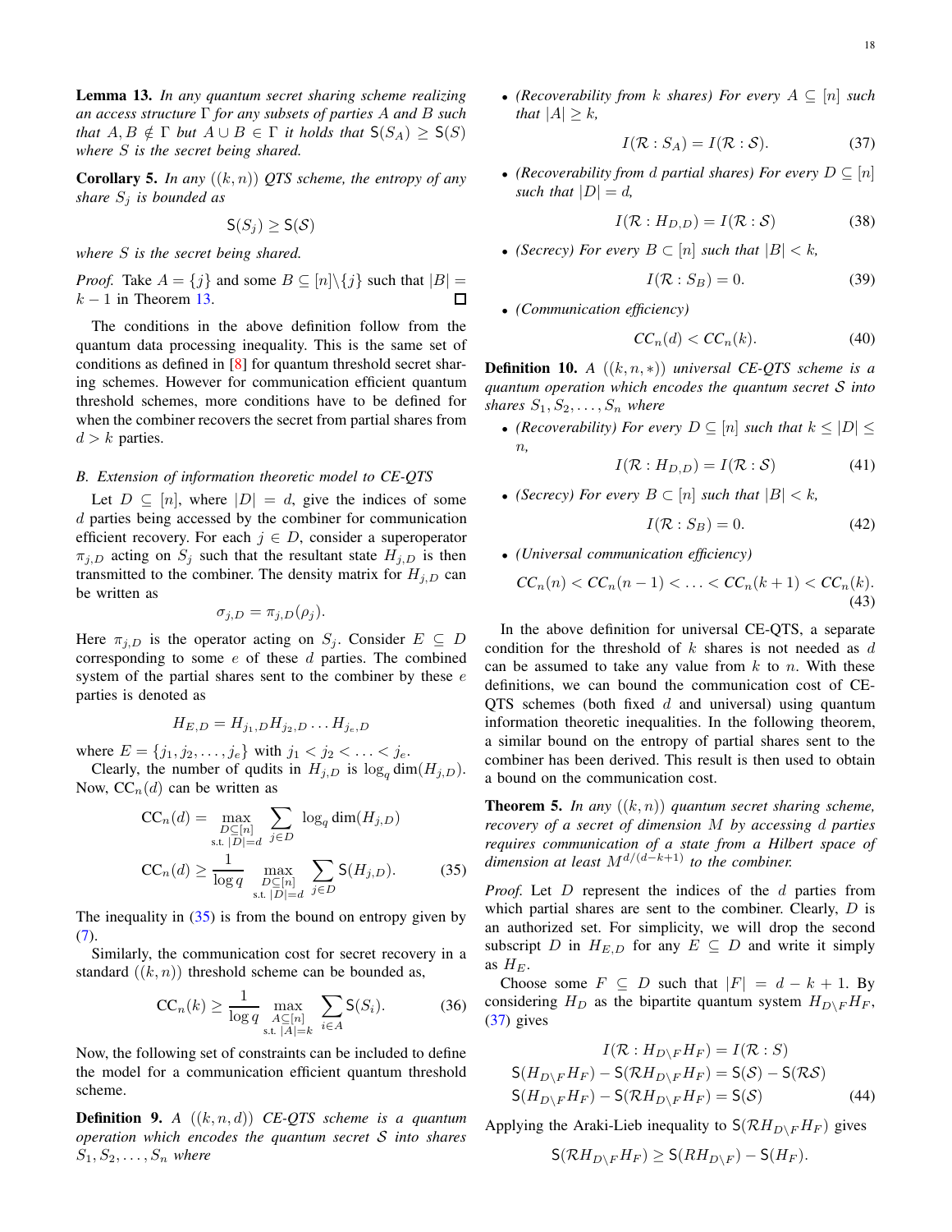**Lemma 13.** *In any quantum secret sharing scheme realizing an access structure $\Gamma$ for any subsets of parties $A$ and $B$ such that $A, B \notin \Gamma$ but $A \cup B \in \Gamma$ it holds that $\mathsf{S}(S_A) \geq \mathsf{S}(S)$ where $S$ is the secret being shared.*

**Corollary 5.** *In any $((k,n))$ QTS scheme, the entropy of any share $S_j$ is bounded as*

$$\mathsf{S}(S_j) \geq \mathsf{S}(\mathcal{S})$$

*where $S$ is the secret being shared.*

*Proof.* Take $A = \{j\}$ and some $B \subseteq [n]\backslash\{j\}$ such that $|B| = k-1$ in Theorem 13. ☐

The conditions in the above definition follow from the quantum data processing inequality. This is the same set of conditions as defined in [8] for quantum threshold secret sharing schemes. However for communication efficient quantum threshold schemes, more conditions have to be defined for when the combiner recovers the secret from partial shares from $d > k$ parties.

### B. Extension of information theoretic model to CE-QTS

Let $D \subseteq [n]$, where $|D| = d$, give the indices of some $d$ parties being accessed by the combiner for communication efficient recovery. For each $j \in D$, consider a superoperator $\pi_{j,D}$ acting on $S_j$ such that the resultant state $H_{j,D}$ is then transmitted to the combiner. The density matrix for $H_{j,D}$ can be written as

$$\sigma_{j,D} = \pi_{j,D}(\rho_j).$$

Here $\pi_{j,D}$ is the operator acting on $S_j$. Consider $E \subseteq D$ corresponding to some $e$ of these $d$ parties. The combined system of the partial shares sent to the combiner by these $e$ parties is denoted as

$$H_{E,D} = H_{j_1,D} H_{j_2,D} \dots H_{j_e,D}$$

where $E = \{j_1, j_2, \dots, j_e\}$ with $j_1 < j_2 < \dots < j_e$.

Clearly, the number of qudits in $H_{j,D}$ is $\log_q \dim(H_{j,D})$. Now, $\mathrm{CC}_n(d)$ can be written as

$$\mathrm{CC}_n(d) = \max_{\substack{D \subseteq [n] \\ \text{s.t. } |D|=d}} \sum_{j \in D} \log_q \dim(H_{j,D})$$

$$\mathrm{CC}_n(d) \geq \frac{1}{\log q} \max_{\substack{D \subseteq [n] \\ \text{s.t. } |D|=d}} \sum_{j \in D} \mathsf{S}(H_{j,D}). \tag{35}$$

The inequality in (35) is from the bound on entropy given by (7).

Similarly, the communication cost for secret recovery in a standard $((k,n))$ threshold scheme can be bounded as,

$$\mathrm{CC}_n(k) \geq \frac{1}{\log q} \max_{\substack{A \subseteq [n] \\ \text{s.t. } |A|=k}} \sum_{i \in A} \mathsf{S}(S_i). \tag{36}$$

Now, the following set of constraints can be included to define the model for a communication efficient quantum threshold scheme.

**Definition 9.** *A $((k,n,d))$ CE-QTS scheme is a quantum operation which encodes the quantum secret $\mathcal{S}$ into shares $S_1, S_2, \dots, S_n$ where*

- *(Recoverability from $k$ shares) For every $A \subseteq [n]$ such that $|A| \geq k$,*
$$I(\mathcal{R} : S_A) = I(\mathcal{R} : \mathcal{S}). \tag{37}$$
- *(Recoverability from $d$ partial shares) For every $D \subseteq [n]$ such that $|D| = d$,*
$$I(\mathcal{R} : H_{D,D}) = I(\mathcal{R} : \mathcal{S}) \tag{38}$$
- *(Secrecy) For every $B \subset [n]$ such that $|B| < k$,*
$$I(\mathcal{R} : S_B) = 0. \tag{39}$$
- *(Communication efficiency)*
$$CC_n(d) < CC_n(k). \tag{40}$$

**Definition 10.** *A $((k,n,*))$ universal CE-QTS scheme is a quantum operation which encodes the quantum secret $\mathcal{S}$ into shares $S_1, S_2, \dots, S_n$ where*

- *(Recoverability) For every $D \subseteq [n]$ such that $k \leq |D| \leq n$,*
$$I(\mathcal{R} : H_{D,D}) = I(\mathcal{R} : \mathcal{S}) \tag{41}$$
- *(Secrecy) For every $B \subset [n]$ such that $|B| < k$,*
$$I(\mathcal{R} : S_B) = 0. \tag{42}$$
- *(Universal communication efficiency)*
$$CC_n(n) < CC_n(n-1) < \dots < CC_n(k+1) < CC_n(k). \tag{43}$$

In the above definition for universal CE-QTS, a separate condition for the threshold of $k$ shares is not needed as $d$ can be assumed to take any value from $k$ to $n$. With these definitions, we can bound the communication cost of CE-QTS schemes (both fixed $d$ and universal) using quantum information theoretic inequalities. In the following theorem, a similar bound on the entropy of partial shares sent to the combiner has been derived. This result is then used to obtain a bound on the communication cost.

**Theorem 5.** *In any $((k,n))$ quantum secret sharing scheme, recovery of a secret of dimension $M$ by accessing $d$ parties requires communication of a state from a Hilbert space of dimension at least $M^{d/(d-k+1)}$ to the combiner.*

*Proof.* Let $D$ represent the indices of the $d$ parties from which partial shares are sent to the combiner. Clearly, $D$ is an authorized set. For simplicity, we will drop the second subscript $D$ in $H_{E,D}$ for any $E \subseteq D$ and write it simply as $H_E$.

Choose some $F \subseteq D$ such that $|F| = d-k+1$. By considering $H_D$ as the bipartite quantum system $H_{D\backslash F} H_F$, (37) gives

$$\begin{aligned}
I(\mathcal{R} : H_{D\backslash F} H_F) &= I(\mathcal{R} : S) \\
\mathsf{S}(H_{D\backslash F} H_F) - \mathsf{S}(\mathcal{R} H_{D\backslash F} H_F) &= \mathsf{S}(\mathcal{S}) - \mathsf{S}(\mathcal{R}\mathcal{S}) \\
\mathsf{S}(H_{D\backslash F} H_F) - \mathsf{S}(\mathcal{R} H_{D\backslash F} H_F) &= \mathsf{S}(\mathcal{S})
\end{aligned} \tag{44}$$

Applying the Araki-Lieb inequality to $\mathsf{S}(\mathcal{R} H_{D\backslash F} H_F)$ gives

$$\mathsf{S}(\mathcal{R} H_{D\backslash F} H_F) \geq \mathsf{S}(R H_{D\backslash F}) - \mathsf{S}(H_F).$$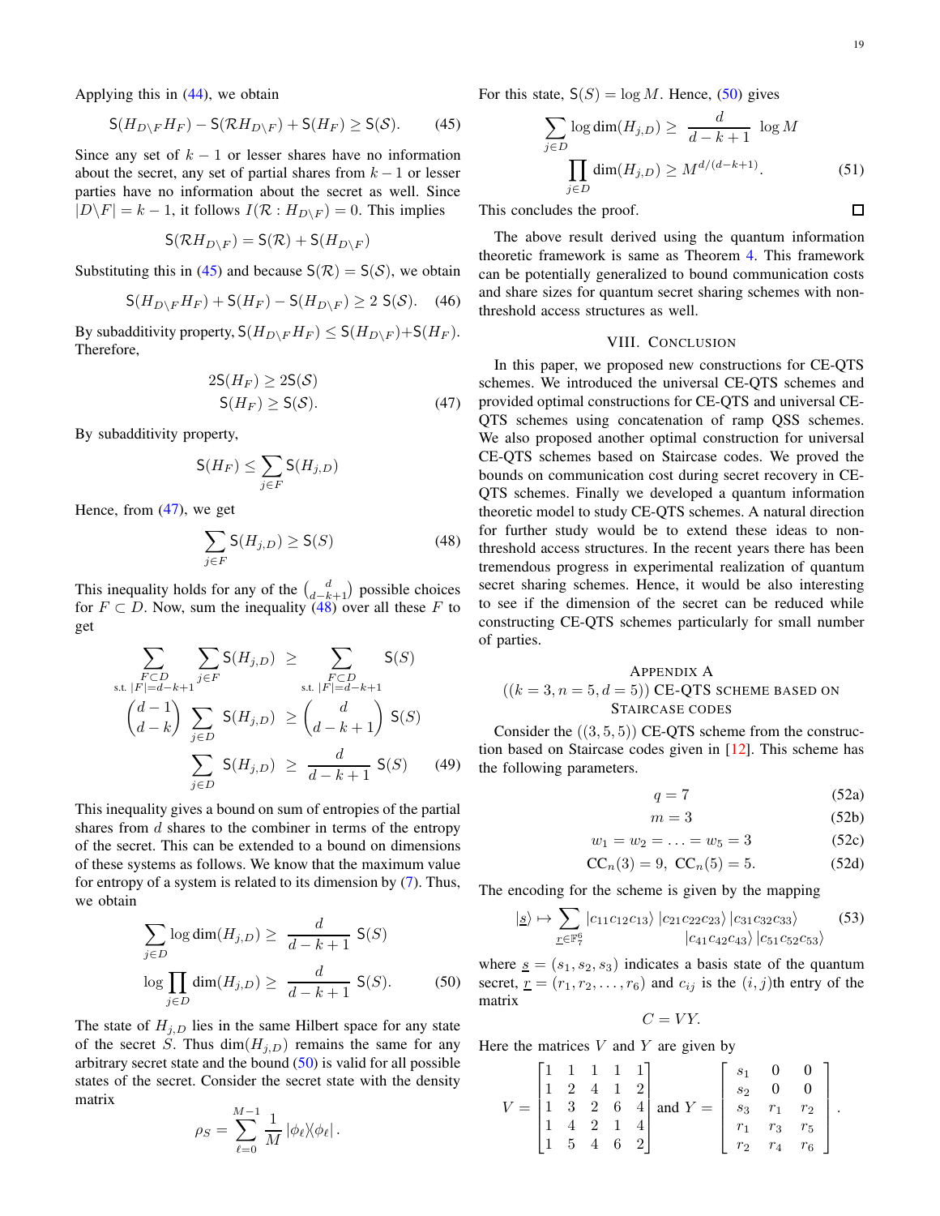Applying this in (44), we obtain

$$\mathsf{S}(H_{D\backslash F}H_F) - \mathsf{S}(\mathcal{R}H_{D\backslash F}) + \mathsf{S}(H_F) \geq \mathsf{S}(\mathcal{S}). \tag{45}$$

Since any set of $k-1$ or lesser shares have no information about the secret, any set of partial shares from $k-1$ or lesser parties have no information about the secret as well. Since $|D\backslash F| = k-1$, it follows $I(\mathcal{R} : H_{D\backslash F}) = 0$. This implies

$$\mathsf{S}(\mathcal{R}H_{D\backslash F}) = \mathsf{S}(\mathcal{R}) + \mathsf{S}(H_{D\backslash F})$$

Substituting this in (45) and because $\mathsf{S}(\mathcal{R}) = \mathsf{S}(\mathcal{S})$, we obtain

$$\mathsf{S}(H_{D\backslash F}H_F) + \mathsf{S}(H_F) - \mathsf{S}(H_{D\backslash F}) \geq 2\,\mathsf{S}(\mathcal{S}). \tag{46}$$

By subadditivity property, $\mathsf{S}(H_{D\backslash F}H_F) \leq \mathsf{S}(H_{D\backslash F}) + \mathsf{S}(H_F)$. Therefore,

$$\begin{aligned} 2\mathsf{S}(H_F) &\geq 2\mathsf{S}(\mathcal{S}) \\ \mathsf{S}(H_F) &\geq \mathsf{S}(\mathcal{S}). \end{aligned} \tag{47}$$

By subadditivity property,

$$\mathsf{S}(H_F) \leq \sum_{j\in F} \mathsf{S}(H_{j,D})$$

Hence, from (47), we get

$$\sum_{j\in F} \mathsf{S}(H_{j,D}) \geq \mathsf{S}(S) \tag{48}$$

This inequality holds for any of the $\binom{d}{d-k+1}$ possible choices for $F \subset D$. Now, sum the inequality (48) over all these $F$ to get

$$\begin{aligned} \sum_{\substack{F\subset D \\ \text{s.t. } |F|=d-k+1}} \sum_{j\in F} \mathsf{S}(H_{j,D}) &\geq \sum_{\substack{F\subset D \\ \text{s.t. } |F|=d-k+1}} \mathsf{S}(S) \\ \binom{d-1}{d-k} \sum_{j\in D} \mathsf{S}(H_{j,D}) &\geq \binom{d}{d-k+1} \mathsf{S}(S) \\ \sum_{j\in D} \mathsf{S}(H_{j,D}) &\geq \frac{d}{d-k+1}\,\mathsf{S}(S) \end{aligned} \tag{49}$$

This inequality gives a bound on sum of entropies of the partial shares from $d$ shares to the combiner in terms of the entropy of the secret. This can be extended to a bound on dimensions of these systems as follows. We know that the maximum value for entropy of a system is related to its dimension by (7). Thus, we obtain

$$\begin{aligned} \sum_{j\in D} \log \dim(H_{j,D}) &\geq \frac{d}{d-k+1}\,\mathsf{S}(S) \\ \log \prod_{j\in D} \dim(H_{j,D}) &\geq \frac{d}{d-k+1}\,\mathsf{S}(S). \end{aligned} \tag{50}$$

The state of $H_{j,D}$ lies in the same Hilbert space for any state of the secret $S$. Thus $\dim(H_{j,D})$ remains the same for any arbitrary secret state and the bound (50) is valid for all possible states of the secret. Consider the secret state with the density matrix

$$\rho_S = \sum_{\ell=0}^{M-1} \frac{1}{M} |\phi_\ell\rangle\langle\phi_\ell|.$$

For this state, $\mathsf{S}(S) = \log M$. Hence, (50) gives

$$\begin{aligned} \sum_{j\in D} \log \dim(H_{j,D}) &\geq \frac{d}{d-k+1} \log M \\ \prod_{j\in D} \dim(H_{j,D}) &\geq M^{d/(d-k+1)}. \end{aligned} \tag{51}$$

This concludes the proof. □

The above result derived using the quantum information theoretic framework is same as Theorem 4. This framework can be potentially generalized to bound communication costs and share sizes for quantum secret sharing schemes with non-threshold access structures as well.

## VIII. Conclusion

In this paper, we proposed new constructions for CE-QTS schemes. We introduced the universal CE-QTS schemes and provided optimal constructions for CE-QTS and universal CE-QTS schemes using concatenation of ramp QSS schemes. We also proposed another optimal construction for universal CE-QTS schemes based on Staircase codes. We proved the bounds on communication cost during secret recovery in CE-QTS schemes. Finally we developed a quantum information theoretic model to study CE-QTS schemes. A natural direction for further study would be to extend these ideas to non-threshold access structures. In the recent years there has been tremendous progress in experimental realization of quantum secret sharing schemes. Hence, it would be also interesting to see if the dimension of the secret can be reduced while constructing CE-QTS schemes particularly for small number of parties.

## Appendix A
## $((k=3, n=5, d=5))$ CE-QTS scheme based on Staircase codes

Consider the $((3,5,5))$ CE-QTS scheme from the construction based on Staircase codes given in [12]. This scheme has the following parameters.

$$q = 7 \tag{52a}$$
$$m = 3 \tag{52b}$$
$$w_1 = w_2 = \ldots = w_5 = 3 \tag{52c}$$
$$\mathrm{CC}_n(3) = 9,\ \mathrm{CC}_n(5) = 5. \tag{52d}$$

The encoding for the scheme is given by the mapping

$$|\underline{s}\rangle \mapsto \sum_{\underline{r}\in\mathbb{F}_7^6} |c_{11}c_{12}c_{13}\rangle\,|c_{21}c_{22}c_{23}\rangle\,|c_{31}c_{32}c_{33}\rangle\,|c_{41}c_{42}c_{43}\rangle\,|c_{51}c_{52}c_{53}\rangle \tag{53}$$

where $\underline{s} = (s_1, s_2, s_3)$ indicates a basis state of the quantum secret, $\underline{r} = (r_1, r_2, \ldots, r_6)$ and $c_{ij}$ is the $(i,j)$th entry of the matrix

$$C = VY.$$

Here the matrices $V$ and $Y$ are given by

$$V = \begin{bmatrix} 1 & 1 & 1 & 1 & 1 \\ 1 & 2 & 4 & 1 & 2 \\ 1 & 3 & 2 & 6 & 4 \\ 1 & 4 & 2 & 1 & 4 \\ 1 & 5 & 4 & 6 & 2 \end{bmatrix} \text{ and } Y = \begin{bmatrix} s_1 & 0 & 0 \\ s_2 & 0 & 0 \\ s_3 & r_1 & r_2 \\ r_1 & r_3 & r_5 \\ r_2 & r_4 & r_6 \end{bmatrix}.$$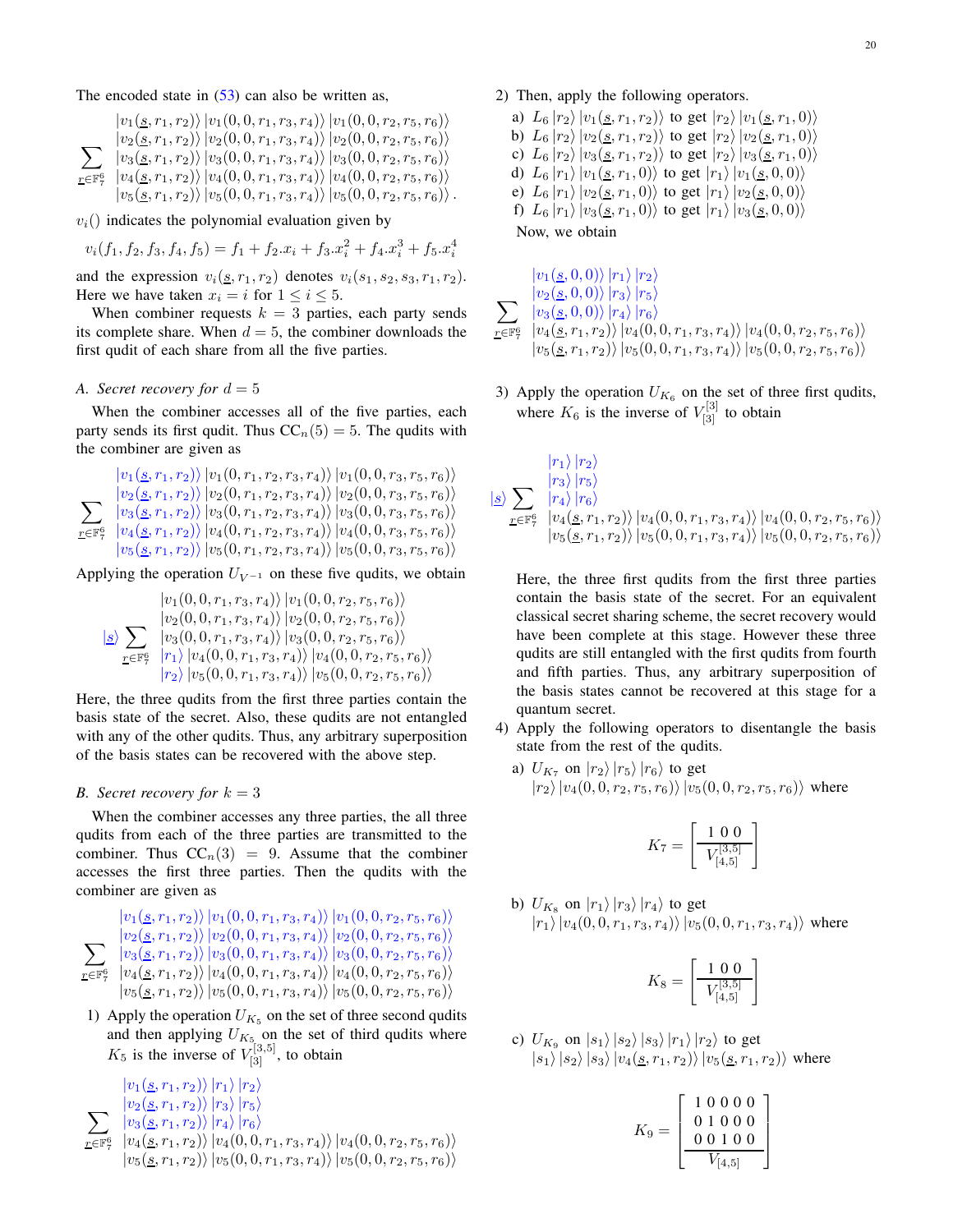The encoded state in (53) can also be written as,

$$\sum_{\underline{r}\in\mathbb{F}_7^6} \begin{array}{l} |v_1(\underline{s}, r_1, r_2)\rangle\, |v_1(0,0,r_1,r_3,r_4)\rangle\, |v_1(0,0,r_2,r_5,r_6)\rangle \\ |v_2(\underline{s}, r_1, r_2)\rangle\, |v_2(0,0,r_1,r_3,r_4)\rangle\, |v_2(0,0,r_2,r_5,r_6)\rangle \\ |v_3(\underline{s}, r_1, r_2)\rangle\, |v_3(0,0,r_1,r_3,r_4)\rangle\, |v_3(0,0,r_2,r_5,r_6)\rangle \\ |v_4(\underline{s}, r_1, r_2)\rangle\, |v_4(0,0,r_1,r_3,r_4)\rangle\, |v_4(0,0,r_2,r_5,r_6)\rangle \\ |v_5(\underline{s}, r_1, r_2)\rangle\, |v_5(0,0,r_1,r_3,r_4)\rangle\, |v_5(0,0,r_2,r_5,r_6)\rangle . \end{array}$$

$v_i()$ indicates the polynomial evaluation given by

$$v_i(f_1, f_2, f_3, f_4, f_5) = f_1 + f_2.x_i + f_3.x_i^2 + f_4.x_i^3 + f_5.x_i^4$$

and the expression $v_i(\underline{s}, r_1, r_2)$ denotes $v_i(s_1, s_2, s_3, r_1, r_2)$. Here we have taken $x_i = i$ for $1 \leq i \leq 5$.

When combiner requests $k = 3$ parties, each party sends its complete share. When $d = 5$, the combiner downloads the first qudit of each share from all the five parties.

### A. Secret recovery for $d = 5$

When the combiner accesses all of the five parties, each party sends its first qudit. Thus $\mathrm{CC}_n(5) = 5$. The qudits with the combiner are given as

$$\sum_{\underline{r}\in\mathbb{F}_7^6} \begin{array}{l} |v_1(\underline{s}, r_1, r_2)\rangle\, |v_1(0,r_1,r_2,r_3,r_4)\rangle\, |v_1(0,0,r_3,r_5,r_6)\rangle \\ |v_2(\underline{s}, r_1, r_2)\rangle\, |v_2(0,r_1,r_2,r_3,r_4)\rangle\, |v_2(0,0,r_3,r_5,r_6)\rangle \\ |v_3(\underline{s}, r_1, r_2)\rangle\, |v_3(0,r_1,r_2,r_3,r_4)\rangle\, |v_3(0,0,r_3,r_5,r_6)\rangle \\ |v_4(\underline{s}, r_1, r_2)\rangle\, |v_4(0,r_1,r_2,r_3,r_4)\rangle\, |v_4(0,0,r_3,r_5,r_6)\rangle \\ |v_5(\underline{s}, r_1, r_2)\rangle\, |v_5(0,r_1,r_2,r_3,r_4)\rangle\, |v_5(0,0,r_3,r_5,r_6)\rangle \end{array}$$

Applying the operation $U_{V^{-1}}$ on these five qudits, we obtain

$$|\underline{s}\rangle \sum_{\underline{r}\in\mathbb{F}_7^6} \begin{array}{l} |v_1(0,0,r_1,r_3,r_4)\rangle\, |v_1(0,0,r_2,r_5,r_6)\rangle \\ |v_2(0,0,r_1,r_3,r_4)\rangle\, |v_2(0,0,r_2,r_5,r_6)\rangle \\ |v_3(0,0,r_1,r_3,r_4)\rangle\, |v_3(0,0,r_2,r_5,r_6)\rangle \\ |r_1\rangle\, |v_4(0,0,r_1,r_3,r_4)\rangle\, |v_4(0,0,r_2,r_5,r_6)\rangle \\ |r_2\rangle\, |v_5(0,0,r_1,r_3,r_4)\rangle\, |v_5(0,0,r_2,r_5,r_6)\rangle \end{array}$$

Here, the three qudits from the first three parties contain the basis state of the secret. Also, these qudits are not entangled with any of the other qudits. Thus, any arbitrary superposition of the basis states can be recovered with the above step.

### B. Secret recovery for $k = 3$

When the combiner accesses any three parties, the all three qudits from each of the three parties are transmitted to the combiner. Thus $\mathrm{CC}_n(3) = 9$. Assume that the combiner accesses the first three parties. Then the qudits with the combiner are given as

$$\sum_{\underline{r}\in\mathbb{F}_7^6} \begin{array}{l} |v_1(\underline{s}, r_1, r_2)\rangle\, |v_1(0,0,r_1,r_3,r_4)\rangle\, |v_1(0,0,r_2,r_5,r_6)\rangle \\ |v_2(\underline{s}, r_1, r_2)\rangle\, |v_2(0,0,r_1,r_3,r_4)\rangle\, |v_2(0,0,r_2,r_5,r_6)\rangle \\ |v_3(\underline{s}, r_1, r_2)\rangle\, |v_3(0,0,r_1,r_3,r_4)\rangle\, |v_3(0,0,r_2,r_5,r_6)\rangle \\ |v_4(\underline{s}, r_1, r_2)\rangle\, |v_4(0,0,r_1,r_3,r_4)\rangle\, |v_4(0,0,r_2,r_5,r_6)\rangle \\ |v_5(\underline{s}, r_1, r_2)\rangle\, |v_5(0,0,r_1,r_3,r_4)\rangle\, |v_5(0,0,r_2,r_5,r_6)\rangle \end{array}$$

1) Apply the operation $U_{K_5}$ on the set of three second qudits and then applying $U_{K_5}$ on the set of third qudits where $K_5$ is the inverse of $V_{[3]}^{[3,5]}$, to obtain

$$\sum_{\underline{r}\in\mathbb{F}_7^6} \begin{array}{l} |v_1(\underline{s}, r_1, r_2)\rangle\, |r_1\rangle\, |r_2\rangle \\ |v_2(\underline{s}, r_1, r_2)\rangle\, |r_3\rangle\, |r_5\rangle \\ |v_3(\underline{s}, r_1, r_2)\rangle\, |r_4\rangle\, |r_6\rangle \\ |v_4(\underline{s}, r_1, r_2)\rangle\, |v_4(0,0,r_1,r_3,r_4)\rangle\, |v_4(0,0,r_2,r_5,r_6)\rangle \\ |v_5(\underline{s}, r_1, r_2)\rangle\, |v_5(0,0,r_1,r_3,r_4)\rangle\, |v_5(0,0,r_2,r_5,r_6)\rangle \end{array}$$

2) Then, apply the following operators.
   a) $L_6\, |r_2\rangle\, |v_1(\underline{s}, r_1, r_2)\rangle$ to get $|r_2\rangle\, |v_1(\underline{s}, r_1, 0)\rangle$
   b) $L_6\, |r_2\rangle\, |v_2(\underline{s}, r_1, r_2)\rangle$ to get $|r_2\rangle\, |v_2(\underline{s}, r_1, 0)\rangle$
   c) $L_6\, |r_2\rangle\, |v_3(\underline{s}, r_1, r_2)\rangle$ to get $|r_2\rangle\, |v_3(\underline{s}, r_1, 0)\rangle$
   d) $L_6\, |r_1\rangle\, |v_1(\underline{s}, r_1, 0)\rangle$ to get $|r_1\rangle\, |v_1(\underline{s}, 0, 0)\rangle$
   e) $L_6\, |r_1\rangle\, |v_2(\underline{s}, r_1, 0)\rangle$ to get $|r_1\rangle\, |v_2(\underline{s}, 0, 0)\rangle$
   f) $L_6\, |r_1\rangle\, |v_3(\underline{s}, r_1, 0)\rangle$ to get $|r_1\rangle\, |v_3(\underline{s}, 0, 0)\rangle$

   Now, we obtain

$$\sum_{\underline{r}\in\mathbb{F}_7^6} \begin{array}{l} |v_1(\underline{s}, 0, 0)\rangle\, |r_1\rangle\, |r_2\rangle \\ |v_2(\underline{s}, 0, 0)\rangle\, |r_3\rangle\, |r_5\rangle \\ |v_3(\underline{s}, 0, 0)\rangle\, |r_4\rangle\, |r_6\rangle \\ |v_4(\underline{s}, r_1, r_2)\rangle\, |v_4(0,0,r_1,r_3,r_4)\rangle\, |v_4(0,0,r_2,r_5,r_6)\rangle \\ |v_5(\underline{s}, r_1, r_2)\rangle\, |v_5(0,0,r_1,r_3,r_4)\rangle\, |v_5(0,0,r_2,r_5,r_6)\rangle \end{array}$$

3) Apply the operation $U_{K_6}$ on the set of three first qudits, where $K_6$ is the inverse of $V_{[3]}^{[3]}$ to obtain

$$|\underline{s}\rangle \sum_{\underline{r}\in\mathbb{F}_7^6} \begin{array}{l} |r_1\rangle\, |r_2\rangle \\ |r_3\rangle\, |r_5\rangle \\ |r_4\rangle\, |r_6\rangle \\ |v_4(\underline{s}, r_1, r_2)\rangle\, |v_4(0,0,r_1,r_3,r_4)\rangle\, |v_4(0,0,r_2,r_5,r_6)\rangle \\ |v_5(\underline{s}, r_1, r_2)\rangle\, |v_5(0,0,r_1,r_3,r_4)\rangle\, |v_5(0,0,r_2,r_5,r_6)\rangle \end{array}$$

   Here, the three first qudits from the first three parties contain the basis state of the secret. For an equivalent classical secret sharing scheme, the secret recovery would have been complete at this stage. However these three qudits are still entangled with the first qudits from fourth and fifth parties. Thus, any arbitrary superposition of the basis states cannot be recovered at this stage for a quantum secret.

4) Apply the following operators to disentangle the basis state from the rest of the qudits.
   a) $U_{K_7}$ on $|r_2\rangle\, |r_5\rangle\, |r_6\rangle$ to get $|r_2\rangle\, |v_4(0,0,r_2,r_5,r_6)\rangle\, |v_5(0,0,r_2,r_5,r_6)\rangle$ where

$$K_7 = \left[\begin{array}{c} 1\ 0\ 0 \\ \hline V_{[4,5]}^{[3,5]} \end{array}\right]$$

   b) $U_{K_8}$ on $|r_1\rangle\, |r_3\rangle\, |r_4\rangle$ to get $|r_1\rangle\, |v_4(0,0,r_1,r_3,r_4)\rangle\, |v_5(0,0,r_1,r_3,r_4)\rangle$ where

$$K_8 = \left[\begin{array}{c} 1\ 0\ 0 \\ \hline V_{[4,5]}^{[3,5]} \end{array}\right]$$

   c) $U_{K_9}$ on $|s_1\rangle\, |s_2\rangle\, |s_3\rangle\, |r_1\rangle\, |r_2\rangle$ to get $|s_1\rangle\, |s_2\rangle\, |s_3\rangle\, |v_4(\underline{s}, r_1, r_2)\rangle\, |v_5(\underline{s}, r_1, r_2)\rangle$ where

$$K_9 = \left[\begin{array}{c} 1\ 0\ 0\ 0\ 0 \\ 0\ 1\ 0\ 0\ 0 \\ 0\ 0\ 1\ 0\ 0 \\ \hline V_{[4,5]} \end{array}\right]$$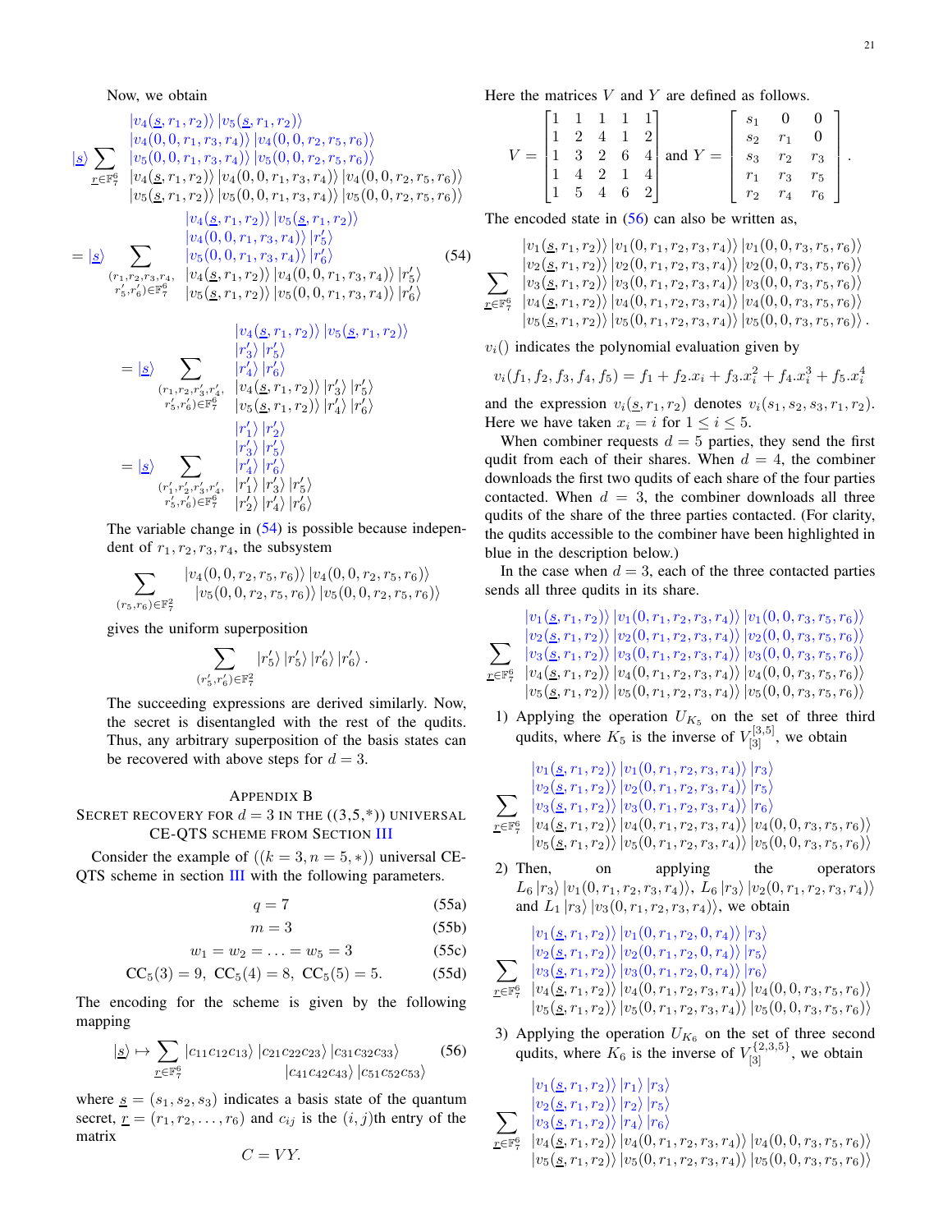Now, we obtain

$$
\begin{aligned}
&|\underline{s}\rangle \sum_{\underline{r}\in\mathbb{F}_7^6} \begin{matrix} |v_4(\underline{s},r_1,r_2)\rangle\,|v_5(\underline{s},r_1,r_2)\rangle \\ |v_4(0,0,r_1,r_3,r_4)\rangle\,|v_4(0,0,r_2,r_5,r_6)\rangle \\ |v_5(0,0,r_1,r_3,r_4)\rangle\,|v_5(0,0,r_2,r_5,r_6)\rangle \\ |v_4(\underline{s},r_1,r_2)\rangle\,|v_4(0,0,r_1,r_3,r_4)\rangle\,|v_4(0,0,r_2,r_5,r_6)\rangle \\ |v_5(\underline{s},r_1,r_2)\rangle\,|v_5(0,0,r_1,r_3,r_4)\rangle\,|v_5(0,0,r_2,r_5,r_6)\rangle \end{matrix} \\
&= |\underline{s}\rangle \sum_{\substack{(r_1,r_2,r_3,r_4,\\ r_5',r_6')\in\mathbb{F}_7^6}} \begin{matrix} |v_4(\underline{s},r_1,r_2)\rangle\,|v_5(\underline{s},r_1,r_2)\rangle \\ |v_4(0,0,r_1,r_3,r_4)\rangle\,|r_5'\rangle \\ |v_5(0,0,r_1,r_3,r_4)\rangle\,|r_6'\rangle \\ |v_4(\underline{s},r_1,r_2)\rangle\,|v_4(0,0,r_1,r_3,r_4)\rangle\,|r_5'\rangle \\ |v_5(\underline{s},r_1,r_2)\rangle\,|v_5(0,0,r_1,r_3,r_4)\rangle\,|r_6'\rangle \end{matrix} \qquad (54) \\
&= |\underline{s}\rangle \sum_{\substack{(r_1,r_2,r_3',r_4',\\ r_5',r_6')\in\mathbb{F}_7^6}} \begin{matrix} |v_4(\underline{s},r_1,r_2)\rangle\,|v_5(\underline{s},r_1,r_2)\rangle \\ |r_3'\rangle\,|r_5'\rangle \\ |r_4'\rangle\,|r_6'\rangle \\ |v_4(\underline{s},r_1,r_2)\rangle\,|r_3'\rangle\,|r_5'\rangle \\ |v_5(\underline{s},r_1,r_2)\rangle\,|r_4'\rangle\,|r_6'\rangle \end{matrix} \\
&= |\underline{s}\rangle \sum_{\substack{(r_1',r_2',r_3',r_4',\\ r_5',r_6')\in\mathbb{F}_7^6}} \begin{matrix} |r_1'\rangle\,|r_2'\rangle \\ |r_3'\rangle\,|r_5'\rangle \\ |r_4'\rangle\,|r_6'\rangle \\ |r_1'\rangle\,|r_3'\rangle\,|r_5'\rangle \\ |r_2'\rangle\,|r_4'\rangle\,|r_6'\rangle \end{matrix}
\end{aligned}
$$

The variable change in (54) is possible because independent of $r_1, r_2, r_3, r_4$, the subsystem

$$
\sum_{(r_5,r_6)\in\mathbb{F}_7^2} \begin{matrix} |v_4(0,0,r_2,r_5,r_6)\rangle\,|v_4(0,0,r_2,r_5,r_6)\rangle \\ |v_5(0,0,r_2,r_5,r_6)\rangle\,|v_5(0,0,r_2,r_5,r_6)\rangle \end{matrix}
$$

gives the uniform superposition

$$
\sum_{(r_5',r_6')\in\mathbb{F}_7^2} |r_5'\rangle\,|r_5'\rangle\,|r_6'\rangle\,|r_6'\rangle\,.
$$

The succeeding expressions are derived similarly. Now, the secret is disentangled with the rest of the qudits. Thus, any arbitrary superposition of the basis states can be recovered with above steps for $d = 3$.

## Appendix B
## Secret recovery for $d = 3$ in the ((3,5,*)) universal CE-QTS scheme from Section III

Consider the example of $((k = 3, n = 5, *))$ universal CE-QTS scheme in section III with the following parameters.

$$
\begin{aligned}
q &= 7 && (55a) \\
m &= 3 && (55b) \\
w_1 = w_2 = \ldots &= w_5 = 3 && (55c) \\
\text{CC}_5(3) = 9,\ \text{CC}_5(4) &= 8,\ \text{CC}_5(5) = 5. && (55d)
\end{aligned}
$$

The encoding for the scheme is given by the following mapping

$$
|\underline{s}\rangle \mapsto \sum_{\underline{r}\in\mathbb{F}_7^6} |c_{11}c_{12}c_{13}\rangle\,|c_{21}c_{22}c_{23}\rangle\,|c_{31}c_{32}c_{33}\rangle\,|c_{41}c_{42}c_{43}\rangle\,|c_{51}c_{52}c_{53}\rangle \qquad (56)
$$

where $\underline{s} = (s_1, s_2, s_3)$ indicates a basis state of the quantum secret, $\underline{r} = (r_1, r_2, \ldots, r_6)$ and $c_{ij}$ is the $(i, j)$th entry of the matrix

$$
C = VY.
$$

Here the matrices $V$ and $Y$ are defined as follows.

$$
V = \begin{bmatrix} 1 & 1 & 1 & 1 & 1 \\ 1 & 2 & 4 & 1 & 2 \\ 1 & 3 & 2 & 6 & 4 \\ 1 & 4 & 2 & 1 & 4 \\ 1 & 5 & 4 & 6 & 2 \end{bmatrix} \text{ and } Y = \begin{bmatrix} s_1 & 0 & 0 \\ s_2 & r_1 & 0 \\ s_3 & r_2 & r_3 \\ r_1 & r_3 & r_5 \\ r_2 & r_4 & r_6 \end{bmatrix}.
$$

The encoded state in (56) can also be written as,

$$
\sum_{\underline{r}\in\mathbb{F}_7^6} \begin{matrix} |v_1(\underline{s},r_1,r_2)\rangle\,|v_1(0,r_1,r_2,r_3,r_4)\rangle\,|v_1(0,0,r_3,r_5,r_6)\rangle \\ |v_2(\underline{s},r_1,r_2)\rangle\,|v_2(0,r_1,r_2,r_3,r_4)\rangle\,|v_2(0,0,r_3,r_5,r_6)\rangle \\ |v_3(\underline{s},r_1,r_2)\rangle\,|v_3(0,r_1,r_2,r_3,r_4)\rangle\,|v_3(0,0,r_3,r_5,r_6)\rangle \\ |v_4(\underline{s},r_1,r_2)\rangle\,|v_4(0,r_1,r_2,r_3,r_4)\rangle\,|v_4(0,0,r_3,r_5,r_6)\rangle \\ |v_5(\underline{s},r_1,r_2)\rangle\,|v_5(0,r_1,r_2,r_3,r_4)\rangle\,|v_5(0,0,r_3,r_5,r_6)\rangle\,. \end{matrix}
$$

$v_i()$ indicates the polynomial evaluation given by

$$
v_i(f_1, f_2, f_3, f_4, f_5) = f_1 + f_2.x_i + f_3.x_i^2 + f_4.x_i^3 + f_5.x_i^4
$$

and the expression $v_i(\underline{s}, r_1, r_2)$ denotes $v_i(s_1, s_2, s_3, r_1, r_2)$. Here we have taken $x_i = i$ for $1 \le i \le 5$.

When combiner requests $d = 5$ parties, they send the first qudit from each of their shares. When $d = 4$, the combiner downloads the first two qudits of each share of the four parties contacted. When $d = 3$, the combiner downloads all three qudits of the share of the three parties contacted. (For clarity, the qudits accessible to the combiner have been highlighted in blue in the description below.)

In the case when $d = 3$, each of the three contacted parties sends all three qudits in its share.

$$
\sum_{\underline{r}\in\mathbb{F}_7^6} \begin{matrix} |v_1(\underline{s},r_1,r_2)\rangle\,|v_1(0,r_1,r_2,r_3,r_4)\rangle\,|v_1(0,0,r_3,r_5,r_6)\rangle \\ |v_2(\underline{s},r_1,r_2)\rangle\,|v_2(0,r_1,r_2,r_3,r_4)\rangle\,|v_2(0,0,r_3,r_5,r_6)\rangle \\ |v_3(\underline{s},r_1,r_2)\rangle\,|v_3(0,r_1,r_2,r_3,r_4)\rangle\,|v_3(0,0,r_3,r_5,r_6)\rangle \\ |v_4(\underline{s},r_1,r_2)\rangle\,|v_4(0,r_1,r_2,r_3,r_4)\rangle\,|v_4(0,0,r_3,r_5,r_6)\rangle \\ |v_5(\underline{s},r_1,r_2)\rangle\,|v_5(0,r_1,r_2,r_3,r_4)\rangle\,|v_5(0,0,r_3,r_5,r_6)\rangle \end{matrix}
$$

1) Applying the operation $U_{K_5}$ on the set of three third qudits, where $K_5$ is the inverse of $V_{[3]}^{[3,5]}$, we obtain

$$
\sum_{\underline{r}\in\mathbb{F}_7^6} \begin{matrix} |v_1(\underline{s},r_1,r_2)\rangle\,|v_1(0,r_1,r_2,r_3,r_4)\rangle\,|r_3\rangle \\ |v_2(\underline{s},r_1,r_2)\rangle\,|v_2(0,r_1,r_2,r_3,r_4)\rangle\,|r_5\rangle \\ |v_3(\underline{s},r_1,r_2)\rangle\,|v_3(0,r_1,r_2,r_3,r_4)\rangle\,|r_6\rangle \\ |v_4(\underline{s},r_1,r_2)\rangle\,|v_4(0,r_1,r_2,r_3,r_4)\rangle\,|v_4(0,0,r_3,r_5,r_6)\rangle \\ |v_5(\underline{s},r_1,r_2)\rangle\,|v_5(0,r_1,r_2,r_3,r_4)\rangle\,|v_5(0,0,r_3,r_5,r_6)\rangle \end{matrix}
$$

2) Then, on applying the operators $L_6\,|r_3\rangle\,|v_1(0,r_1,r_2,r_3,r_4)\rangle$, $L_6\,|r_3\rangle\,|v_2(0,r_1,r_2,r_3,r_4)\rangle$ and $L_1\,|r_3\rangle\,|v_3(0,r_1,r_2,r_3,r_4)\rangle$, we obtain

$$
\sum_{\underline{r}\in\mathbb{F}_7^6} \begin{matrix} |v_1(\underline{s},r_1,r_2)\rangle\,|v_1(0,r_1,r_2,0,r_4)\rangle\,|r_3\rangle \\ |v_2(\underline{s},r_1,r_2)\rangle\,|v_2(0,r_1,r_2,0,r_4)\rangle\,|r_5\rangle \\ |v_3(\underline{s},r_1,r_2)\rangle\,|v_3(0,r_1,r_2,0,r_4)\rangle\,|r_6\rangle \\ |v_4(\underline{s},r_1,r_2)\rangle\,|v_4(0,r_1,r_2,r_3,r_4)\rangle\,|v_4(0,0,r_3,r_5,r_6)\rangle \\ |v_5(\underline{s},r_1,r_2)\rangle\,|v_5(0,r_1,r_2,r_3,r_4)\rangle\,|v_5(0,0,r_3,r_5,r_6)\rangle \end{matrix}
$$

3) Applying the operation $U_{K_6}$ on the set of three second qudits, where $K_6$ is the inverse of $V_{[3]}^{\{2,3,5\}}$, we obtain

$$
\sum_{\underline{r}\in\mathbb{F}_7^6} \begin{matrix} |v_1(\underline{s},r_1,r_2)\rangle\,|r_1\rangle\,|r_3\rangle \\ |v_2(\underline{s},r_1,r_2)\rangle\,|r_2\rangle\,|r_5\rangle \\ |v_3(\underline{s},r_1,r_2)\rangle\,|r_4\rangle\,|r_6\rangle \\ |v_4(\underline{s},r_1,r_2)\rangle\,|v_4(0,r_1,r_2,r_3,r_4)\rangle\,|v_4(0,0,r_3,r_5,r_6)\rangle \\ |v_5(\underline{s},r_1,r_2)\rangle\,|v_5(0,r_1,r_2,r_3,r_4)\rangle\,|v_5(0,0,r_3,r_5,r_6)\rangle \end{matrix}
$$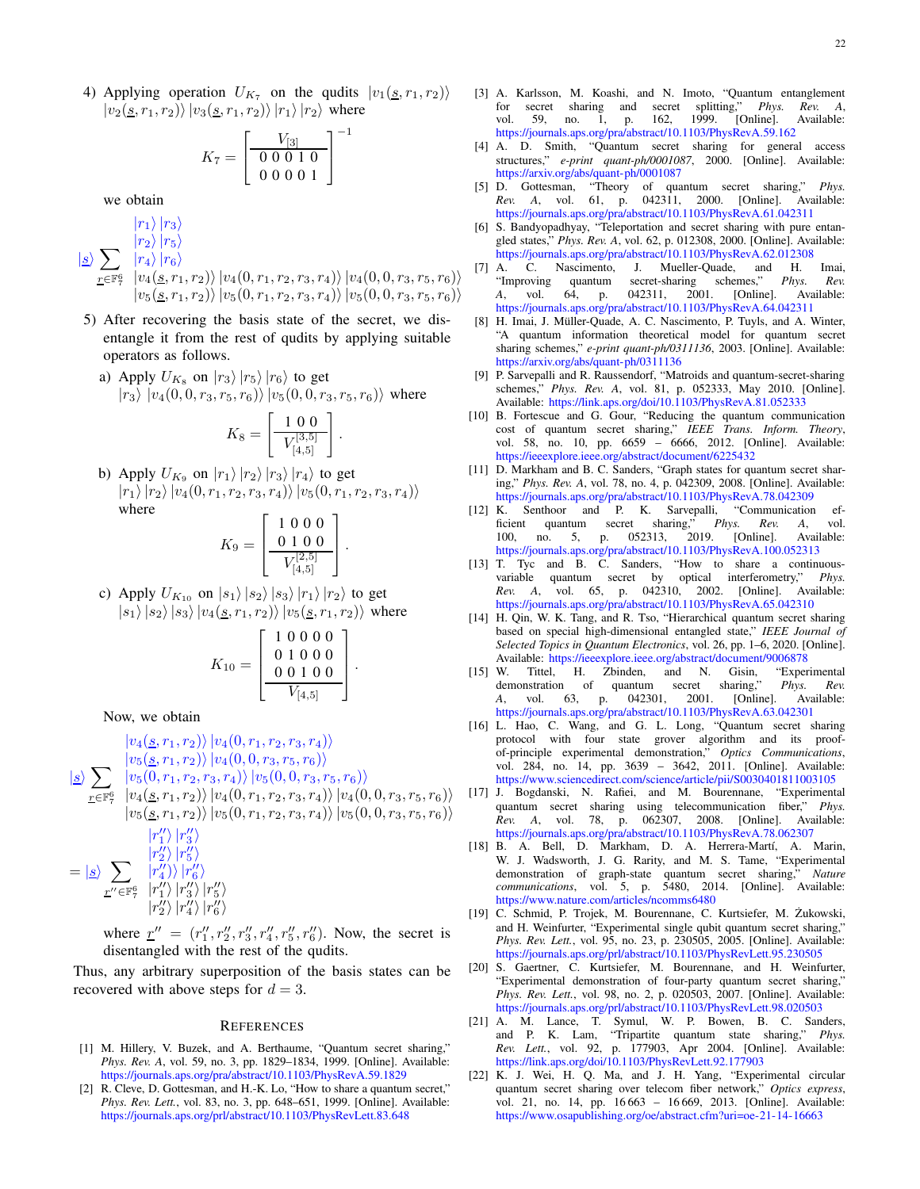4) Applying operation $U_{K_7}$ on the qudits $|v_1(\underline{s}, r_1, r_2)\rangle$ $|v_2(\underline{s}, r_1, r_2)\rangle$ $|v_3(\underline{s}, r_1, r_2)\rangle$ $|r_1\rangle$ $|r_2\rangle$ where

$$K_7 = \left[\begin{array}{c} V_{[3]} \\ \hline 0\ 0\ 0\ 1\ 0 \\ 0\ 0\ 0\ 0\ 1 \end{array}\right]^{-1}$$

we obtain

$$|\underline{s}\rangle \sum_{\underline{r} \in \mathbb{F}_7^6} \begin{array}{l} |r_1\rangle\,|r_3\rangle \\ |r_2\rangle\,|r_5\rangle \\ |r_4\rangle\,|r_6\rangle \\ |v_4(\underline{s}, r_1, r_2)\rangle\,|v_4(0, r_1, r_2, r_3, r_4)\rangle\,|v_4(0, 0, r_3, r_5, r_6)\rangle \\ |v_5(\underline{s}, r_1, r_2)\rangle\,|v_5(0, r_1, r_2, r_3, r_4)\rangle\,|v_5(0, 0, r_3, r_5, r_6)\rangle \end{array}$$

5) After recovering the basis state of the secret, we disentangle it from the rest of qudits by applying suitable operators as follows.

a) Apply $U_{K_8}$ on $|r_3\rangle$ $|r_5\rangle$ $|r_6\rangle$ to get $|r_3\rangle$ $|v_4(0, 0, r_3, r_5, r_6)\rangle$ $|v_5(0, 0, r_3, r_5, r_6)\rangle$ where

$$K_8 = \left[\begin{array}{c} 1\ 0\ 0 \\ \hline V_{[4,5]}^{[3,5]} \end{array}\right].$$

b) Apply $U_{K_9}$ on $|r_1\rangle$ $|r_2\rangle$ $|r_3\rangle$ $|r_4\rangle$ to get $|r_1\rangle$ $|r_2\rangle$ $|v_4(0, r_1, r_2, r_3, r_4)\rangle$ $|v_5(0, r_1, r_2, r_3, r_4)\rangle$ where

$$K_9 = \left[\begin{array}{c} 1\ 0\ 0\ 0 \\ 0\ 1\ 0\ 0 \\ \hline V_{[4,5]}^{[2,5]} \end{array}\right].$$

c) Apply $U_{K_{10}}$ on $|s_1\rangle$ $|s_2\rangle$ $|s_3\rangle$ $|r_1\rangle$ $|r_2\rangle$ to get $|s_1\rangle$ $|s_2\rangle$ $|s_3\rangle$ $|v_4(\underline{s}, r_1, r_2)\rangle$ $|v_5(\underline{s}, r_1, r_2)\rangle$ where

$$K_{10} = \left[\begin{array}{c} 1\ 0\ 0\ 0\ 0 \\ 0\ 1\ 0\ 0\ 0 \\ 0\ 0\ 1\ 0\ 0 \\ \hline V_{[4,5]} \end{array}\right].$$

Now, we obtain

$$|\underline{s}\rangle \sum_{\underline{r} \in \mathbb{F}_7^6} \begin{array}{l} |v_4(\underline{s}, r_1, r_2)\rangle\,|v_4(0, r_1, r_2, r_3, r_4)\rangle \\ |v_5(\underline{s}, r_1, r_2)\rangle\,|v_4(0, 0, r_3, r_5, r_6)\rangle \\ |v_5(0, r_1, r_2, r_3, r_4)\rangle\,|v_5(0, 0, r_3, r_5, r_6)\rangle \\ |v_4(\underline{s}, r_1, r_2)\rangle\,|v_4(0, r_1, r_2, r_3, r_4)\rangle\,|v_4(0, 0, r_3, r_5, r_6)\rangle \\ |v_5(\underline{s}, r_1, r_2)\rangle\,|v_5(0, r_1, r_2, r_3, r_4)\rangle\,|v_5(0, 0, r_3, r_5, r_6)\rangle \end{array}$$

$$= |\underline{s}\rangle \sum_{\underline{r}'' \in \mathbb{F}_7^6} \begin{array}{l} |r''_1\rangle\,|r''_3\rangle \\ |r''_2\rangle\,|r''_5\rangle \\ |r''_4\rangle\rangle\,|r''_6\rangle \\ |r''_1\rangle\,|r''_3\rangle\,|r''_5\rangle \\ |r''_2\rangle\,|r''_4\rangle\,|r''_6\rangle \end{array}$$

where $\underline{r}'' = (r''_1, r''_2, r''_3, r''_4, r''_5, r''_6)$. Now, the secret is disentangled with the rest of the qudits.

Thus, any arbitrary superposition of the basis states can be recovered with above steps for $d = 3$.

## References

[1] M. Hillery, V. Buzek, and A. Berthaume, "Quantum secret sharing," *Phys. Rev. A*, vol. 59, no. 3, pp. 1829–1834, 1999. [Online]. Available: https://journals.aps.org/pra/abstract/10.1103/PhysRevA.59.1829

[2] R. Cleve, D. Gottesman, and H.-K. Lo, "How to share a quantum secret," *Phys. Rev. Lett.*, vol. 83, no. 3, pp. 648–651, 1999. [Online]. Available: https://journals.aps.org/prl/abstract/10.1103/PhysRevLett.83.648

[3] A. Karlsson, M. Koashi, and N. Imoto, "Quantum entanglement for secret sharing and secret splitting," *Phys. Rev. A*, vol. 59, no. 1, p. 162, 1999. [Online]. Available: https://journals.aps.org/pra/abstract/10.1103/PhysRevA.59.162

[4] A. D. Smith, "Quantum secret sharing for general access structures," *e-print quant-ph/0001087*, 2000. [Online]. Available: https://arxiv.org/abs/quant-ph/0001087

[5] D. Gottesman, "Theory of quantum secret sharing," *Phys. Rev. A*, vol. 61, p. 042311, 2000. [Online]. Available: https://journals.aps.org/pra/abstract/10.1103/PhysRevA.61.042311

[6] S. Bandyopadhyay, "Teleportation and secret sharing with pure entangled states," *Phys. Rev. A*, vol. 62, p. 012308, 2000. [Online]. Available: https://journals.aps.org/pra/abstract/10.1103/PhysRevA.62.012308

[7] A. C. Nascimento, J. Mueller-Quade, and H. Imai, "Improving quantum secret-sharing schemes," *Phys. Rev. A*, vol. 64, p. 042311, 2001. [Online]. Available: https://journals.aps.org/pra/abstract/10.1103/PhysRevA.64.042311

[8] H. Imai, J. Müller-Quade, A. C. Nascimento, P. Tuyls, and A. Winter, "A quantum information theoretical model for quantum secret sharing schemes," *e-print quant-ph/0311136*, 2003. [Online]. Available: https://arxiv.org/abs/quant-ph/0311136

[9] P. Sarvepalli and R. Raussendorf, "Matroids and quantum-secret-sharing schemes," *Phys. Rev. A*, vol. 81, p. 052333, May 2010. [Online]. Available: https://link.aps.org/doi/10.1103/PhysRevA.81.052333

[10] B. Fortescue and G. Gour, "Reducing the quantum communication cost of quantum secret sharing," *IEEE Trans. Inform. Theory*, vol. 58, no. 10, pp. 6659 – 6666, 2012. [Online]. Available: https://ieeexplore.ieee.org/abstract/document/6225432

[11] D. Markham and B. C. Sanders, "Graph states for quantum secret sharing," *Phys. Rev. A*, vol. 78, no. 4, p. 042309, 2008. [Online]. Available: https://journals.aps.org/pra/abstract/10.1103/PhysRevA.78.042309

[12] K. Senthoor and P. K. Sarvepalli, "Communication efficient quantum secret sharing," *Phys. Rev. A*, vol. 100, no. 5, p. 052313, 2019. [Online]. Available: https://journals.aps.org/pra/abstract/10.1103/PhysRevA.100.052313

[13] T. Tyc and B. C. Sanders, "How to share a continuous-variable quantum secret by optical interferometry," *Phys. Rev. A*, vol. 65, p. 042310, 2002. [Online]. Available: https://journals.aps.org/pra/abstract/10.1103/PhysRevA.65.042310

[14] H. Qin, W. K. Tang, and R. Tso, "Hierarchical quantum secret sharing based on special high-dimensional entangled state," *IEEE Journal of Selected Topics in Quantum Electronics*, vol. 26, pp. 1–6, 2020. [Online]. Available: https://ieeexplore.ieee.org/abstract/document/9006878

[15] W. Tittel, H. Zbinden, and N. Gisin, "Experimental demonstration of quantum secret sharing," *Phys. Rev. A*, vol. 63, p. 042301, 2001. [Online]. Available: https://journals.aps.org/pra/abstract/10.1103/PhysRevA.63.042301

[16] L. Hao, C. Wang, and G. L. Long, "Quantum secret sharing protocol with four state grover algorithm and its proof-of-principle experimental demonstration," *Optics Communications*, vol. 284, no. 14, pp. 3639 – 3642, 2011. [Online]. Available: https://www.sciencedirect.com/science/article/pii/S0030401811003105

[17] J. Bogdanski, N. Rafiei, and M. Bourennane, "Experimental quantum secret sharing using telecommunication fiber," *Phys. Rev. A*, vol. 78, p. 062307, 2008. [Online]. Available: https://journals.aps.org/pra/abstract/10.1103/PhysRevA.78.062307

[18] B. A. Bell, D. Markham, D. A. Herrera-Martí, A. Marin, W. J. Wadsworth, J. G. Rarity, and M. S. Tame, "Experimental demonstration of graph-state quantum secret sharing," *Nature communications*, vol. 5, p. 5480, 2014. [Online]. Available: https://www.nature.com/articles/ncomms6480

[19] C. Schmid, P. Trojek, M. Bourennane, C. Kurtsiefer, M. Żukowski, and H. Weinfurter, "Experimental single qubit quantum secret sharing," *Phys. Rev. Lett.*, vol. 95, no. 23, p. 230505, 2005. [Online]. Available: https://journals.aps.org/prl/abstract/10.1103/PhysRevLett.95.230505

[20] S. Gaertner, C. Kurtsiefer, M. Bourennane, and H. Weinfurter, "Experimental demonstration of four-party quantum secret sharing," *Phys. Rev. Lett.*, vol. 98, no. 2, p. 020503, 2007. [Online]. Available: https://journals.aps.org/prl/abstract/10.1103/PhysRevLett.98.020503

[21] A. M. Lance, T. Symul, W. P. Bowen, B. C. Sanders, and P. K. Lam, "Tripartite quantum state sharing," *Phys. Rev. Lett.*, vol. 92, p. 177903, Apr 2004. [Online]. Available: https://link.aps.org/doi/10.1103/PhysRevLett.92.177903

[22] K. J. Wei, H. Q. Ma, and J. H. Yang, "Experimental circular quantum secret sharing over telecom fiber network," *Optics express*, vol. 21, no. 14, pp. 16 663 – 16 669, 2013. [Online]. Available: https://www.osapublishing.org/oe/abstract.cfm?uri=oe-21-14-16663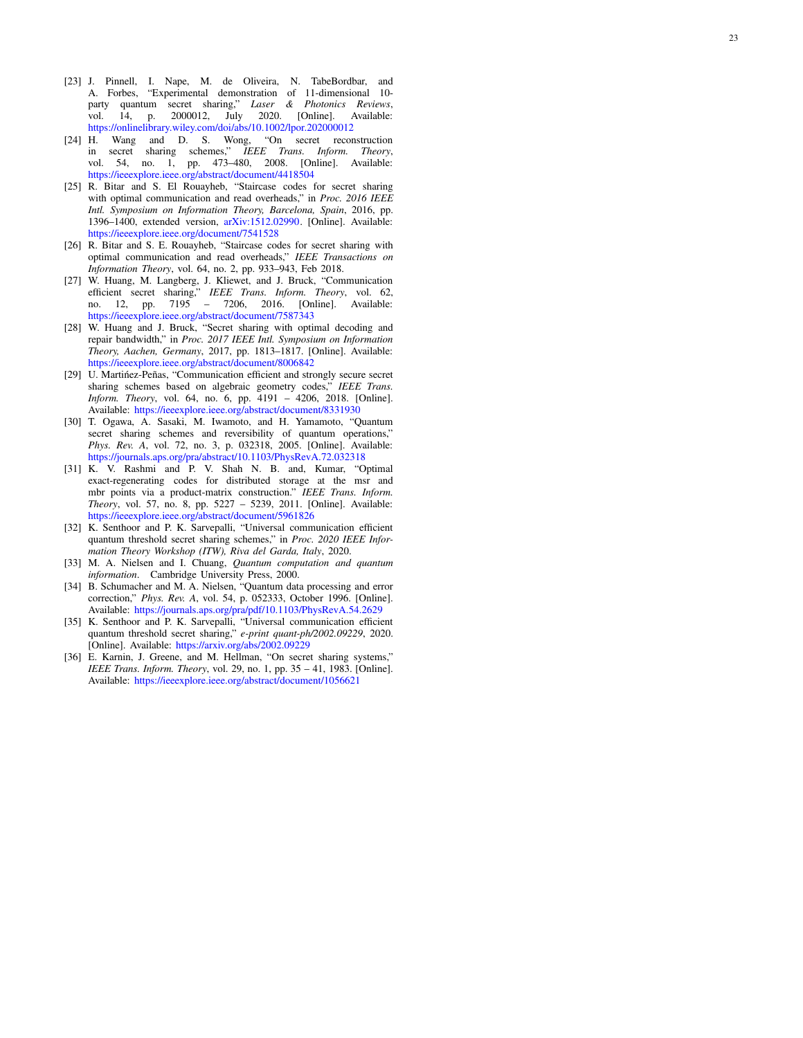[23] J. Pinnell, I. Nape, M. de Oliveira, N. TabeBordbar, and A. Forbes, "Experimental demonstration of 11-dimensional 10-party quantum secret sharing," *Laser & Photonics Reviews*, vol. 14, p. 2000012, July 2020. [Online]. Available: https://onlinelibrary.wiley.com/doi/abs/10.1002/lpor.202000012

[24] H. Wang and D. S. Wong, "On secret reconstruction in secret sharing schemes," *IEEE Trans. Inform. Theory*, vol. 54, no. 1, pp. 473–480, 2008. [Online]. Available: https://ieeexplore.ieee.org/abstract/document/4418504

[25] R. Bitar and S. El Rouayheb, "Staircase codes for secret sharing with optimal communication and read overheads," in *Proc. 2016 IEEE Intl. Symposium on Information Theory, Barcelona, Spain*, 2016, pp. 1396–1400, extended version, arXiv:1512.02990. [Online]. Available: https://ieeexplore.ieee.org/document/7541528

[26] R. Bitar and S. E. Rouayheb, "Staircase codes for secret sharing with optimal communication and read overheads," *IEEE Transactions on Information Theory*, vol. 64, no. 2, pp. 933–943, Feb 2018.

[27] W. Huang, M. Langberg, J. Kliewet, and J. Bruck, "Communication efficient secret sharing," *IEEE Trans. Inform. Theory*, vol. 62, no. 12, pp. 7195 – 7206, 2016. [Online]. Available: https://ieeexplore.ieee.org/abstract/document/7587343

[28] W. Huang and J. Bruck, "Secret sharing with optimal decoding and repair bandwidth," in *Proc. 2017 IEEE Intl. Symposium on Information Theory, Aachen, Germany*, 2017, pp. 1813–1817. [Online]. Available: https://ieeexplore.ieee.org/abstract/document/8006842

[29] U. Martińez-Peñas, "Communication efficient and strongly secure secret sharing schemes based on algebraic geometry codes," *IEEE Trans. Inform. Theory*, vol. 64, no. 6, pp. 4191 – 4206, 2018. [Online]. Available: https://ieeexplore.ieee.org/abstract/document/8331930

[30] T. Ogawa, A. Sasaki, M. Iwamoto, and H. Yamamoto, "Quantum secret sharing schemes and reversibility of quantum operations," *Phys. Rev. A*, vol. 72, no. 3, p. 032318, 2005. [Online]. Available: https://journals.aps.org/pra/abstract/10.1103/PhysRevA.72.032318

[31] K. V. Rashmi and P. V. Shah N. B. and, Kumar, "Optimal exact-regenerating codes for distributed storage at the msr and mbr points via a product-matrix construction." *IEEE Trans. Inform. Theory*, vol. 57, no. 8, pp. 5227 – 5239, 2011. [Online]. Available: https://ieeexplore.ieee.org/abstract/document/5961826

[32] K. Senthoor and P. K. Sarvepalli, "Universal communication efficient quantum threshold secret sharing schemes," in *Proc. 2020 IEEE Information Theory Workshop (ITW), Riva del Garda, Italy*, 2020.

[33] M. A. Nielsen and I. Chuang, *Quantum computation and quantum information*. Cambridge University Press, 2000.

[34] B. Schumacher and M. A. Nielsen, "Quantum data processing and error correction," *Phys. Rev. A*, vol. 54, p. 052333, October 1996. [Online]. Available: https://journals.aps.org/pra/pdf/10.1103/PhysRevA.54.2629

[35] K. Senthoor and P. K. Sarvepalli, "Universal communication efficient quantum threshold secret sharing," *e-print quant-ph/2002.09229*, 2020. [Online]. Available: https://arxiv.org/abs/2002.09229

[36] E. Karnin, J. Greene, and M. Hellman, "On secret sharing systems," *IEEE Trans. Inform. Theory*, vol. 29, no. 1, pp. 35 – 41, 1983. [Online]. Available: https://ieeexplore.ieee.org/abstract/document/1056621